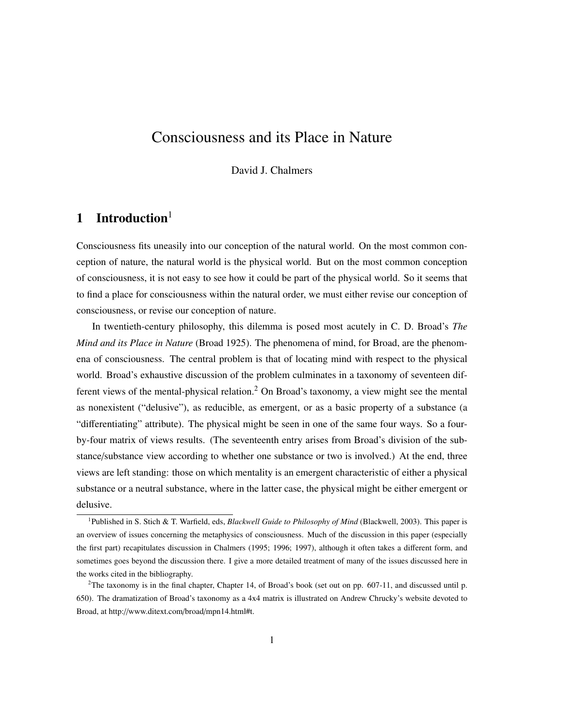# Consciousness and its Place in Nature

David J. Chalmers

## 1 Introduction[1]

Consciousness fits uneasily into our conception of the natural world. On the most common conception of nature, the natural world is the physical world. But on the most common conception of consciousness, it is not easy to see how it could be part of the physical world. So it seems that to find a place for consciousness within the natural order, we must either revise our conception of consciousness, or revise our conception of nature.

In twentieth-century philosophy, this dilemma is posed most acutely in C. D. Broad's *The Mind and its Place in Nature* (Broad 1925). The phenomena of mind, for Broad, are the phenomena of consciousness. The central problem is that of locating mind with respect to the physical world. Broad's exhaustive discussion of the problem culminates in a taxonomy of seventeen different views of the mental-physical relation.[2] On Broad's taxonomy, a view might see the mental as nonexistent ("delusive"), as reducible, as emergent, or as a basic property of a substance (a "differentiating" attribute). The physical might be seen in one of the same four ways. So a four-by-four matrix of views results. (The seventeenth entry arises from Broad's division of the substance/substance view according to whether one substance or two is involved.) At the end, three views are left standing: those on which mentality is an emergent characteristic of either a physical substance or a neutral substance, where in the latter case, the physical might be either emergent or delusive.

---

[1]Published in S. Stich & T. Warfield, eds, *Blackwell Guide to Philosophy of Mind* (Blackwell, 2003). This paper is an overview of issues concerning the metaphysics of consciousness. Much of the discussion in this paper (especially the first part) recapitulates discussion in Chalmers (1995; 1996; 1997), although it often takes a different form, and sometimes goes beyond the discussion there. I give a more detailed treatment of many of the issues discussed here in the works cited in the bibliography.

[2]The taxonomy is in the final chapter, Chapter 14, of Broad's book (set out on pp. 607-11, and discussed until p. 650). The dramatization of Broad's taxonomy as a 4x4 matrix is illustrated on Andrew Chrucky's website devoted to Broad, at http://www.ditext.com/broad/mpn14.html#t.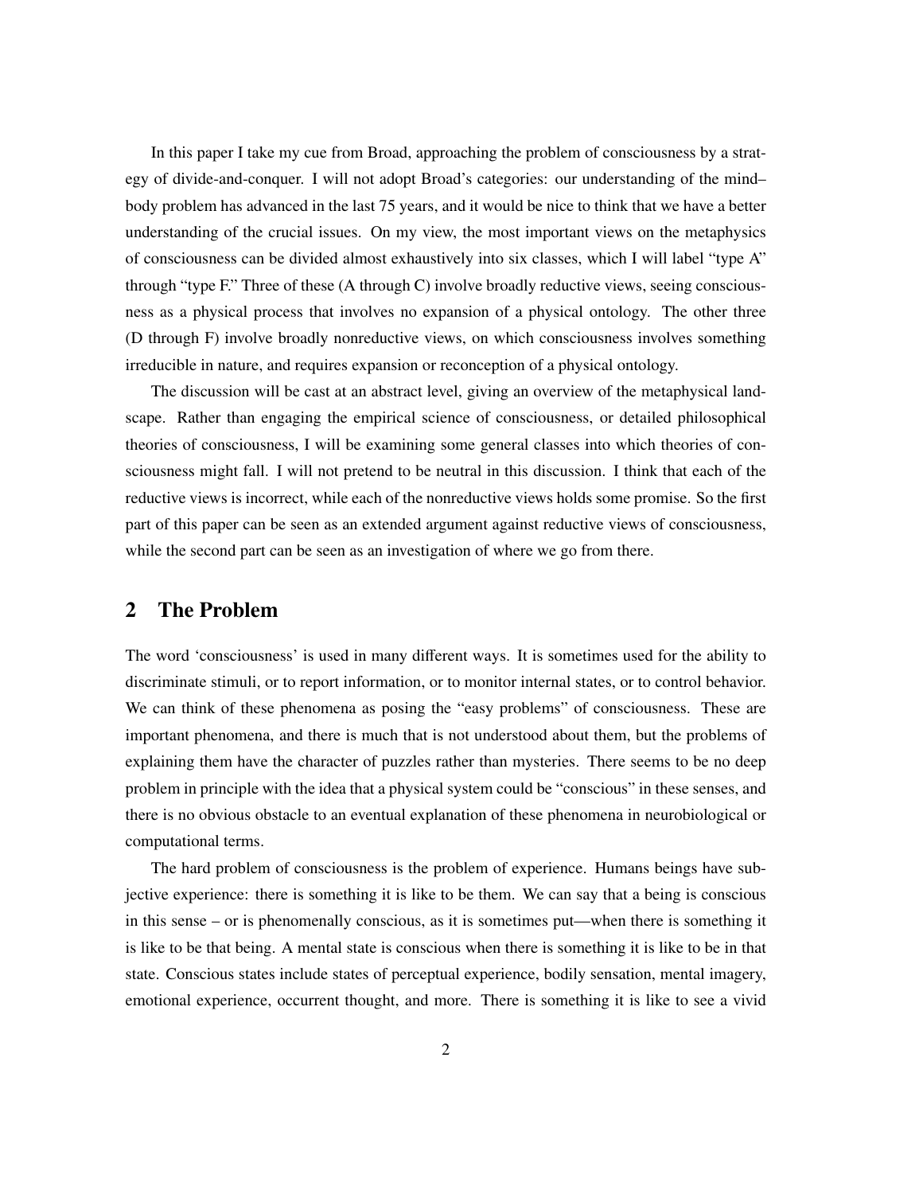In this paper I take my cue from Broad, approaching the problem of consciousness by a strategy of divide-and-conquer. I will not adopt Broad's categories: our understanding of the mind–body problem has advanced in the last 75 years, and it would be nice to think that we have a better understanding of the crucial issues. On my view, the most important views on the metaphysics of consciousness can be divided almost exhaustively into six classes, which I will label "type A" through "type F." Three of these (A through C) involve broadly reductive views, seeing consciousness as a physical process that involves no expansion of a physical ontology. The other three (D through F) involve broadly nonreductive views, on which consciousness involves something irreducible in nature, and requires expansion or reconception of a physical ontology.

The discussion will be cast at an abstract level, giving an overview of the metaphysical landscape. Rather than engaging the empirical science of consciousness, or detailed philosophical theories of consciousness, I will be examining some general classes into which theories of consciousness might fall. I will not pretend to be neutral in this discussion. I think that each of the reductive views is incorrect, while each of the nonreductive views holds some promise. So the first part of this paper can be seen as an extended argument against reductive views of consciousness, while the second part can be seen as an investigation of where we go from there.

## 2 The Problem

The word 'consciousness' is used in many different ways. It is sometimes used for the ability to discriminate stimuli, or to report information, or to monitor internal states, or to control behavior. We can think of these phenomena as posing the "easy problems" of consciousness. These are important phenomena, and there is much that is not understood about them, but the problems of explaining them have the character of puzzles rather than mysteries. There seems to be no deep problem in principle with the idea that a physical system could be "conscious" in these senses, and there is no obvious obstacle to an eventual explanation of these phenomena in neurobiological or computational terms.

The hard problem of consciousness is the problem of experience. Humans beings have subjective experience: there is something it is like to be them. We can say that a being is conscious in this sense – or is phenomenally conscious, as it is sometimes put—when there is something it is like to be that being. A mental state is conscious when there is something it is like to be in that state. Conscious states include states of perceptual experience, bodily sensation, mental imagery, emotional experience, occurrent thought, and more. There is something it is like to see a vivid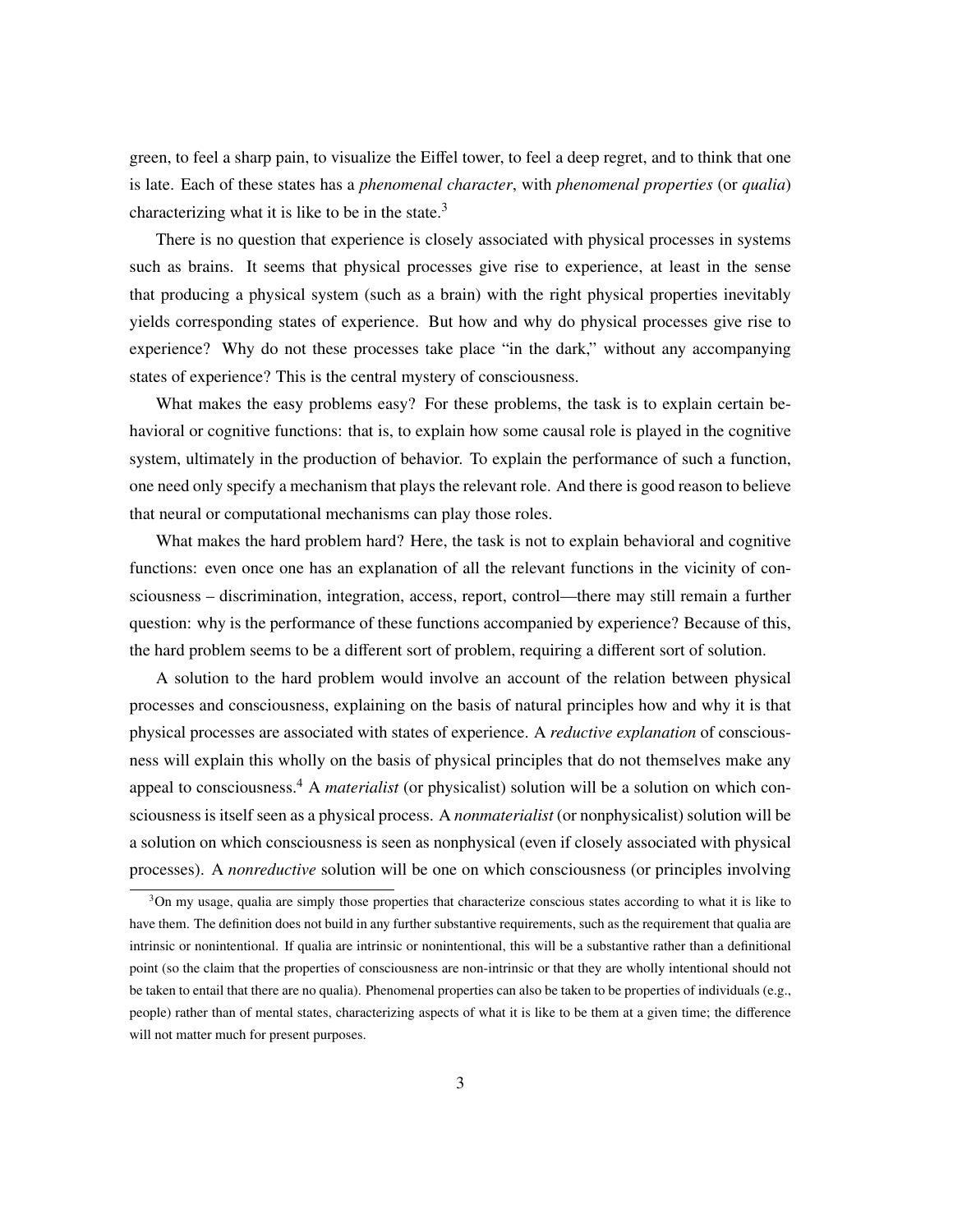green, to feel a sharp pain, to visualize the Eiffel tower, to feel a deep regret, and to think that one is late. Each of these states has a *phenomenal character*, with *phenomenal properties* (or *qualia*) characterizing what it is like to be in the state.[3]

There is no question that experience is closely associated with physical processes in systems such as brains. It seems that physical processes give rise to experience, at least in the sense that producing a physical system (such as a brain) with the right physical properties inevitably yields corresponding states of experience. But how and why do physical processes give rise to experience? Why do not these processes take place "in the dark," without any accompanying states of experience? This is the central mystery of consciousness.

What makes the easy problems easy? For these problems, the task is to explain certain behavioral or cognitive functions: that is, to explain how some causal role is played in the cognitive system, ultimately in the production of behavior. To explain the performance of such a function, one need only specify a mechanism that plays the relevant role. And there is good reason to believe that neural or computational mechanisms can play those roles.

What makes the hard problem hard? Here, the task is not to explain behavioral and cognitive functions: even once one has an explanation of all the relevant functions in the vicinity of consciousness – discrimination, integration, access, report, control—there may still remain a further question: why is the performance of these functions accompanied by experience? Because of this, the hard problem seems to be a different sort of problem, requiring a different sort of solution.

A solution to the hard problem would involve an account of the relation between physical processes and consciousness, explaining on the basis of natural principles how and why it is that physical processes are associated with states of experience. A *reductive explanation* of consciousness will explain this wholly on the basis of physical principles that do not themselves make any appeal to consciousness.[4] A *materialist* (or physicalist) solution will be a solution on which consciousness is itself seen as a physical process. A *nonmaterialist* (or nonphysicalist) solution will be a solution on which consciousness is seen as nonphysical (even if closely associated with physical processes). A *nonreductive* solution will be one on which consciousness (or principles involving

[3]On my usage, qualia are simply those properties that characterize conscious states according to what it is like to have them. The definition does not build in any further substantive requirements, such as the requirement that qualia are intrinsic or nonintentional. If qualia are intrinsic or nonintentional, this will be a substantive rather than a definitional point (so the claim that the properties of consciousness are non-intrinsic or that they are wholly intentional should not be taken to entail that there are no qualia). Phenomenal properties can also be taken to be properties of individuals (e.g., people) rather than of mental states, characterizing aspects of what it is like to be them at a given time; the difference will not matter much for present purposes.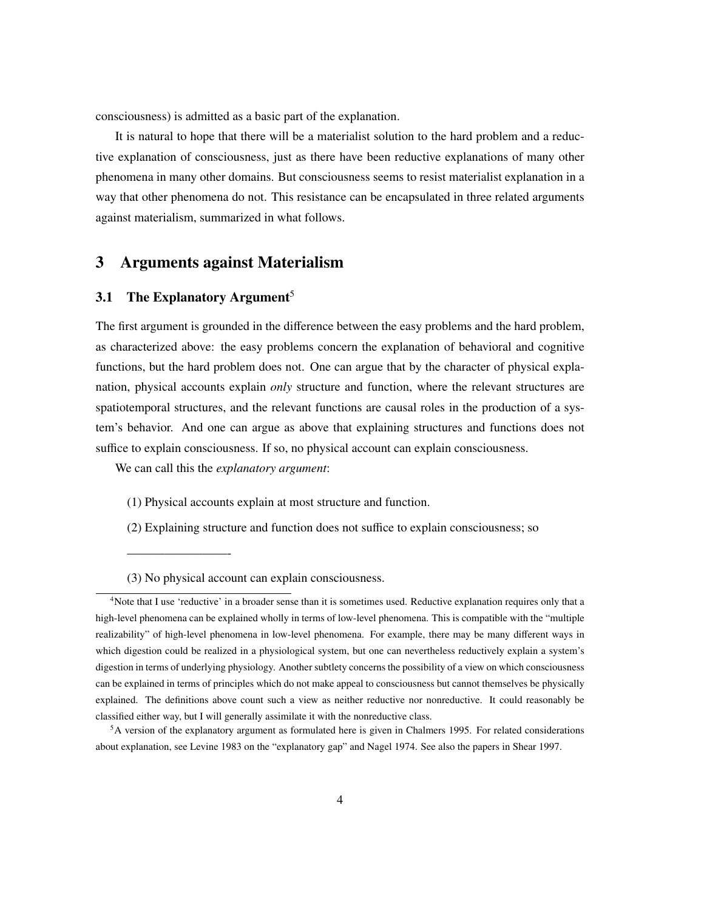consciousness) is admitted as a basic part of the explanation.

It is natural to hope that there will be a materialist solution to the hard problem and a reductive explanation of consciousness, just as there have been reductive explanations of many other phenomena in many other domains. But consciousness seems to resist materialist explanation in a way that other phenomena do not. This resistance can be encapsulated in three related arguments against materialism, summarized in what follows.

## 3 Arguments against Materialism

### 3.1 The Explanatory Argument[5]

The first argument is grounded in the difference between the easy problems and the hard problem, as characterized above: the easy problems concern the explanation of behavioral and cognitive functions, but the hard problem does not. One can argue that by the character of physical explanation, physical accounts explain *only* structure and function, where the relevant structures are spatiotemporal structures, and the relevant functions are causal roles in the production of a system's behavior. And one can argue as above that explaining structures and functions does not suffice to explain consciousness. If so, no physical account can explain consciousness.

We can call this the *explanatory argument*:

(1) Physical accounts explain at most structure and function.

(2) Explaining structure and function does not suffice to explain consciousness; so

—————————-

(3) No physical account can explain consciousness.

---

[4]Note that I use 'reductive' in a broader sense than it is sometimes used. Reductive explanation requires only that a high-level phenomena can be explained wholly in terms of low-level phenomena. This is compatible with the "multiple realizability" of high-level phenomena in low-level phenomena. For example, there may be many different ways in which digestion could be realized in a physiological system, but one can nevertheless reductively explain a system's digestion in terms of underlying physiology. Another subtlety concerns the possibility of a view on which consciousness can be explained in terms of principles which do not make appeal to consciousness but cannot themselves be physically explained. The definitions above count such a view as neither reductive nor nonreductive. It could reasonably be classified either way, but I will generally assimilate it with the nonreductive class.

[5]A version of the explanatory argument as formulated here is given in Chalmers 1995. For related considerations about explanation, see Levine 1983 on the "explanatory gap" and Nagel 1974. See also the papers in Shear 1997.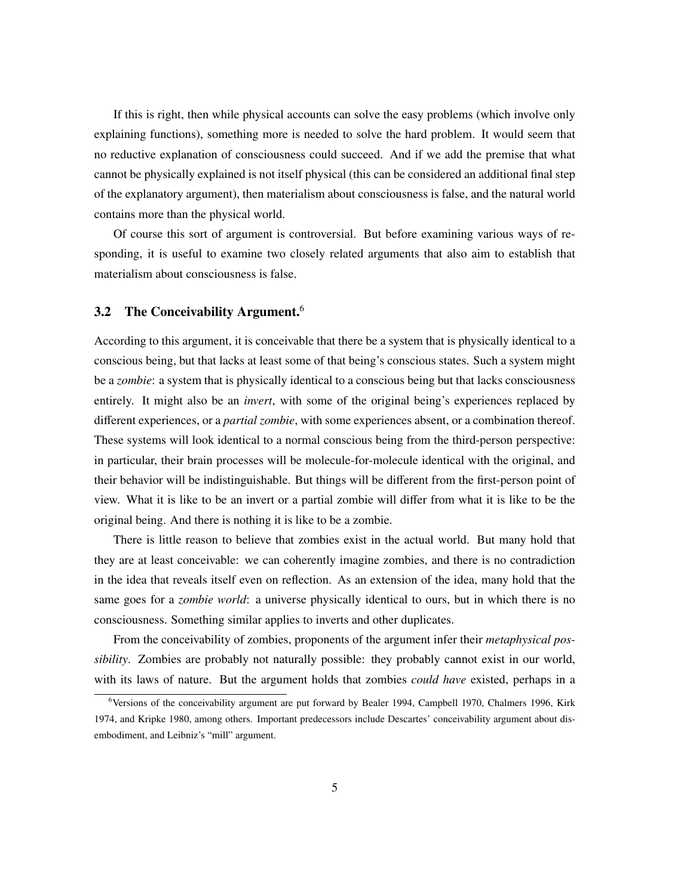If this is right, then while physical accounts can solve the easy problems (which involve only explaining functions), something more is needed to solve the hard problem. It would seem that no reductive explanation of consciousness could succeed. And if we add the premise that what cannot be physically explained is not itself physical (this can be considered an additional final step of the explanatory argument), then materialism about consciousness is false, and the natural world contains more than the physical world.

Of course this sort of argument is controversial. But before examining various ways of responding, it is useful to examine two closely related arguments that also aim to establish that materialism about consciousness is false.

### 3.2 The Conceivability Argument.[6]

According to this argument, it is conceivable that there be a system that is physically identical to a conscious being, but that lacks at least some of that being's conscious states. Such a system might be a *zombie*: a system that is physically identical to a conscious being but that lacks consciousness entirely. It might also be an *invert*, with some of the original being's experiences replaced by different experiences, or a *partial zombie*, with some experiences absent, or a combination thereof. These systems will look identical to a normal conscious being from the third-person perspective: in particular, their brain processes will be molecule-for-molecule identical with the original, and their behavior will be indistinguishable. But things will be different from the first-person point of view. What it is like to be an invert or a partial zombie will differ from what it is like to be the original being. And there is nothing it is like to be a zombie.

There is little reason to believe that zombies exist in the actual world. But many hold that they are at least conceivable: we can coherently imagine zombies, and there is no contradiction in the idea that reveals itself even on reflection. As an extension of the idea, many hold that the same goes for a *zombie world*: a universe physically identical to ours, but in which there is no consciousness. Something similar applies to inverts and other duplicates.

From the conceivability of zombies, proponents of the argument infer their *metaphysical possibility*. Zombies are probably not naturally possible: they probably cannot exist in our world, with its laws of nature. But the argument holds that zombies *could have* existed, perhaps in a

---

[6] Versions of the conceivability argument are put forward by Bealer 1994, Campbell 1970, Chalmers 1996, Kirk 1974, and Kripke 1980, among others. Important predecessors include Descartes' conceivability argument about disembodiment, and Leibniz's "mill" argument.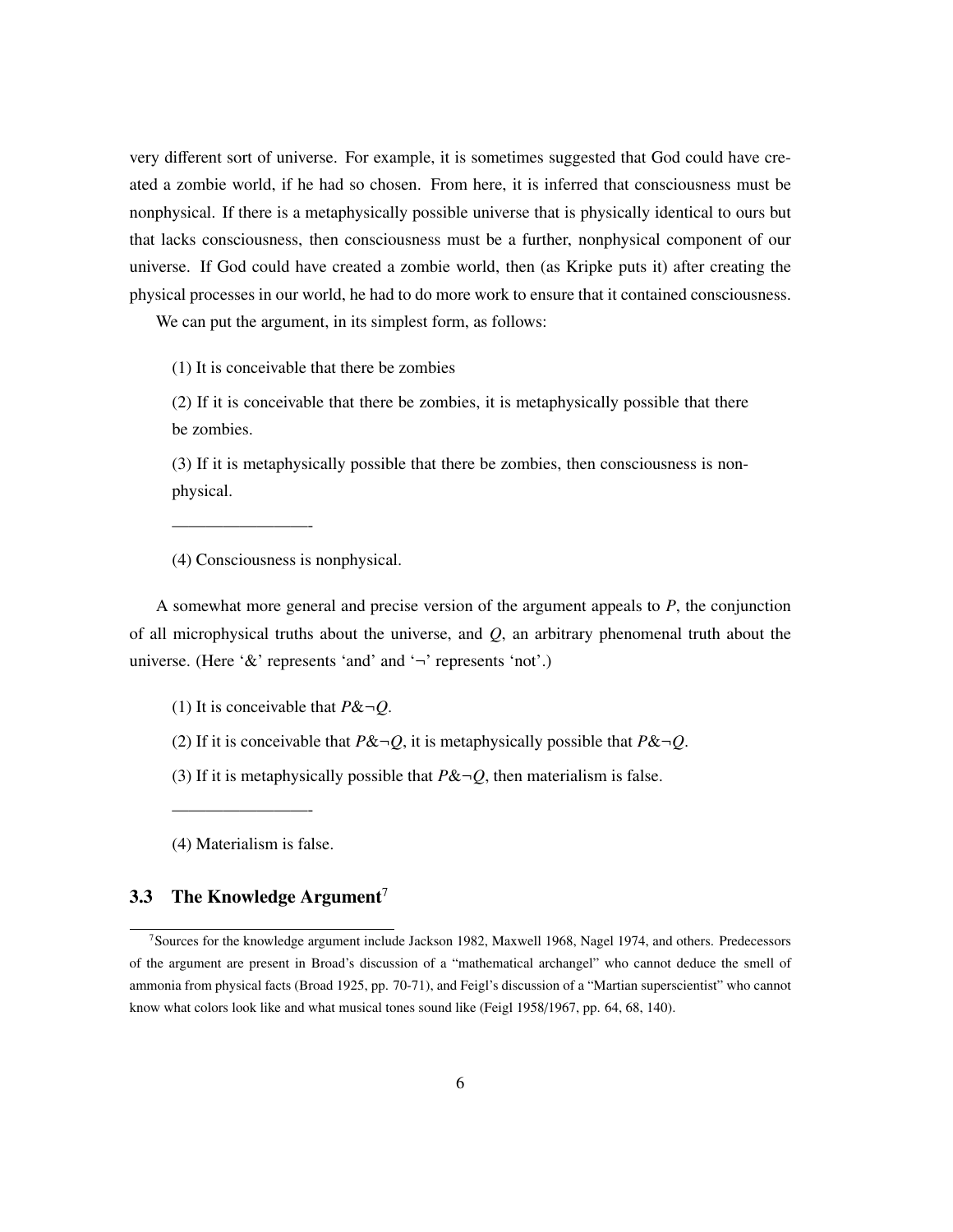very different sort of universe. For example, it is sometimes suggested that God could have created a zombie world, if he had so chosen. From here, it is inferred that consciousness must be nonphysical. If there is a metaphysically possible universe that is physically identical to ours but that lacks consciousness, then consciousness must be a further, nonphysical component of our universe. If God could have created a zombie world, then (as Kripke puts it) after creating the physical processes in our world, he had to do more work to ensure that it contained consciousness.

We can put the argument, in its simplest form, as follows:

(1) It is conceivable that there be zombies

(2) If it is conceivable that there be zombies, it is metaphysically possible that there be zombies.

(3) If it is metaphysically possible that there be zombies, then consciousness is nonphysical.

----------------

(4) Consciousness is nonphysical.

A somewhat more general and precise version of the argument appeals to *P*, the conjunction of all microphysical truths about the universe, and *Q*, an arbitrary phenomenal truth about the universe. (Here '&' represents 'and' and '¬' represents 'not'.)

(1) It is conceivable that $P\&\neg Q$.

(2) If it is conceivable that $P\&\neg Q$, it is metaphysically possible that $P\&\neg Q$.

(3) If it is metaphysically possible that $P\&\neg Q$, then materialism is false.

----------------

(4) Materialism is false.

### 3.3 The Knowledge Argument[7]

[7] Sources for the knowledge argument include Jackson 1982, Maxwell 1968, Nagel 1974, and others. Predecessors of the argument are present in Broad's discussion of a "mathematical archangel" who cannot deduce the smell of ammonia from physical facts (Broad 1925, pp. 70-71), and Feigl's discussion of a "Martian superscientist" who cannot know what colors look like and what musical tones sound like (Feigl 1958/1967, pp. 64, 68, 140).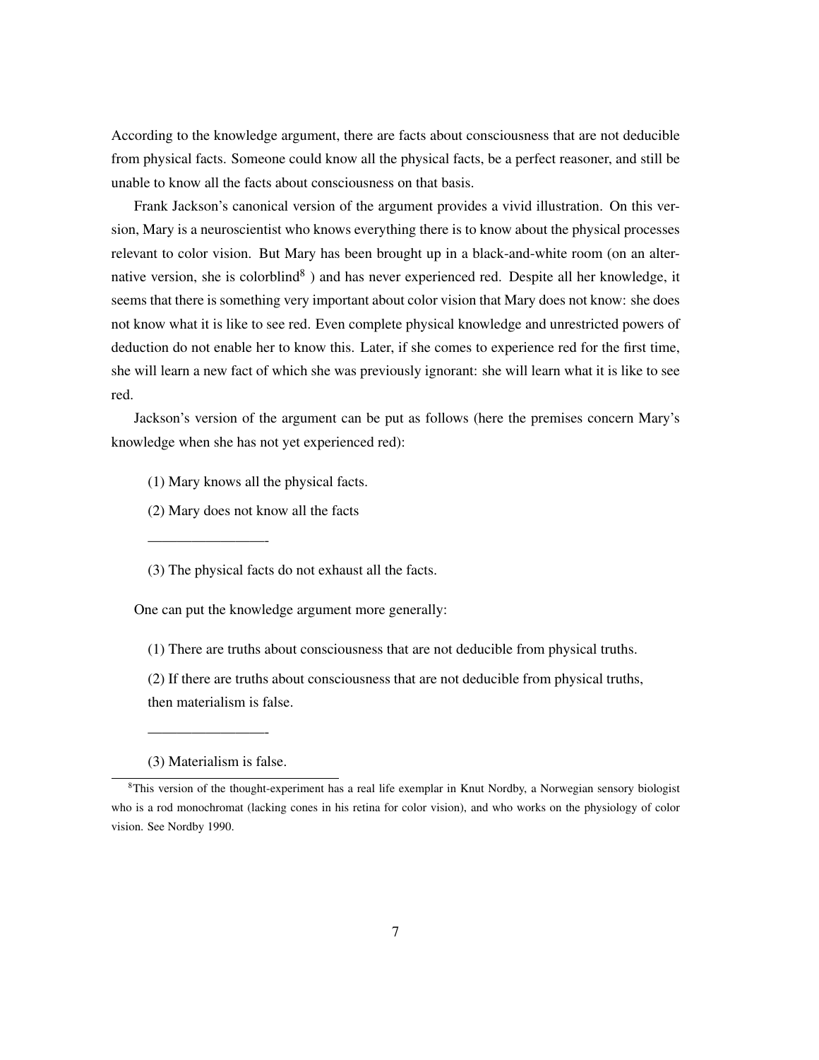According to the knowledge argument, there are facts about consciousness that are not deducible from physical facts. Someone could know all the physical facts, be a perfect reasoner, and still be unable to know all the facts about consciousness on that basis.

Frank Jackson's canonical version of the argument provides a vivid illustration. On this version, Mary is a neuroscientist who knows everything there is to know about the physical processes relevant to color vision. But Mary has been brought up in a black-and-white room (on an alternative version, she is colorblind[8] ) and has never experienced red. Despite all her knowledge, it seems that there is something very important about color vision that Mary does not know: she does not know what it is like to see red. Even complete physical knowledge and unrestricted powers of deduction do not enable her to know this. Later, if she comes to experience red for the first time, she will learn a new fact of which she was previously ignorant: she will learn what it is like to see red.

Jackson's version of the argument can be put as follows (here the premises concern Mary's knowledge when she has not yet experienced red):

> (1) Mary knows all the physical facts.
>
> (2) Mary does not know all the facts
>
> —————————-
>
> (3) The physical facts do not exhaust all the facts.

One can put the knowledge argument more generally:

> (1) There are truths about consciousness that are not deducible from physical truths.
>
> (2) If there are truths about consciousness that are not deducible from physical truths, then materialism is false.
>
> —————————-
>
> (3) Materialism is false.

[8]This version of the thought-experiment has a real life exemplar in Knut Nordby, a Norwegian sensory biologist who is a rod monochromat (lacking cones in his retina for color vision), and who works on the physiology of color vision. See Nordby 1990.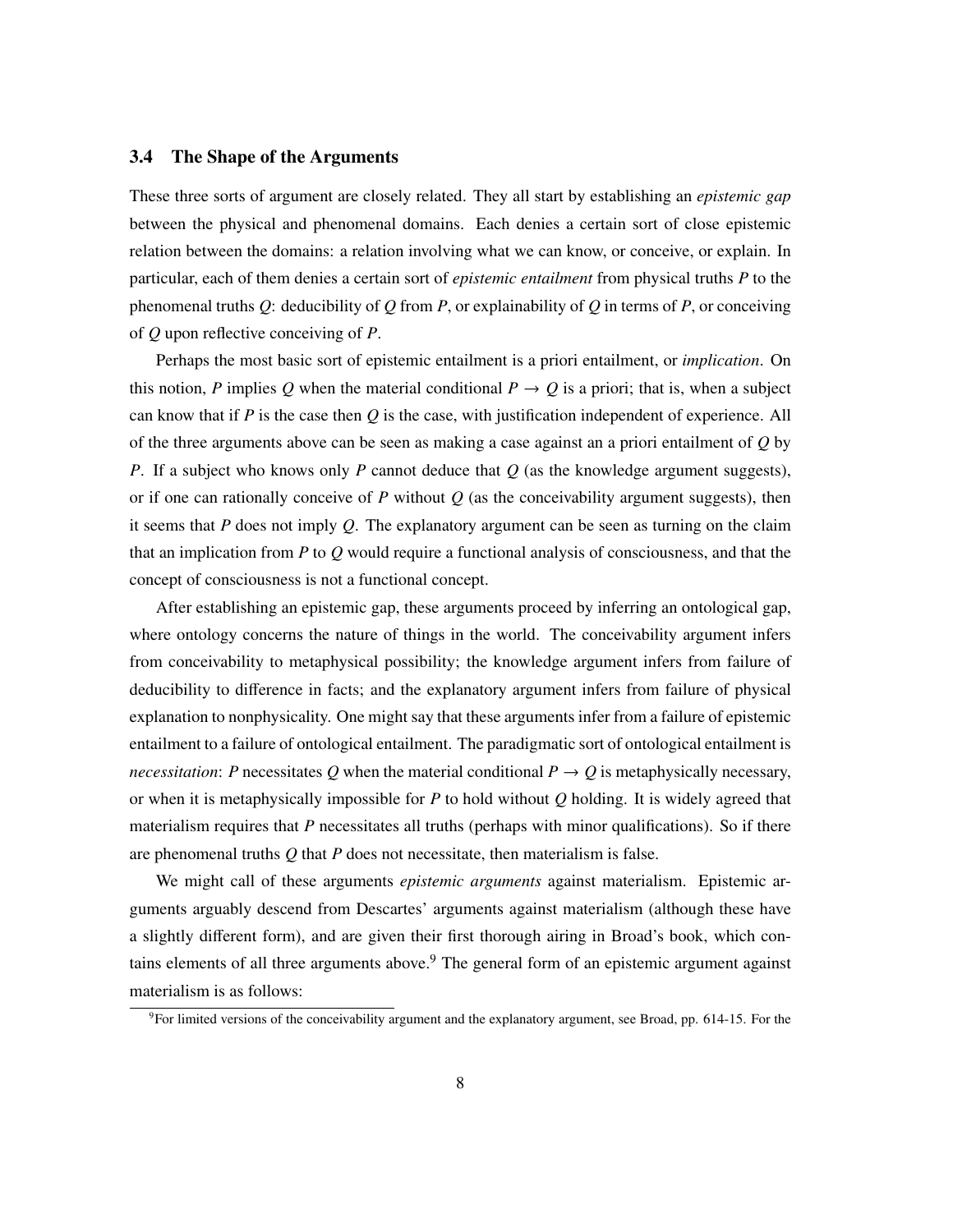### 3.4 The Shape of the Arguments

These three sorts of argument are closely related. They all start by establishing an *epistemic gap* between the physical and phenomenal domains. Each denies a certain sort of close epistemic relation between the domains: a relation involving what we can know, or conceive, or explain. In particular, each of them denies a certain sort of *epistemic entailment* from physical truths $P$ to the phenomenal truths $Q$: deducibility of $Q$ from $P$, or explainability of $Q$ in terms of $P$, or conceiving of $Q$ upon reflective conceiving of $P$.

Perhaps the most basic sort of epistemic entailment is a priori entailment, or *implication*. On this notion, $P$ implies $Q$ when the material conditional $P \rightarrow Q$ is a priori; that is, when a subject can know that if $P$ is the case then $Q$ is the case, with justification independent of experience. All of the three arguments above can be seen as making a case against an a priori entailment of $Q$ by $P$. If a subject who knows only $P$ cannot deduce that $Q$ (as the knowledge argument suggests), or if one can rationally conceive of $P$ without $Q$ (as the conceivability argument suggests), then it seems that $P$ does not imply $Q$. The explanatory argument can be seen as turning on the claim that an implication from $P$ to $Q$ would require a functional analysis of consciousness, and that the concept of consciousness is not a functional concept.

After establishing an epistemic gap, these arguments proceed by inferring an ontological gap, where ontology concerns the nature of things in the world. The conceivability argument infers from conceivability to metaphysical possibility; the knowledge argument infers from failure of deducibility to difference in facts; and the explanatory argument infers from failure of physical explanation to nonphysicality. One might say that these arguments infer from a failure of epistemic entailment to a failure of ontological entailment. The paradigmatic sort of ontological entailment is *necessitation*: $P$ necessitates $Q$ when the material conditional $P \rightarrow Q$ is metaphysically necessary, or when it is metaphysically impossible for $P$ to hold without $Q$ holding. It is widely agreed that materialism requires that $P$ necessitates all truths (perhaps with minor qualifications). So if there are phenomenal truths $Q$ that $P$ does not necessitate, then materialism is false.

We might call of these arguments *epistemic arguments* against materialism. Epistemic arguments arguably descend from Descartes' arguments against materialism (although these have a slightly different form), and are given their first thorough airing in Broad's book, which contains elements of all three arguments above.[9] The general form of an epistemic argument against materialism is as follows:

[9] For limited versions of the conceivability argument and the explanatory argument, see Broad, pp. 614-15. For the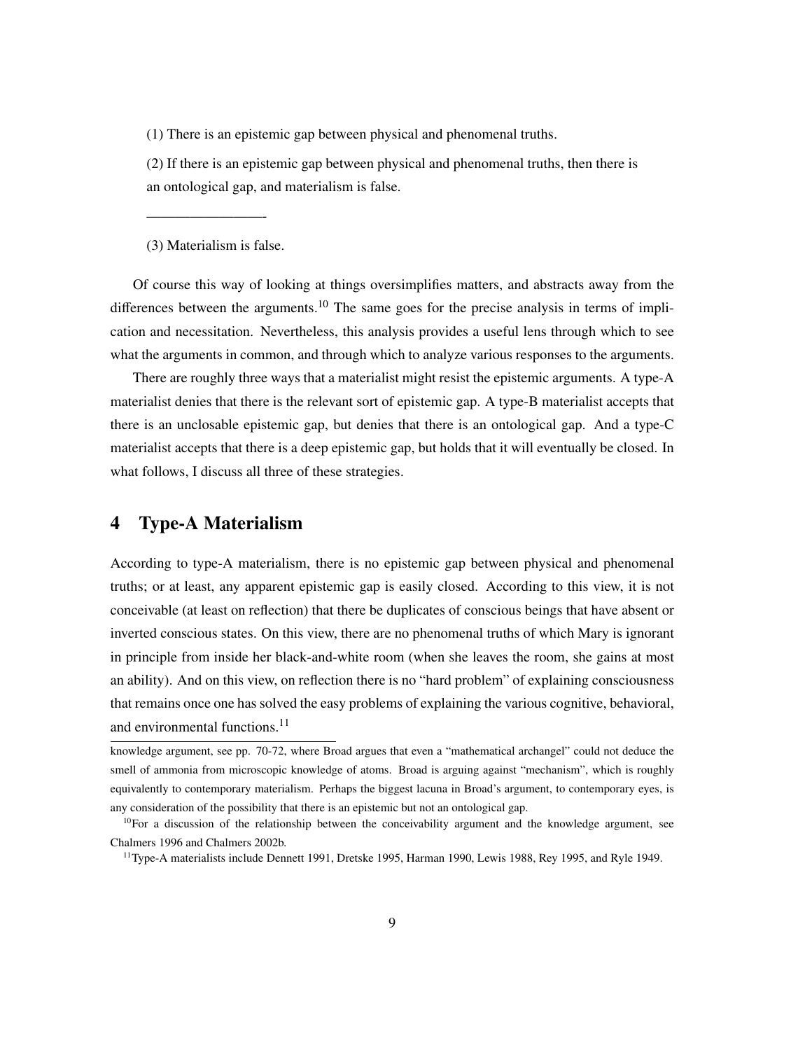(1) There is an epistemic gap between physical and phenomenal truths.

(2) If there is an epistemic gap between physical and phenomenal truths, then there is an ontological gap, and materialism is false.

—————————-

(3) Materialism is false.

Of course this way of looking at things oversimplifies matters, and abstracts away from the differences between the arguments.[10] The same goes for the precise analysis in terms of implication and necessitation. Nevertheless, this analysis provides a useful lens through which to see what the arguments in common, and through which to analyze various responses to the arguments.

There are roughly three ways that a materialist might resist the epistemic arguments. A type-A materialist denies that there is the relevant sort of epistemic gap. A type-B materialist accepts that there is an unclosable epistemic gap, but denies that there is an ontological gap. And a type-C materialist accepts that there is a deep epistemic gap, but holds that it will eventually be closed. In what follows, I discuss all three of these strategies.

## 4 Type-A Materialism

According to type-A materialism, there is no epistemic gap between physical and phenomenal truths; or at least, any apparent epistemic gap is easily closed. According to this view, it is not conceivable (at least on reflection) that there be duplicates of conscious beings that have absent or inverted conscious states. On this view, there are no phenomenal truths of which Mary is ignorant in principle from inside her black-and-white room (when she leaves the room, she gains at most an ability). And on this view, on reflection there is no "hard problem" of explaining consciousness that remains once one has solved the easy problems of explaining the various cognitive, behavioral, and environmental functions.[11]

knowledge argument, see pp. 70-72, where Broad argues that even a "mathematical archangel" could not deduce the smell of ammonia from microscopic knowledge of atoms. Broad is arguing against "mechanism", which is roughly equivalently to contemporary materialism. Perhaps the biggest lacuna in Broad's argument, to contemporary eyes, is any consideration of the possibility that there is an epistemic but not an ontological gap.

[10]For a discussion of the relationship between the conceivability argument and the knowledge argument, see Chalmers 1996 and Chalmers 2002b.

[11]Type-A materialists include Dennett 1991, Dretske 1995, Harman 1990, Lewis 1988, Rey 1995, and Ryle 1949.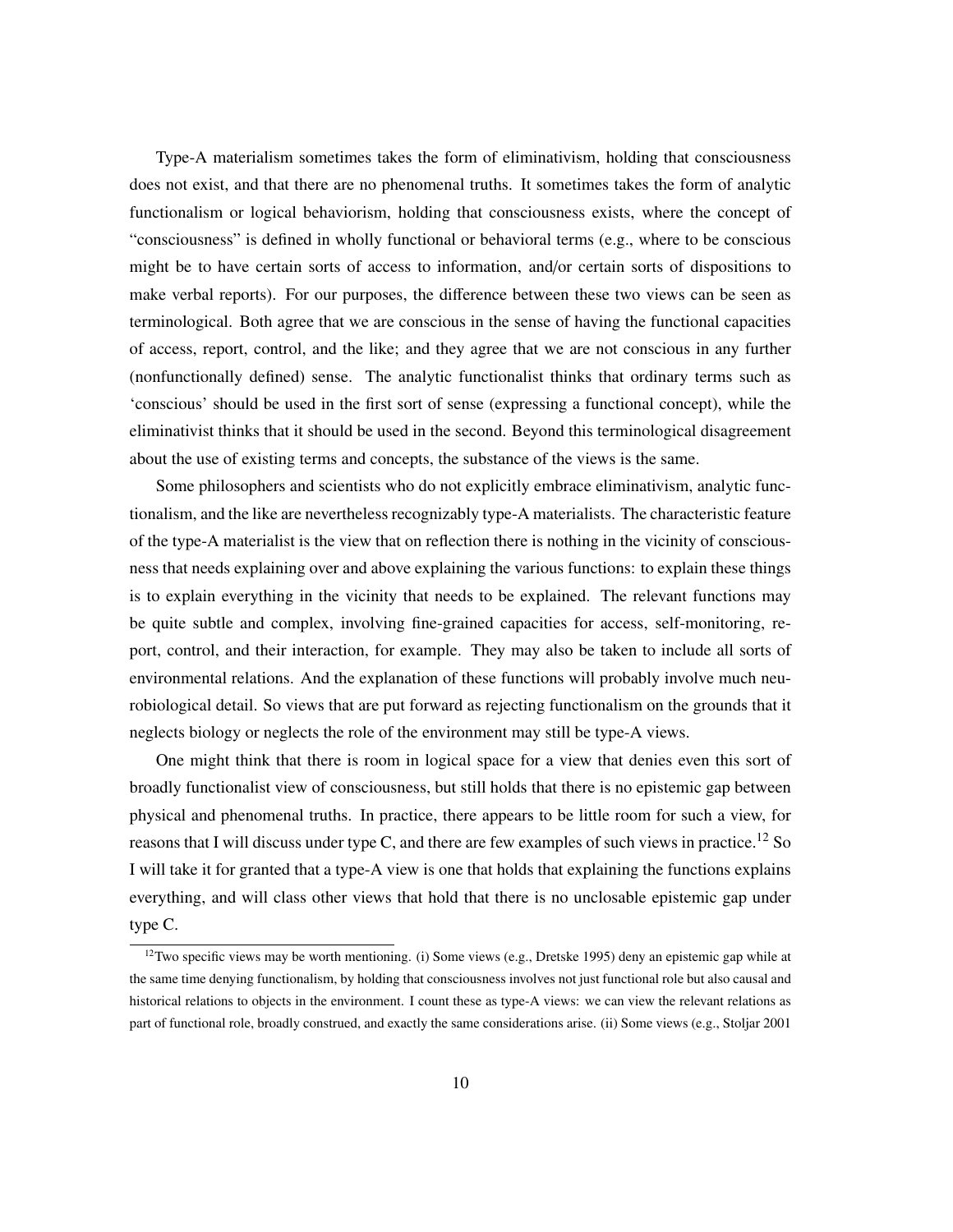Type-A materialism sometimes takes the form of eliminativism, holding that consciousness does not exist, and that there are no phenomenal truths. It sometimes takes the form of analytic functionalism or logical behaviorism, holding that consciousness exists, where the concept of "consciousness" is defined in wholly functional or behavioral terms (e.g., where to be conscious might be to have certain sorts of access to information, and/or certain sorts of dispositions to make verbal reports). For our purposes, the difference between these two views can be seen as terminological. Both agree that we are conscious in the sense of having the functional capacities of access, report, control, and the like; and they agree that we are not conscious in any further (nonfunctionally defined) sense. The analytic functionalist thinks that ordinary terms such as 'conscious' should be used in the first sort of sense (expressing a functional concept), while the eliminativist thinks that it should be used in the second. Beyond this terminological disagreement about the use of existing terms and concepts, the substance of the views is the same.

Some philosophers and scientists who do not explicitly embrace eliminativism, analytic functionalism, and the like are nevertheless recognizably type-A materialists. The characteristic feature of the type-A materialist is the view that on reflection there is nothing in the vicinity of consciousness that needs explaining over and above explaining the various functions: to explain these things is to explain everything in the vicinity that needs to be explained. The relevant functions may be quite subtle and complex, involving fine-grained capacities for access, self-monitoring, report, control, and their interaction, for example. They may also be taken to include all sorts of environmental relations. And the explanation of these functions will probably involve much neurobiological detail. So views that are put forward as rejecting functionalism on the grounds that it neglects biology or neglects the role of the environment may still be type-A views.

One might think that there is room in logical space for a view that denies even this sort of broadly functionalist view of consciousness, but still holds that there is no epistemic gap between physical and phenomenal truths. In practice, there appears to be little room for such a view, for reasons that I will discuss under type C, and there are few examples of such views in practice.[12] So I will take it for granted that a type-A view is one that holds that explaining the functions explains everything, and will class other views that hold that there is no unclosable epistemic gap under type C.

[12] Two specific views may be worth mentioning. (i) Some views (e.g., Dretske 1995) deny an epistemic gap while at the same time denying functionalism, by holding that consciousness involves not just functional role but also causal and historical relations to objects in the environment. I count these as type-A views: we can view the relevant relations as part of functional role, broadly construed, and exactly the same considerations arise. (ii) Some views (e.g., Stoljar 2001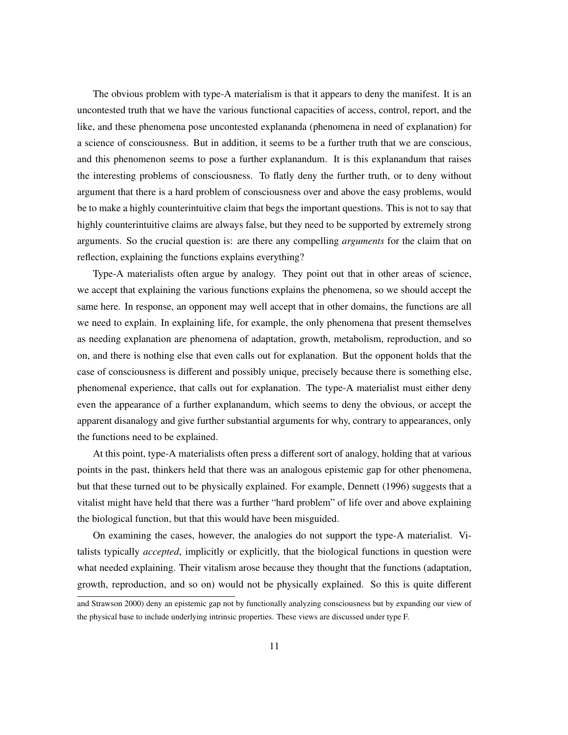The obvious problem with type-A materialism is that it appears to deny the manifest. It is an uncontested truth that we have the various functional capacities of access, control, report, and the like, and these phenomena pose uncontested explananda (phenomena in need of explanation) for a science of consciousness. But in addition, it seems to be a further truth that we are conscious, and this phenomenon seems to pose a further explanandum. It is this explanandum that raises the interesting problems of consciousness. To flatly deny the further truth, or to deny without argument that there is a hard problem of consciousness over and above the easy problems, would be to make a highly counterintuitive claim that begs the important questions. This is not to say that highly counterintuitive claims are always false, but they need to be supported by extremely strong arguments. So the crucial question is: are there any compelling ***arguments*** for the claim that on reflection, explaining the functions explains everything?

Type-A materialists often argue by analogy. They point out that in other areas of science, we accept that explaining the various functions explains the phenomena, so we should accept the same here. In response, an opponent may well accept that in other domains, the functions are all we need to explain. In explaining life, for example, the only phenomena that present themselves as needing explanation are phenomena of adaptation, growth, metabolism, reproduction, and so on, and there is nothing else that even calls out for explanation. But the opponent holds that the case of consciousness is different and possibly unique, precisely because there is something else, phenomenal experience, that calls out for explanation. The type-A materialist must either deny even the appearance of a further explanandum, which seems to deny the obvious, or accept the apparent disanalogy and give further substantial arguments for why, contrary to appearances, only the functions need to be explained.

At this point, type-A materialists often press a different sort of analogy, holding that at various points in the past, thinkers held that there was an analogous epistemic gap for other phenomena, but that these turned out to be physically explained. For example, Dennett (1996) suggests that a vitalist might have held that there was a further "hard problem" of life over and above explaining the biological function, but that this would have been misguided.

On examining the cases, however, the analogies do not support the type-A materialist. Vitalists typically ***accepted***, implicitly or explicitly, that the biological functions in question were what needed explaining. Their vitalism arose because they thought that the functions (adaptation, growth, reproduction, and so on) would not be physically explained. So this is quite different

and Strawson 2000) deny an epistemic gap not by functionally analyzing consciousness but by expanding our view of the physical base to include underlying intrinsic properties. These views are discussed under type F.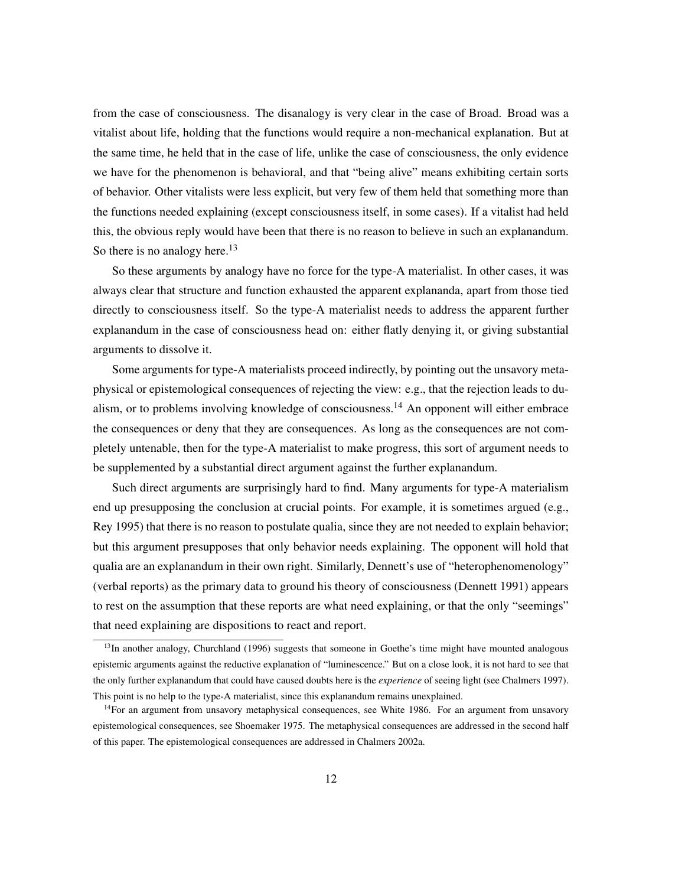from the case of consciousness. The disanalogy is very clear in the case of Broad. Broad was a vitalist about life, holding that the functions would require a non-mechanical explanation. But at the same time, he held that in the case of life, unlike the case of consciousness, the only evidence we have for the phenomenon is behavioral, and that "being alive" means exhibiting certain sorts of behavior. Other vitalists were less explicit, but very few of them held that something more than the functions needed explaining (except consciousness itself, in some cases). If a vitalist had held this, the obvious reply would have been that there is no reason to believe in such an explanandum. So there is no analogy here.[13]

So these arguments by analogy have no force for the type-A materialist. In other cases, it was always clear that structure and function exhausted the apparent explananda, apart from those tied directly to consciousness itself. So the type-A materialist needs to address the apparent further explanandum in the case of consciousness head on: either flatly denying it, or giving substantial arguments to dissolve it.

Some arguments for type-A materialists proceed indirectly, by pointing out the unsavory metaphysical or epistemological consequences of rejecting the view: e.g., that the rejection leads to dualism, or to problems involving knowledge of consciousness.[14] An opponent will either embrace the consequences or deny that they are consequences. As long as the consequences are not completely untenable, then for the type-A materialist to make progress, this sort of argument needs to be supplemented by a substantial direct argument against the further explanandum.

Such direct arguments are surprisingly hard to find. Many arguments for type-A materialism end up presupposing the conclusion at crucial points. For example, it is sometimes argued (e.g., Rey 1995) that there is no reason to postulate qualia, since they are not needed to explain behavior; but this argument presupposes that only behavior needs explaining. The opponent will hold that qualia are an explanandum in their own right. Similarly, Dennett's use of "heterophenomenology" (verbal reports) as the primary data to ground his theory of consciousness (Dennett 1991) appears to rest on the assumption that these reports are what need explaining, or that the only "seemings" that need explaining are dispositions to react and report.

[13] In another analogy, Churchland (1996) suggests that someone in Goethe's time might have mounted analogous epistemic arguments against the reductive explanation of "luminescence." But on a close look, it is not hard to see that the only further explanandum that could have caused doubts here is the *experience* of seeing light (see Chalmers 1997). This point is no help to the type-A materialist, since this explanandum remains unexplained.

[14] For an argument from unsavory metaphysical consequences, see White 1986. For an argument from unsavory epistemological consequences, see Shoemaker 1975. The metaphysical consequences are addressed in the second half of this paper. The epistemological consequences are addressed in Chalmers 2002a.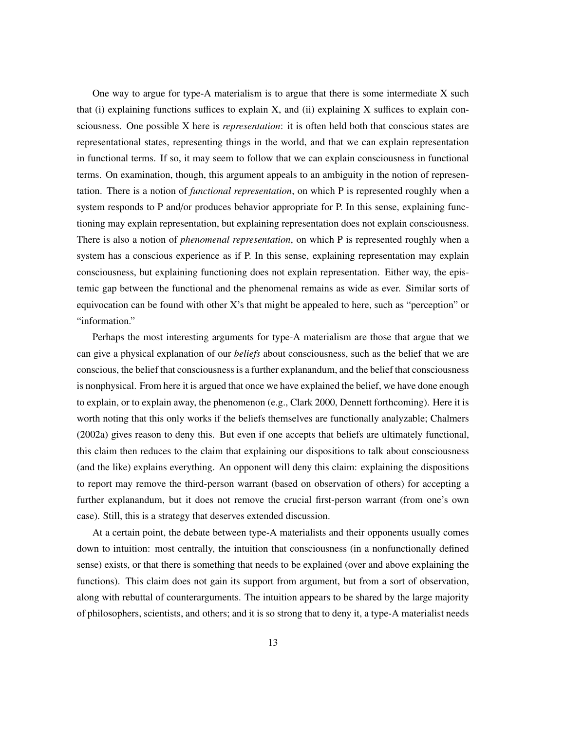One way to argue for type-A materialism is to argue that there is some intermediate X such that (i) explaining functions suffices to explain X, and (ii) explaining X suffices to explain consciousness. One possible X here is *representation*: it is often held both that conscious states are representational states, representing things in the world, and that we can explain representation in functional terms. If so, it may seem to follow that we can explain consciousness in functional terms. On examination, though, this argument appeals to an ambiguity in the notion of representation. There is a notion of *functional representation*, on which P is represented roughly when a system responds to P and/or produces behavior appropriate for P. In this sense, explaining functioning may explain representation, but explaining representation does not explain consciousness. There is also a notion of *phenomenal representation*, on which P is represented roughly when a system has a conscious experience as if P. In this sense, explaining representation may explain consciousness, but explaining functioning does not explain representation. Either way, the epistemic gap between the functional and the phenomenal remains as wide as ever. Similar sorts of equivocation can be found with other X's that might be appealed to here, such as "perception" or "information."

Perhaps the most interesting arguments for type-A materialism are those that argue that we can give a physical explanation of our *beliefs* about consciousness, such as the belief that we are conscious, the belief that consciousness is a further explanandum, and the belief that consciousness is nonphysical. From here it is argued that once we have explained the belief, we have done enough to explain, or to explain away, the phenomenon (e.g., Clark 2000, Dennett forthcoming). Here it is worth noting that this only works if the beliefs themselves are functionally analyzable; Chalmers (2002a) gives reason to deny this. But even if one accepts that beliefs are ultimately functional, this claim then reduces to the claim that explaining our dispositions to talk about consciousness (and the like) explains everything. An opponent will deny this claim: explaining the dispositions to report may remove the third-person warrant (based on observation of others) for accepting a further explanandum, but it does not remove the crucial first-person warrant (from one's own case). Still, this is a strategy that deserves extended discussion.

At a certain point, the debate between type-A materialists and their opponents usually comes down to intuition: most centrally, the intuition that consciousness (in a nonfunctionally defined sense) exists, or that there is something that needs to be explained (over and above explaining the functions). This claim does not gain its support from argument, but from a sort of observation, along with rebuttal of counterarguments. The intuition appears to be shared by the large majority of philosophers, scientists, and others; and it is so strong that to deny it, a type-A materialist needs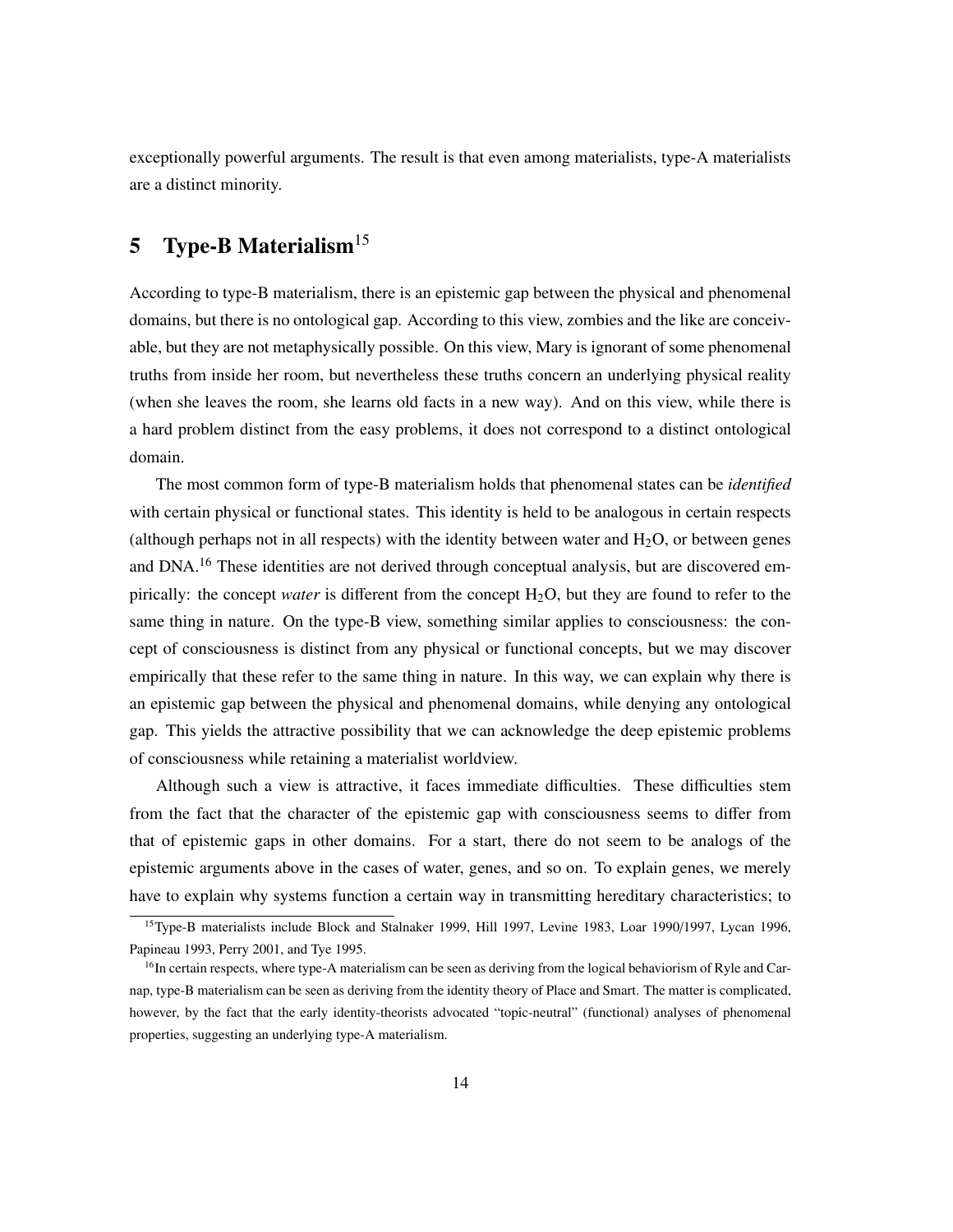exceptionally powerful arguments. The result is that even among materialists, type-A materialists are a distinct minority.

## 5 Type-B Materialism[15]

According to type-B materialism, there is an epistemic gap between the physical and phenomenal domains, but there is no ontological gap. According to this view, zombies and the like are conceivable, but they are not metaphysically possible. On this view, Mary is ignorant of some phenomenal truths from inside her room, but nevertheless these truths concern an underlying physical reality (when she leaves the room, she learns old facts in a new way). And on this view, while there is a hard problem distinct from the easy problems, it does not correspond to a distinct ontological domain.

The most common form of type-B materialism holds that phenomenal states can be *identified* with certain physical or functional states. This identity is held to be analogous in certain respects (although perhaps not in all respects) with the identity between water and $H_2O$, or between genes and DNA.[16] These identities are not derived through conceptual analysis, but are discovered empirically: the concept *water* is different from the concept $H_2O$, but they are found to refer to the same thing in nature. On the type-B view, something similar applies to consciousness: the concept of consciousness is distinct from any physical or functional concepts, but we may discover empirically that these refer to the same thing in nature. In this way, we can explain why there is an epistemic gap between the physical and phenomenal domains, while denying any ontological gap. This yields the attractive possibility that we can acknowledge the deep epistemic problems of consciousness while retaining a materialist worldview.

Although such a view is attractive, it faces immediate difficulties. These difficulties stem from the fact that the character of the epistemic gap with consciousness seems to differ from that of epistemic gaps in other domains. For a start, there do not seem to be analogs of the epistemic arguments above in the cases of water, genes, and so on. To explain genes, we merely have to explain why systems function a certain way in transmitting hereditary characteristics; to

---

[15] Type-B materialists include Block and Stalnaker 1999, Hill 1997, Levine 1983, Loar 1990/1997, Lycan 1996, Papineau 1993, Perry 2001, and Tye 1995.

[16] In certain respects, where type-A materialism can be seen as deriving from the logical behaviorism of Ryle and Carnap, type-B materialism can be seen as deriving from the identity theory of Place and Smart. The matter is complicated, however, by the fact that the early identity-theorists advocated "topic-neutral" (functional) analyses of phenomenal properties, suggesting an underlying type-A materialism.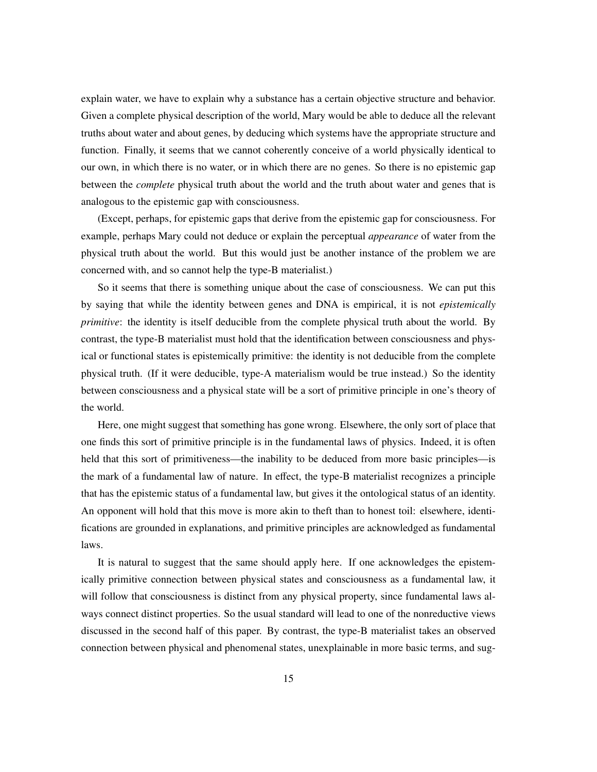explain water, we have to explain why a substance has a certain objective structure and behavior. Given a complete physical description of the world, Mary would be able to deduce all the relevant truths about water and about genes, by deducing which systems have the appropriate structure and function. Finally, it seems that we cannot coherently conceive of a world physically identical to our own, in which there is no water, or in which there are no genes. So there is no epistemic gap between the *complete* physical truth about the world and the truth about water and genes that is analogous to the epistemic gap with consciousness.

(Except, perhaps, for epistemic gaps that derive from the epistemic gap for consciousness. For example, perhaps Mary could not deduce or explain the perceptual *appearance* of water from the physical truth about the world. But this would just be another instance of the problem we are concerned with, and so cannot help the type-B materialist.)

So it seems that there is something unique about the case of consciousness. We can put this by saying that while the identity between genes and DNA is empirical, it is not *epistemically primitive*: the identity is itself deducible from the complete physical truth about the world. By contrast, the type-B materialist must hold that the identification between consciousness and physical or functional states is epistemically primitive: the identity is not deducible from the complete physical truth. (If it were deducible, type-A materialism would be true instead.) So the identity between consciousness and a physical state will be a sort of primitive principle in one's theory of the world.

Here, one might suggest that something has gone wrong. Elsewhere, the only sort of place that one finds this sort of primitive principle is in the fundamental laws of physics. Indeed, it is often held that this sort of primitiveness—the inability to be deduced from more basic principles—is the mark of a fundamental law of nature. In effect, the type-B materialist recognizes a principle that has the epistemic status of a fundamental law, but gives it the ontological status of an identity. An opponent will hold that this move is more akin to theft than to honest toil: elsewhere, identifications are grounded in explanations, and primitive principles are acknowledged as fundamental laws.

It is natural to suggest that the same should apply here. If one acknowledges the epistemically primitive connection between physical states and consciousness as a fundamental law, it will follow that consciousness is distinct from any physical property, since fundamental laws always connect distinct properties. So the usual standard will lead to one of the nonreductive views discussed in the second half of this paper. By contrast, the type-B materialist takes an observed connection between physical and phenomenal states, unexplainable in more basic terms, and sug-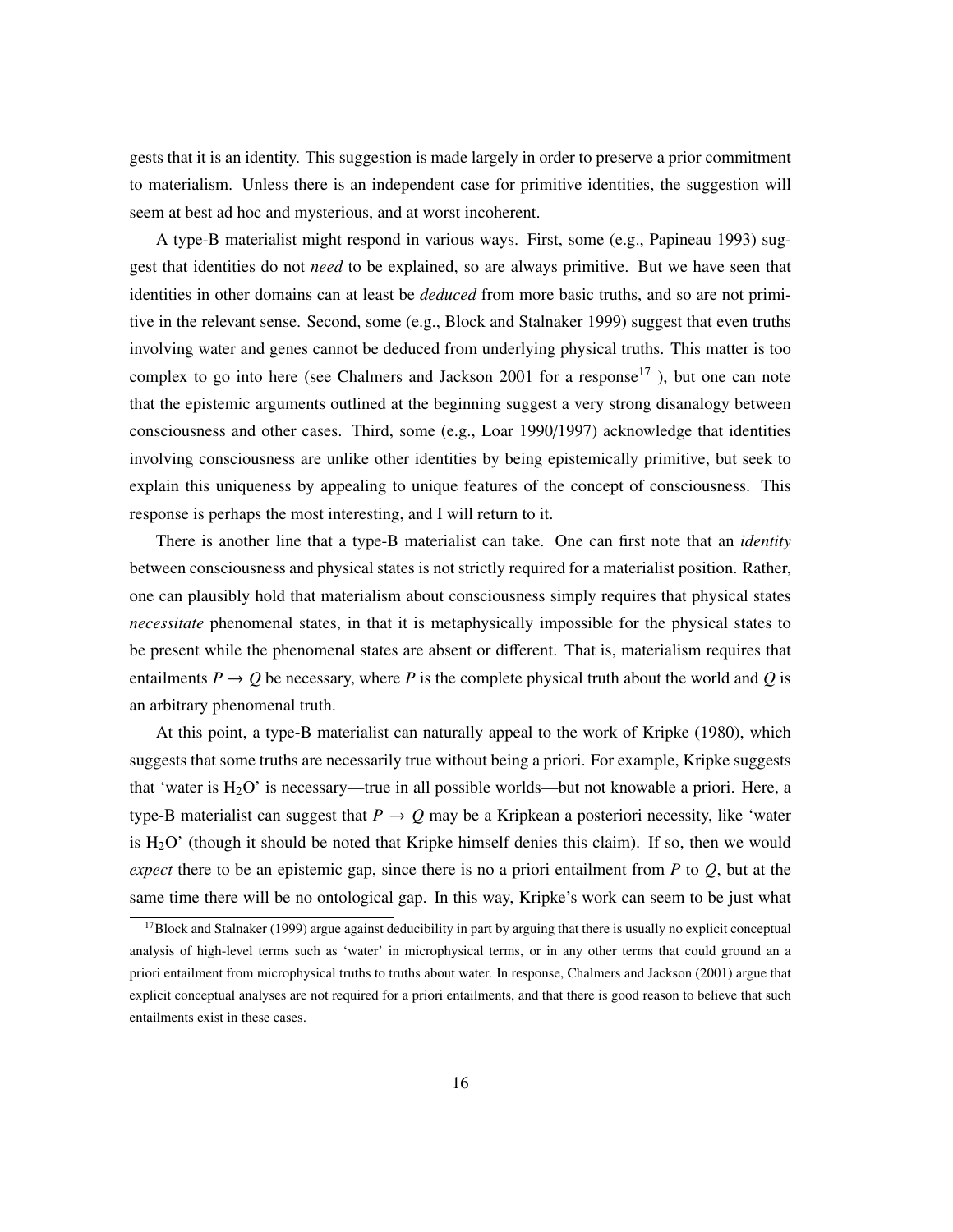gests that it is an identity. This suggestion is made largely in order to preserve a prior commitment to materialism. Unless there is an independent case for primitive identities, the suggestion will seem at best ad hoc and mysterious, and at worst incoherent.

A type-B materialist might respond in various ways. First, some (e.g., Papineau 1993) suggest that identities do not *need* to be explained, so are always primitive. But we have seen that identities in other domains can at least be *deduced* from more basic truths, and so are not primitive in the relevant sense. Second, some (e.g., Block and Stalnaker 1999) suggest that even truths involving water and genes cannot be deduced from underlying physical truths. This matter is too complex to go into here (see Chalmers and Jackson 2001 for a response[17] ), but one can note that the epistemic arguments outlined at the beginning suggest a very strong disanalogy between consciousness and other cases. Third, some (e.g., Loar 1990/1997) acknowledge that identities involving consciousness are unlike other identities by being epistemically primitive, but seek to explain this uniqueness by appealing to unique features of the concept of consciousness. This response is perhaps the most interesting, and I will return to it.

There is another line that a type-B materialist can take. One can first note that an *identity* between consciousness and physical states is not strictly required for a materialist position. Rather, one can plausibly hold that materialism about consciousness simply requires that physical states *necessitate* phenomenal states, in that it is metaphysically impossible for the physical states to be present while the phenomenal states are absent or different. That is, materialism requires that entailments $P \rightarrow Q$ be necessary, where $P$ is the complete physical truth about the world and $Q$ is an arbitrary phenomenal truth.

At this point, a type-B materialist can naturally appeal to the work of Kripke (1980), which suggests that some truths are necessarily true without being a priori. For example, Kripke suggests that 'water is $H_2O$' is necessary—true in all possible worlds—but not knowable a priori. Here, a type-B materialist can suggest that $P \rightarrow Q$ may be a Kripkean a posteriori necessity, like 'water is $H_2O$' (though it should be noted that Kripke himself denies this claim). If so, then we would *expect* there to be an epistemic gap, since there is no a priori entailment from $P$ to $Q$, but at the same time there will be no ontological gap. In this way, Kripke's work can seem to be just what

[17] Block and Stalnaker (1999) argue against deducibility in part by arguing that there is usually no explicit conceptual analysis of high-level terms such as 'water' in microphysical terms, or in any other terms that could ground an a priori entailment from microphysical truths to truths about water. In response, Chalmers and Jackson (2001) argue that explicit conceptual analyses are not required for a priori entailments, and that there is good reason to believe that such entailments exist in these cases.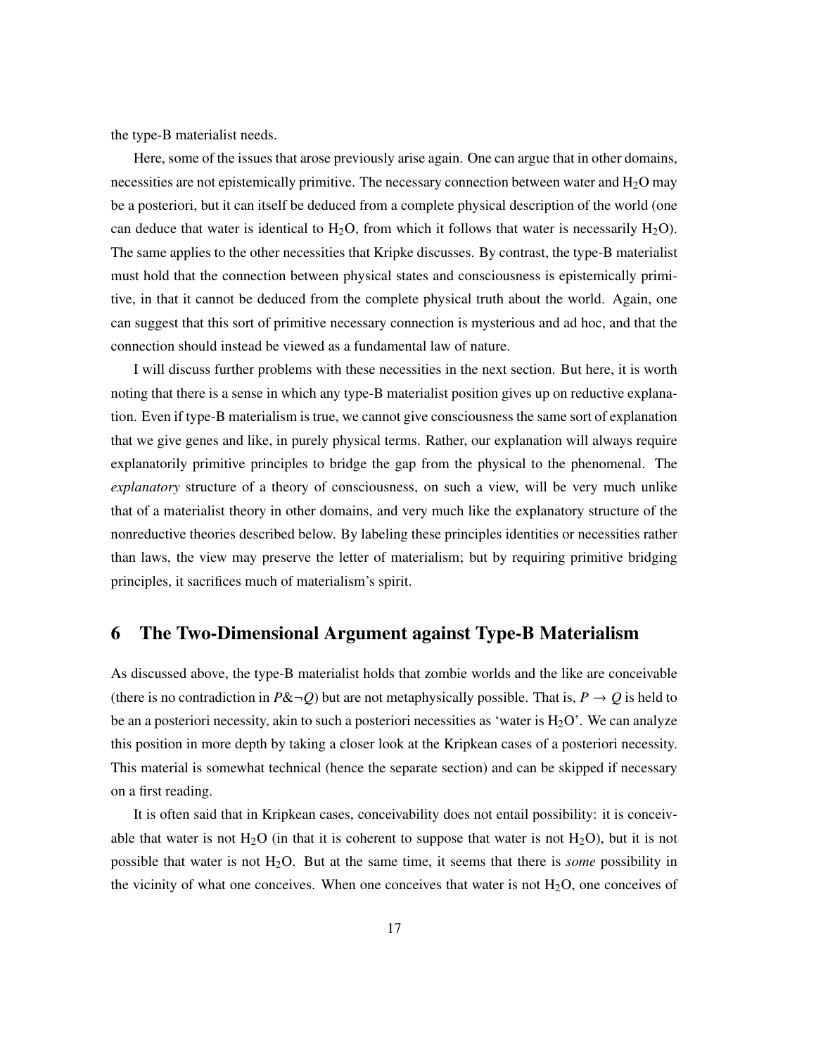the type-B materialist needs.

Here, some of the issues that arose previously arise again. One can argue that in other domains, necessities are not epistemically primitive. The necessary connection between water and $H_2O$ may be a posteriori, but it can itself be deduced from a complete physical description of the world (one can deduce that water is identical to $H_2O$, from which it follows that water is necessarily $H_2O$). The same applies to the other necessities that Kripke discusses. By contrast, the type-B materialist must hold that the connection between physical states and consciousness is epistemically primitive, in that it cannot be deduced from the complete physical truth about the world. Again, one can suggest that this sort of primitive necessary connection is mysterious and ad hoc, and that the connection should instead be viewed as a fundamental law of nature.

I will discuss further problems with these necessities in the next section. But here, it is worth noting that there is a sense in which any type-B materialist position gives up on reductive explanation. Even if type-B materialism is true, we cannot give consciousness the same sort of explanation that we give genes and like, in purely physical terms. Rather, our explanation will always require explanatorily primitive principles to bridge the gap from the physical to the phenomenal. The *explanatory* structure of a theory of consciousness, on such a view, will be very much unlike that of a materialist theory in other domains, and very much like the explanatory structure of the nonreductive theories described below. By labeling these principles identities or necessities rather than laws, the view may preserve the letter of materialism; but by requiring primitive bridging principles, it sacrifices much of materialism's spirit.

## 6 The Two-Dimensional Argument against Type-B Materialism

As discussed above, the type-B materialist holds that zombie worlds and the like are conceivable (there is no contradiction in $P \& \neg Q$) but are not metaphysically possible. That is, $P \rightarrow Q$ is held to be an a posteriori necessity, akin to such a posteriori necessities as 'water is $H_2O$'. We can analyze this position in more depth by taking a closer look at the Kripkean cases of a posteriori necessity. This material is somewhat technical (hence the separate section) and can be skipped if necessary on a first reading.

It is often said that in Kripkean cases, conceivability does not entail possibility: it is conceivable that water is not $H_2O$ (in that it is coherent to suppose that water is not $H_2O$), but it is not possible that water is not $H_2O$. But at the same time, it seems that there is *some* possibility in the vicinity of what one conceives. When one conceives that water is not $H_2O$, one conceives of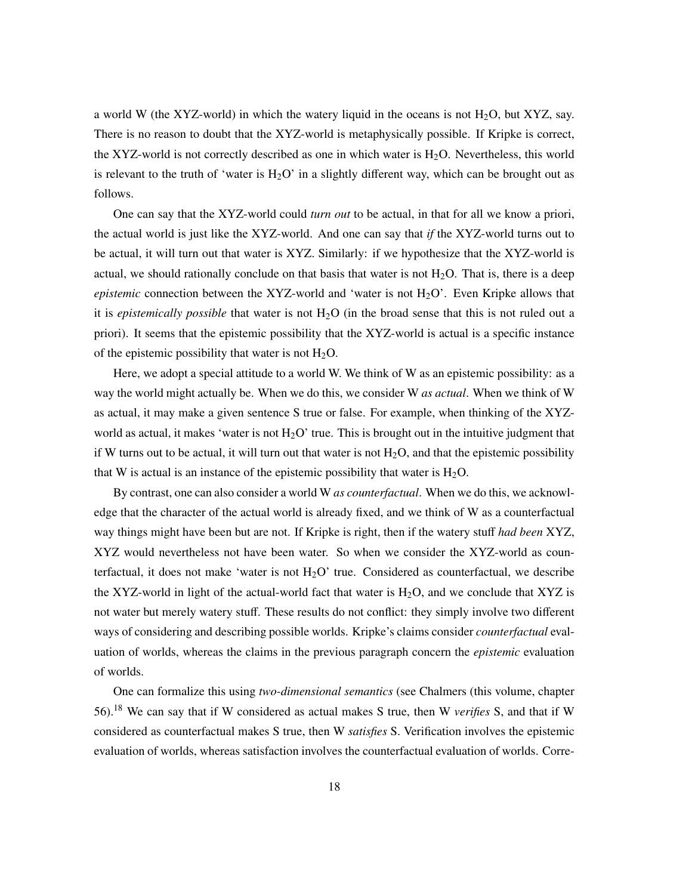a world W (the XYZ-world) in which the watery liquid in the oceans is not $H_2O$, but XYZ, say. There is no reason to doubt that the XYZ-world is metaphysically possible. If Kripke is correct, the XYZ-world is not correctly described as one in which water is $H_2O$. Nevertheless, this world is relevant to the truth of 'water is $H_2O$' in a slightly different way, which can be brought out as follows.

One can say that the XYZ-world could *turn out* to be actual, in that for all we know a priori, the actual world is just like the XYZ-world. And one can say that *if* the XYZ-world turns out to be actual, it will turn out that water is XYZ. Similarly: if we hypothesize that the XYZ-world is actual, we should rationally conclude on that basis that water is not $H_2O$. That is, there is a deep *epistemic* connection between the XYZ-world and 'water is not $H_2O$'. Even Kripke allows that it is *epistemically possible* that water is not $H_2O$ (in the broad sense that this is not ruled out a priori). It seems that the epistemic possibility that the XYZ-world is actual is a specific instance of the epistemic possibility that water is not $H_2O$.

Here, we adopt a special attitude to a world W. We think of W as an epistemic possibility: as a way the world might actually be. When we do this, we consider W *as actual*. When we think of W as actual, it may make a given sentence S true or false. For example, when thinking of the XYZ-world as actual, it makes 'water is not $H_2O$' true. This is brought out in the intuitive judgment that if W turns out to be actual, it will turn out that water is not $H_2O$, and that the epistemic possibility that W is actual is an instance of the epistemic possibility that water is $H_2O$.

By contrast, one can also consider a world W *as counterfactual*. When we do this, we acknowledge that the character of the actual world is already fixed, and we think of W as a counterfactual way things might have been but are not. If Kripke is right, then if the watery stuff *had been* XYZ, XYZ would nevertheless not have been water. So when we consider the XYZ-world as counterfactual, it does not make 'water is not $H_2O$' true. Considered as counterfactual, we describe the XYZ-world in light of the actual-world fact that water is $H_2O$, and we conclude that XYZ is not water but merely watery stuff. These results do not conflict: they simply involve two different ways of considering and describing possible worlds. Kripke's claims consider *counterfactual* evaluation of worlds, whereas the claims in the previous paragraph concern the *epistemic* evaluation of worlds.

One can formalize this using *two-dimensional semantics* (see Chalmers (this volume, chapter 56).[18] We can say that if W considered as actual makes S true, then W *verifies* S, and that if W considered as counterfactual makes S true, then W *satisfies* S. Verification involves the epistemic evaluation of worlds, whereas satisfaction involves the counterfactual evaluation of worlds. Corre-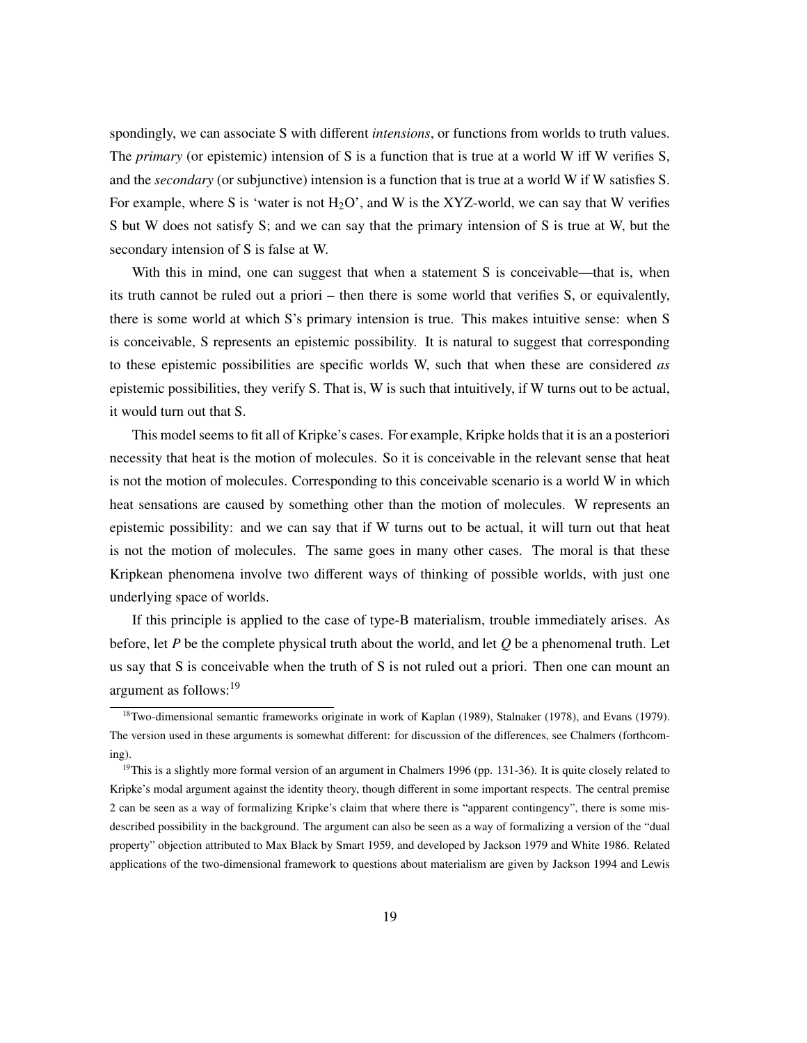spondingly, we can associate S with different *intensions*, or functions from worlds to truth values. The *primary* (or epistemic) intension of S is a function that is true at a world W iff W verifies S, and the *secondary* (or subjunctive) intension is a function that is true at a world W if W satisfies S. For example, where S is 'water is not $H_2O$', and W is the XYZ-world, we can say that W verifies S but W does not satisfy S; and we can say that the primary intension of S is true at W, but the secondary intension of S is false at W.

With this in mind, one can suggest that when a statement S is conceivable—that is, when its truth cannot be ruled out a priori – then there is some world that verifies S, or equivalently, there is some world at which S's primary intension is true. This makes intuitive sense: when S is conceivable, S represents an epistemic possibility. It is natural to suggest that corresponding to these epistemic possibilities are specific worlds W, such that when these are considered *as* epistemic possibilities, they verify S. That is, W is such that intuitively, if W turns out to be actual, it would turn out that S.

This model seems to fit all of Kripke's cases. For example, Kripke holds that it is an a posteriori necessity that heat is the motion of molecules. So it is conceivable in the relevant sense that heat is not the motion of molecules. Corresponding to this conceivable scenario is a world W in which heat sensations are caused by something other than the motion of molecules. W represents an epistemic possibility: and we can say that if W turns out to be actual, it will turn out that heat is not the motion of molecules. The same goes in many other cases. The moral is that these Kripkean phenomena involve two different ways of thinking of possible worlds, with just one underlying space of worlds.

If this principle is applied to the case of type-B materialism, trouble immediately arises. As before, let *P* be the complete physical truth about the world, and let *Q* be a phenomenal truth. Let us say that S is conceivable when the truth of S is not ruled out a priori. Then one can mount an argument as follows:[19]

[18] Two-dimensional semantic frameworks originate in work of Kaplan (1989), Stalnaker (1978), and Evans (1979). The version used in these arguments is somewhat different: for discussion of the differences, see Chalmers (forthcoming).

[19] This is a slightly more formal version of an argument in Chalmers 1996 (pp. 131-36). It is quite closely related to Kripke's modal argument against the identity theory, though different in some important respects. The central premise 2 can be seen as a way of formalizing Kripke's claim that where there is "apparent contingency", there is some misdescribed possibility in the background. The argument can also be seen as a way of formalizing a version of the "dual property" objection attributed to Max Black by Smart 1959, and developed by Jackson 1979 and White 1986. Related applications of the two-dimensional framework to questions about materialism are given by Jackson 1994 and Lewis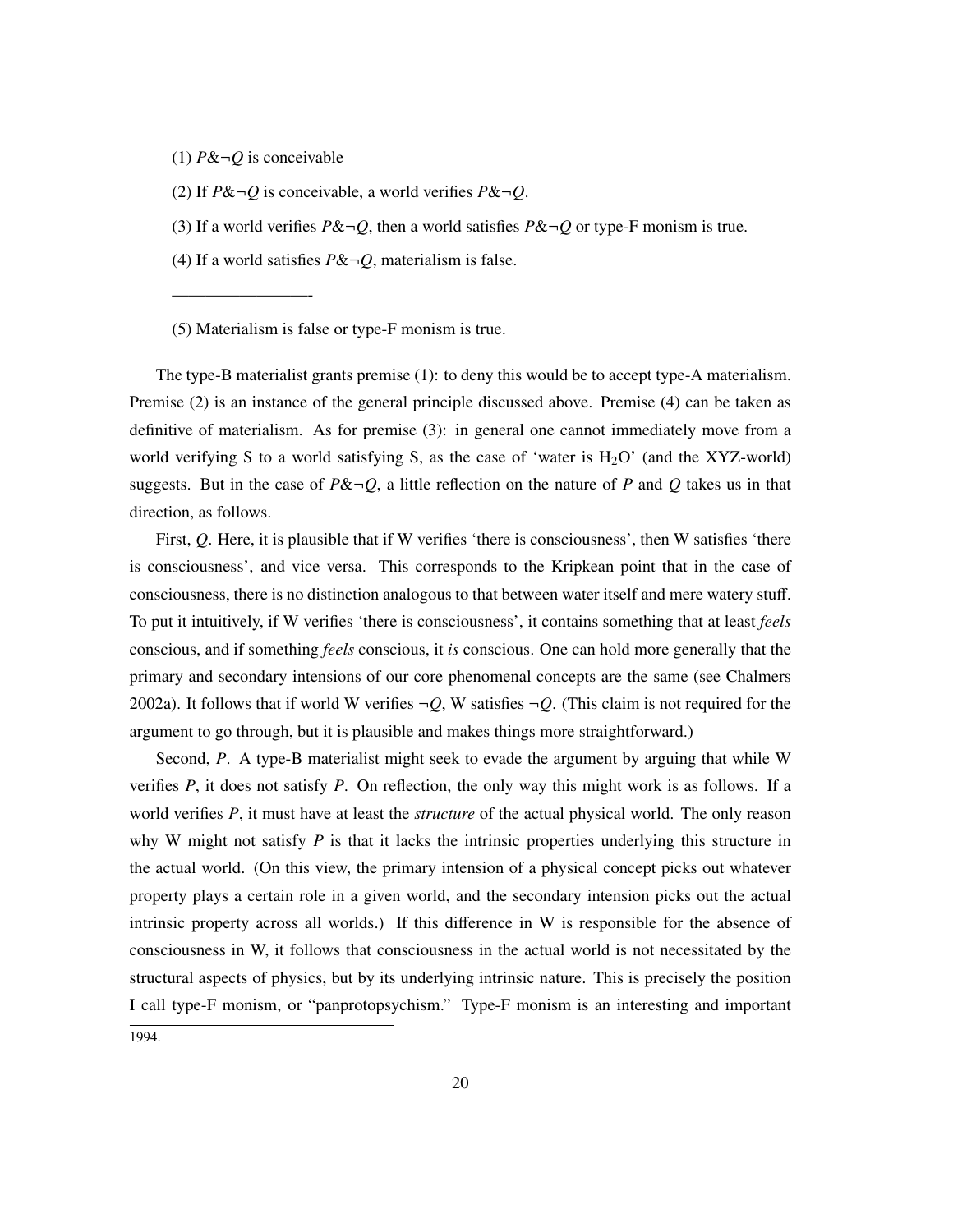(1) $P\&\neg Q$ is conceivable

(2) If $P\&\neg Q$ is conceivable, a world verifies $P\&\neg Q$.

(3) If a world verifies $P\&\neg Q$, then a world satisfies $P\&\neg Q$ or type-F monism is true.

(4) If a world satisfies $P\&\neg Q$, materialism is false.

————————-

(5) Materialism is false or type-F monism is true.

The type-B materialist grants premise (1): to deny this would be to accept type-A materialism. Premise (2) is an instance of the general principle discussed above. Premise (4) can be taken as definitive of materialism. As for premise (3): in general one cannot immediately move from a world verifying S to a world satisfying S, as the case of 'water is $H_2O$' (and the XYZ-world) suggests. But in the case of $P\&\neg Q$, a little reflection on the nature of $P$ and $Q$ takes us in that direction, as follows.

First, $Q$. Here, it is plausible that if W verifies 'there is consciousness', then W satisfies 'there is consciousness', and vice versa. This corresponds to the Kripkean point that in the case of consciousness, there is no distinction analogous to that between water itself and mere watery stuff. To put it intuitively, if W verifies 'there is consciousness', it contains something that at least *feels* conscious, and if something *feels* conscious, it *is* conscious. One can hold more generally that the primary and secondary intensions of our core phenomenal concepts are the same (see Chalmers 2002a). It follows that if world W verifies $\neg Q$, W satisfies $\neg Q$. (This claim is not required for the argument to go through, but it is plausible and makes things more straightforward.)

Second, $P$. A type-B materialist might seek to evade the argument by arguing that while W verifies $P$, it does not satisfy $P$. On reflection, the only way this might work is as follows. If a world verifies $P$, it must have at least the *structure* of the actual physical world. The only reason why W might not satisfy $P$ is that it lacks the intrinsic properties underlying this structure in the actual world. (On this view, the primary intension of a physical concept picks out whatever property plays a certain role in a given world, and the secondary intension picks out the actual intrinsic property across all worlds.) If this difference in W is responsible for the absence of consciousness in W, it follows that consciousness in the actual world is not necessitated by the structural aspects of physics, but by its underlying intrinsic nature. This is precisely the position I call type-F monism, or "panprotopsychism." Type-F monism is an interesting and important

1994.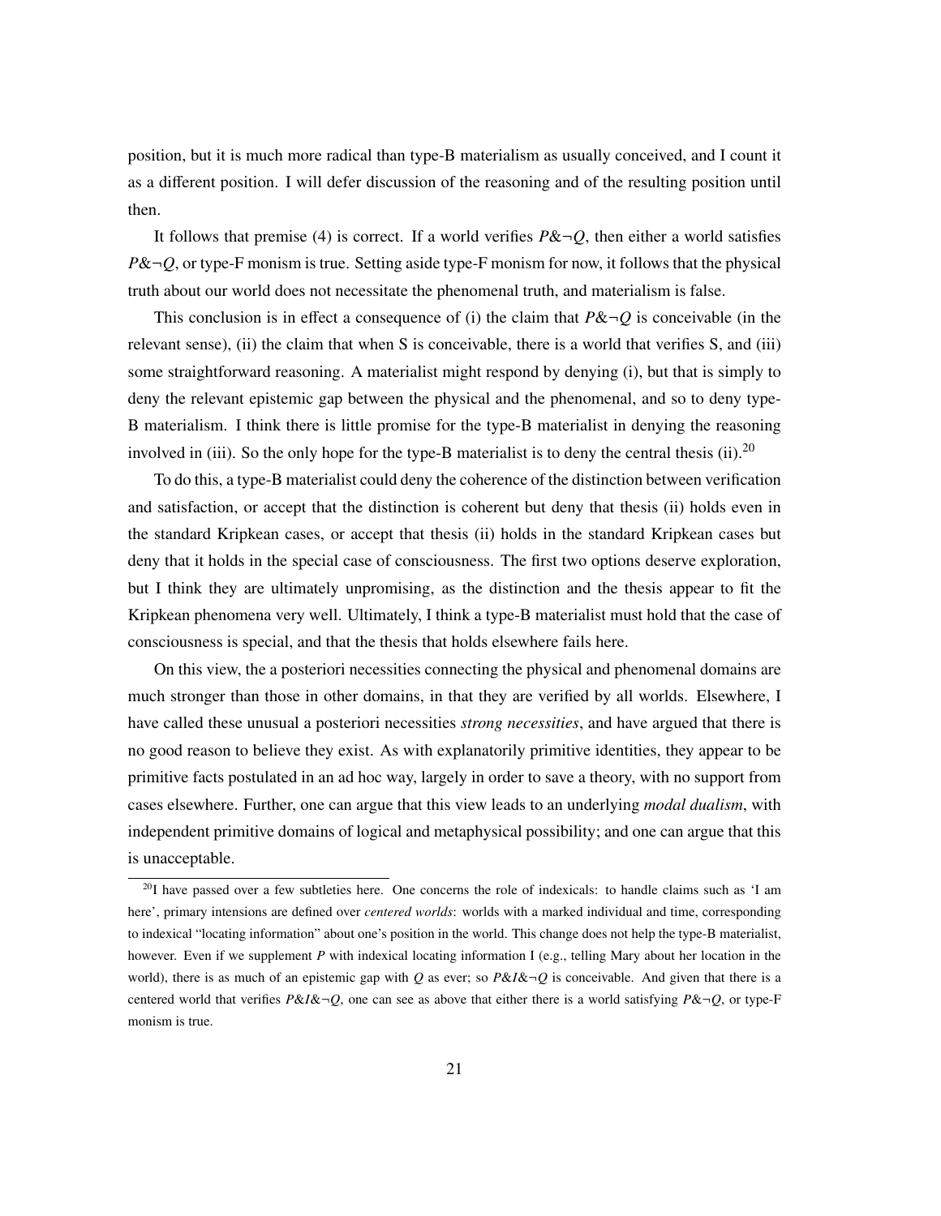position, but it is much more radical than type-B materialism as usually conceived, and I count it as a different position. I will defer discussion of the reasoning and of the resulting position until then.

It follows that premise (4) is correct. If a world verifies $P\&\neg Q$, then either a world satisfies $P\&\neg Q$, or type-F monism is true. Setting aside type-F monism for now, it follows that the physical truth about our world does not necessitate the phenomenal truth, and materialism is false.

This conclusion is in effect a consequence of (i) the claim that $P\&\neg Q$ is conceivable (in the relevant sense), (ii) the claim that when S is conceivable, there is a world that verifies S, and (iii) some straightforward reasoning. A materialist might respond by denying (i), but that is simply to deny the relevant epistemic gap between the physical and the phenomenal, and so to deny type-B materialism. I think there is little promise for the type-B materialist in denying the reasoning involved in (iii). So the only hope for the type-B materialist is to deny the central thesis (ii).[20]

To do this, a type-B materialist could deny the coherence of the distinction between verification and satisfaction, or accept that the distinction is coherent but deny that thesis (ii) holds even in the standard Kripkean cases, or accept that thesis (ii) holds in the standard Kripkean cases but deny that it holds in the special case of consciousness. The first two options deserve exploration, but I think they are ultimately unpromising, as the distinction and the thesis appear to fit the Kripkean phenomena very well. Ultimately, I think a type-B materialist must hold that the case of consciousness is special, and that the thesis that holds elsewhere fails here.

On this view, the a posteriori necessities connecting the physical and phenomenal domains are much stronger than those in other domains, in that they are verified by all worlds. Elsewhere, I have called these unusual a posteriori necessities *strong necessities*, and have argued that there is no good reason to believe they exist. As with explanatorily primitive identities, they appear to be primitive facts postulated in an ad hoc way, largely in order to save a theory, with no support from cases elsewhere. Further, one can argue that this view leads to an underlying *modal dualism*, with independent primitive domains of logical and metaphysical possibility; and one can argue that this is unacceptable.

[20] I have passed over a few subtleties here. One concerns the role of indexicals: to handle claims such as 'I am here', primary intensions are defined over *centered worlds*: worlds with a marked individual and time, corresponding to indexical "locating information" about one's position in the world. This change does not help the type-B materialist, however. Even if we supplement $P$ with indexical locating information I (e.g., telling Mary about her location in the world), there is as much of an epistemic gap with $Q$ as ever; so $P\&I\&\neg Q$ is conceivable. And given that there is a centered world that verifies $P\&I\&\neg Q$, one can see as above that either there is a world satisfying $P\&\neg Q$, or type-F monism is true.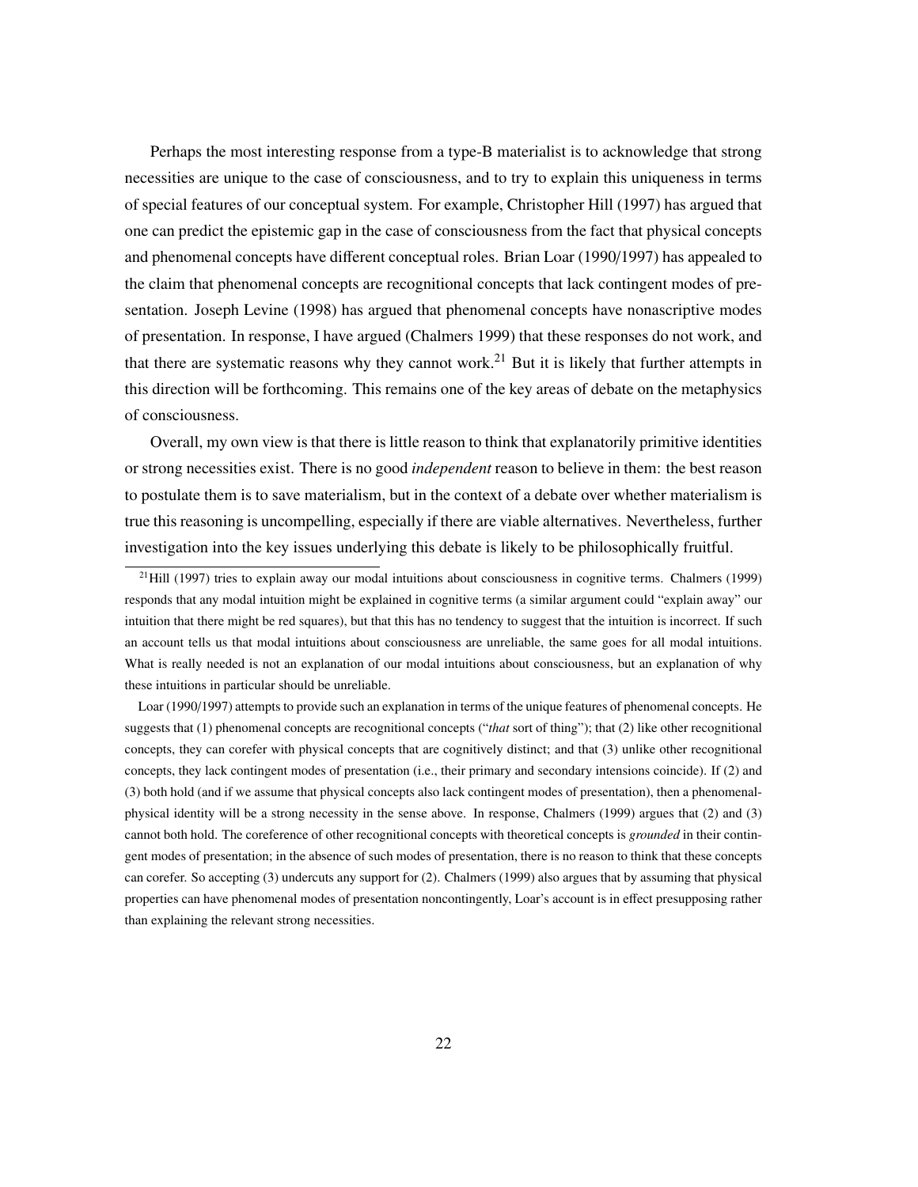Perhaps the most interesting response from a type-B materialist is to acknowledge that strong necessities are unique to the case of consciousness, and to try to explain this uniqueness in terms of special features of our conceptual system. For example, Christopher Hill (1997) has argued that one can predict the epistemic gap in the case of consciousness from the fact that physical concepts and phenomenal concepts have different conceptual roles. Brian Loar (1990/1997) has appealed to the claim that phenomenal concepts are recognitional concepts that lack contingent modes of presentation. Joseph Levine (1998) has argued that phenomenal concepts have nonascriptive modes of presentation. In response, I have argued (Chalmers 1999) that these responses do not work, and that there are systematic reasons why they cannot work.[21] But it is likely that further attempts in this direction will be forthcoming. This remains one of the key areas of debate on the metaphysics of consciousness.

Overall, my own view is that there is little reason to think that explanatorily primitive identities or strong necessities exist. There is no good *independent* reason to believe in them: the best reason to postulate them is to save materialism, but in the context of a debate over whether materialism is true this reasoning is uncompelling, especially if there are viable alternatives. Nevertheless, further investigation into the key issues underlying this debate is likely to be philosophically fruitful.

---

[21] Hill (1997) tries to explain away our modal intuitions about consciousness in cognitive terms. Chalmers (1999) responds that any modal intuition might be explained in cognitive terms (a similar argument could "explain away" our intuition that there might be red squares), but that this has no tendency to suggest that the intuition is incorrect. If such an account tells us that modal intuitions about consciousness are unreliable, the same goes for all modal intuitions. What is really needed is not an explanation of our modal intuitions about consciousness, but an explanation of why these intuitions in particular should be unreliable.

Loar (1990/1997) attempts to provide such an explanation in terms of the unique features of phenomenal concepts. He suggests that (1) phenomenal concepts are recognitional concepts ("*that* sort of thing"); that (2) like other recognitional concepts, they can corefer with physical concepts that are cognitively distinct; and that (3) unlike other recognitional concepts, they lack contingent modes of presentation (i.e., their primary and secondary intensions coincide). If (2) and (3) both hold (and if we assume that physical concepts also lack contingent modes of presentation), then a phenomenal-physical identity will be a strong necessity in the sense above. In response, Chalmers (1999) argues that (2) and (3) cannot both hold. The coreference of other recognitional concepts with theoretical concepts is *grounded* in their contingent modes of presentation; in the absence of such modes of presentation, there is no reason to think that these concepts can corefer. So accepting (3) undercuts any support for (2). Chalmers (1999) also argues that by assuming that physical properties can have phenomenal modes of presentation noncontingently, Loar's account is in effect presupposing rather than explaining the relevant strong necessities.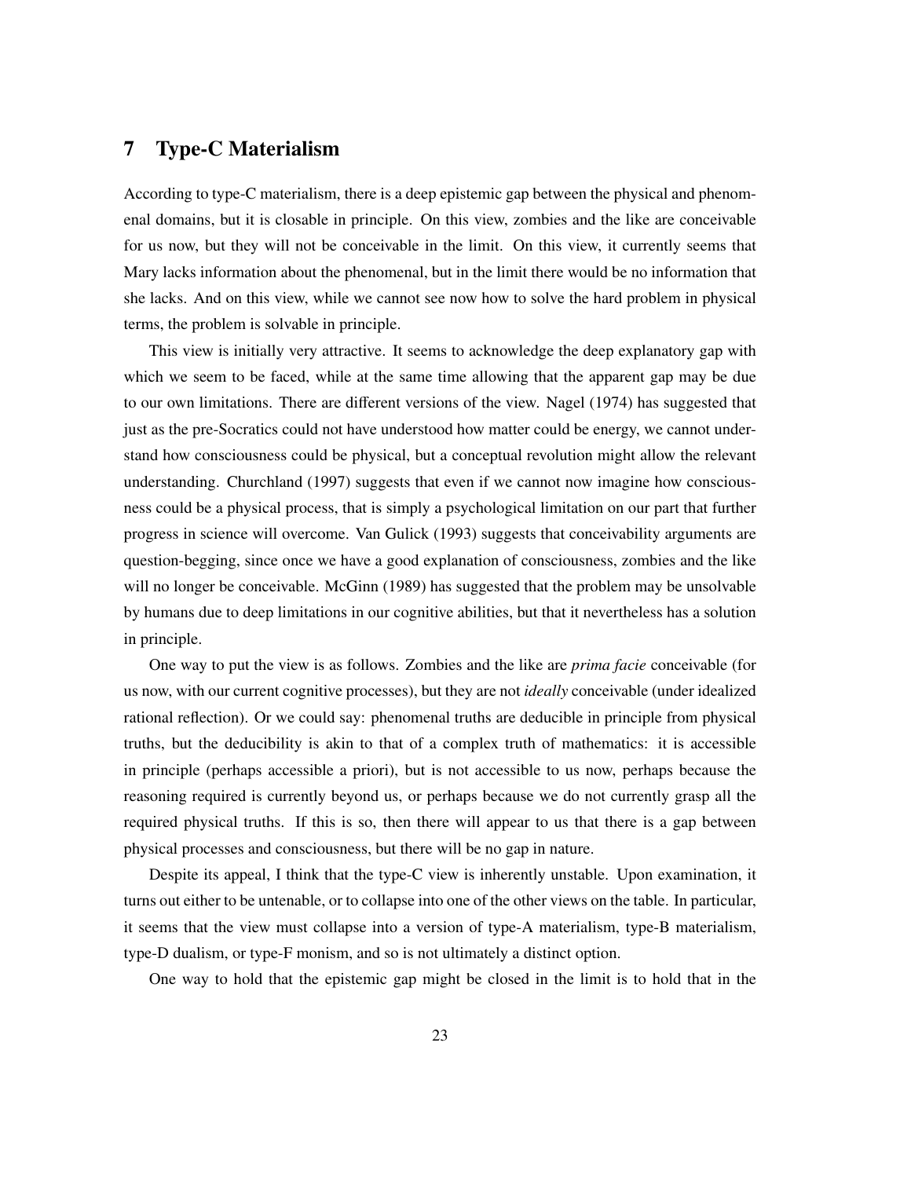## 7 Type-C Materialism

According to type-C materialism, there is a deep epistemic gap between the physical and phenomenal domains, but it is closable in principle. On this view, zombies and the like are conceivable for us now, but they will not be conceivable in the limit. On this view, it currently seems that Mary lacks information about the phenomenal, but in the limit there would be no information that she lacks. And on this view, while we cannot see now how to solve the hard problem in physical terms, the problem is solvable in principle.

This view is initially very attractive. It seems to acknowledge the deep explanatory gap with which we seem to be faced, while at the same time allowing that the apparent gap may be due to our own limitations. There are different versions of the view. Nagel (1974) has suggested that just as the pre-Socratics could not have understood how matter could be energy, we cannot understand how consciousness could be physical, but a conceptual revolution might allow the relevant understanding. Churchland (1997) suggests that even if we cannot now imagine how consciousness could be a physical process, that is simply a psychological limitation on our part that further progress in science will overcome. Van Gulick (1993) suggests that conceivability arguments are question-begging, since once we have a good explanation of consciousness, zombies and the like will no longer be conceivable. McGinn (1989) has suggested that the problem may be unsolvable by humans due to deep limitations in our cognitive abilities, but that it nevertheless has a solution in principle.

One way to put the view is as follows. Zombies and the like are *prima facie* conceivable (for us now, with our current cognitive processes), but they are not *ideally* conceivable (under idealized rational reflection). Or we could say: phenomenal truths are deducible in principle from physical truths, but the deducibility is akin to that of a complex truth of mathematics: it is accessible in principle (perhaps accessible a priori), but is not accessible to us now, perhaps because the reasoning required is currently beyond us, or perhaps because we do not currently grasp all the required physical truths. If this is so, then there will appear to us that there is a gap between physical processes and consciousness, but there will be no gap in nature.

Despite its appeal, I think that the type-C view is inherently unstable. Upon examination, it turns out either to be untenable, or to collapse into one of the other views on the table. In particular, it seems that the view must collapse into a version of type-A materialism, type-B materialism, type-D dualism, or type-F monism, and so is not ultimately a distinct option.

One way to hold that the epistemic gap might be closed in the limit is to hold that in the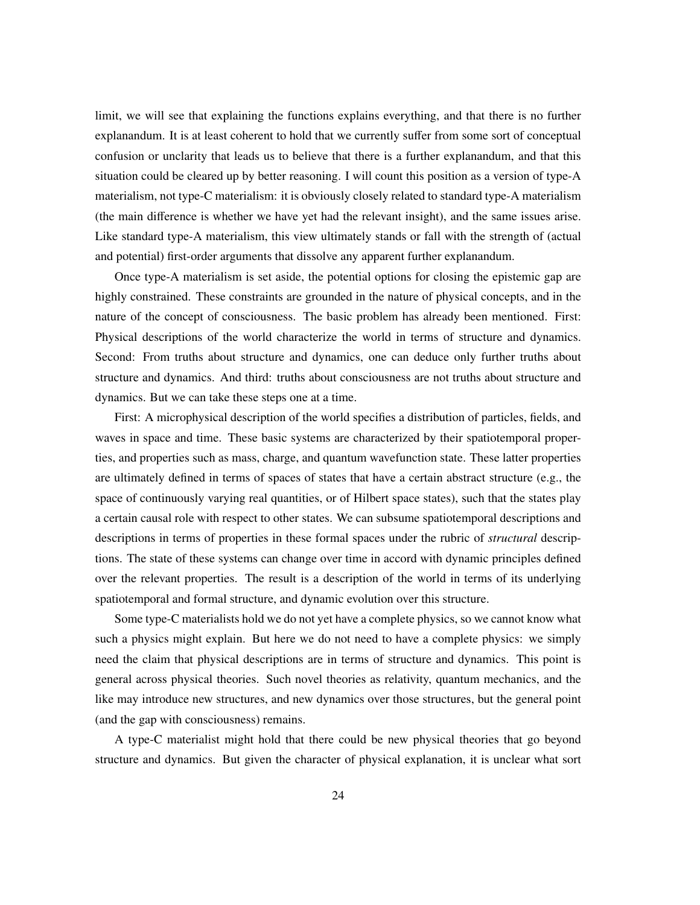limit, we will see that explaining the functions explains everything, and that there is no further explanandum. It is at least coherent to hold that we currently suffer from some sort of conceptual confusion or unclarity that leads us to believe that there is a further explanandum, and that this situation could be cleared up by better reasoning. I will count this position as a version of type-A materialism, not type-C materialism: it is obviously closely related to standard type-A materialism (the main difference is whether we have yet had the relevant insight), and the same issues arise. Like standard type-A materialism, this view ultimately stands or fall with the strength of (actual and potential) first-order arguments that dissolve any apparent further explanandum.

Once type-A materialism is set aside, the potential options for closing the epistemic gap are highly constrained. These constraints are grounded in the nature of physical concepts, and in the nature of the concept of consciousness. The basic problem has already been mentioned. First: Physical descriptions of the world characterize the world in terms of structure and dynamics. Second: From truths about structure and dynamics, one can deduce only further truths about structure and dynamics. And third: truths about consciousness are not truths about structure and dynamics. But we can take these steps one at a time.

First: A microphysical description of the world specifies a distribution of particles, fields, and waves in space and time. These basic systems are characterized by their spatiotemporal properties, and properties such as mass, charge, and quantum wavefunction state. These latter properties are ultimately defined in terms of spaces of states that have a certain abstract structure (e.g., the space of continuously varying real quantities, or of Hilbert space states), such that the states play a certain causal role with respect to other states. We can subsume spatiotemporal descriptions and descriptions in terms of properties in these formal spaces under the rubric of *structural* descriptions. The state of these systems can change over time in accord with dynamic principles defined over the relevant properties. The result is a description of the world in terms of its underlying spatiotemporal and formal structure, and dynamic evolution over this structure.

Some type-C materialists hold we do not yet have a complete physics, so we cannot know what such a physics might explain. But here we do not need to have a complete physics: we simply need the claim that physical descriptions are in terms of structure and dynamics. This point is general across physical theories. Such novel theories as relativity, quantum mechanics, and the like may introduce new structures, and new dynamics over those structures, but the general point (and the gap with consciousness) remains.

A type-C materialist might hold that there could be new physical theories that go beyond structure and dynamics. But given the character of physical explanation, it is unclear what sort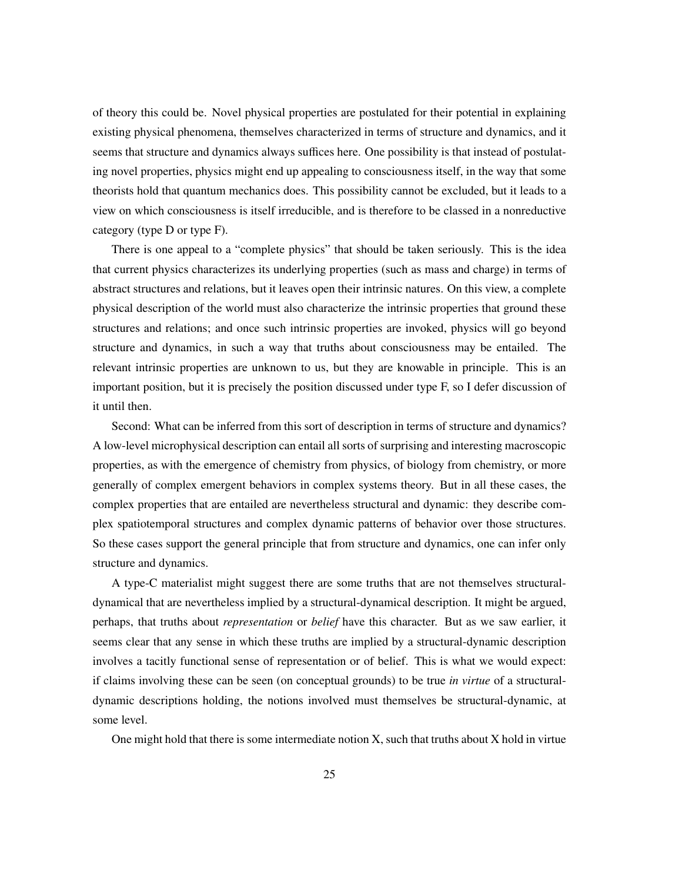of theory this could be. Novel physical properties are postulated for their potential in explaining existing physical phenomena, themselves characterized in terms of structure and dynamics, and it seems that structure and dynamics always suffices here. One possibility is that instead of postulating novel properties, physics might end up appealing to consciousness itself, in the way that some theorists hold that quantum mechanics does. This possibility cannot be excluded, but it leads to a view on which consciousness is itself irreducible, and is therefore to be classed in a nonreductive category (type D or type F).

There is one appeal to a "complete physics" that should be taken seriously. This is the idea that current physics characterizes its underlying properties (such as mass and charge) in terms of abstract structures and relations, but it leaves open their intrinsic natures. On this view, a complete physical description of the world must also characterize the intrinsic properties that ground these structures and relations; and once such intrinsic properties are invoked, physics will go beyond structure and dynamics, in such a way that truths about consciousness may be entailed. The relevant intrinsic properties are unknown to us, but they are knowable in principle. This is an important position, but it is precisely the position discussed under type F, so I defer discussion of it until then.

Second: What can be inferred from this sort of description in terms of structure and dynamics? A low-level microphysical description can entail all sorts of surprising and interesting macroscopic properties, as with the emergence of chemistry from physics, of biology from chemistry, or more generally of complex emergent behaviors in complex systems theory. But in all these cases, the complex properties that are entailed are nevertheless structural and dynamic: they describe complex spatiotemporal structures and complex dynamic patterns of behavior over those structures. So these cases support the general principle that from structure and dynamics, one can infer only structure and dynamics.

A type-C materialist might suggest there are some truths that are not themselves structural-dynamical that are nevertheless implied by a structural-dynamical description. It might be argued, perhaps, that truths about *representation* or *belief* have this character. But as we saw earlier, it seems clear that any sense in which these truths are implied by a structural-dynamic description involves a tacitly functional sense of representation or of belief. This is what we would expect: if claims involving these can be seen (on conceptual grounds) to be true *in virtue* of a structural-dynamic descriptions holding, the notions involved must themselves be structural-dynamic, at some level.

One might hold that there is some intermediate notion X, such that truths about X hold in virtue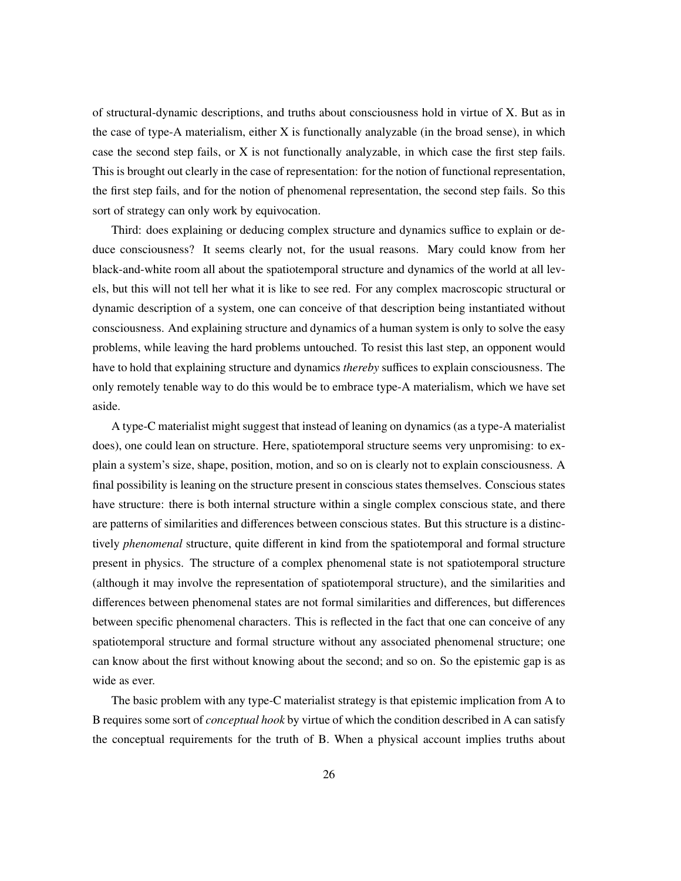of structural-dynamic descriptions, and truths about consciousness hold in virtue of X. But as in the case of type-A materialism, either X is functionally analyzable (in the broad sense), in which case the second step fails, or X is not functionally analyzable, in which case the first step fails. This is brought out clearly in the case of representation: for the notion of functional representation, the first step fails, and for the notion of phenomenal representation, the second step fails. So this sort of strategy can only work by equivocation.

Third: does explaining or deducing complex structure and dynamics suffice to explain or deduce consciousness? It seems clearly not, for the usual reasons. Mary could know from her black-and-white room all about the spatiotemporal structure and dynamics of the world at all levels, but this will not tell her what it is like to see red. For any complex macroscopic structural or dynamic description of a system, one can conceive of that description being instantiated without consciousness. And explaining structure and dynamics of a human system is only to solve the easy problems, while leaving the hard problems untouched. To resist this last step, an opponent would have to hold that explaining structure and dynamics *thereby* suffices to explain consciousness. The only remotely tenable way to do this would be to embrace type-A materialism, which we have set aside.

A type-C materialist might suggest that instead of leaning on dynamics (as a type-A materialist does), one could lean on structure. Here, spatiotemporal structure seems very unpromising: to explain a system's size, shape, position, motion, and so on is clearly not to explain consciousness. A final possibility is leaning on the structure present in conscious states themselves. Conscious states have structure: there is both internal structure within a single complex conscious state, and there are patterns of similarities and differences between conscious states. But this structure is a distinctively *phenomenal* structure, quite different in kind from the spatiotemporal and formal structure present in physics. The structure of a complex phenomenal state is not spatiotemporal structure (although it may involve the representation of spatiotemporal structure), and the similarities and differences between phenomenal states are not formal similarities and differences, but differences between specific phenomenal characters. This is reflected in the fact that one can conceive of any spatiotemporal structure and formal structure without any associated phenomenal structure; one can know about the first without knowing about the second; and so on. So the epistemic gap is as wide as ever.

The basic problem with any type-C materialist strategy is that epistemic implication from A to B requires some sort of *conceptual hook* by virtue of which the condition described in A can satisfy the conceptual requirements for the truth of B. When a physical account implies truths about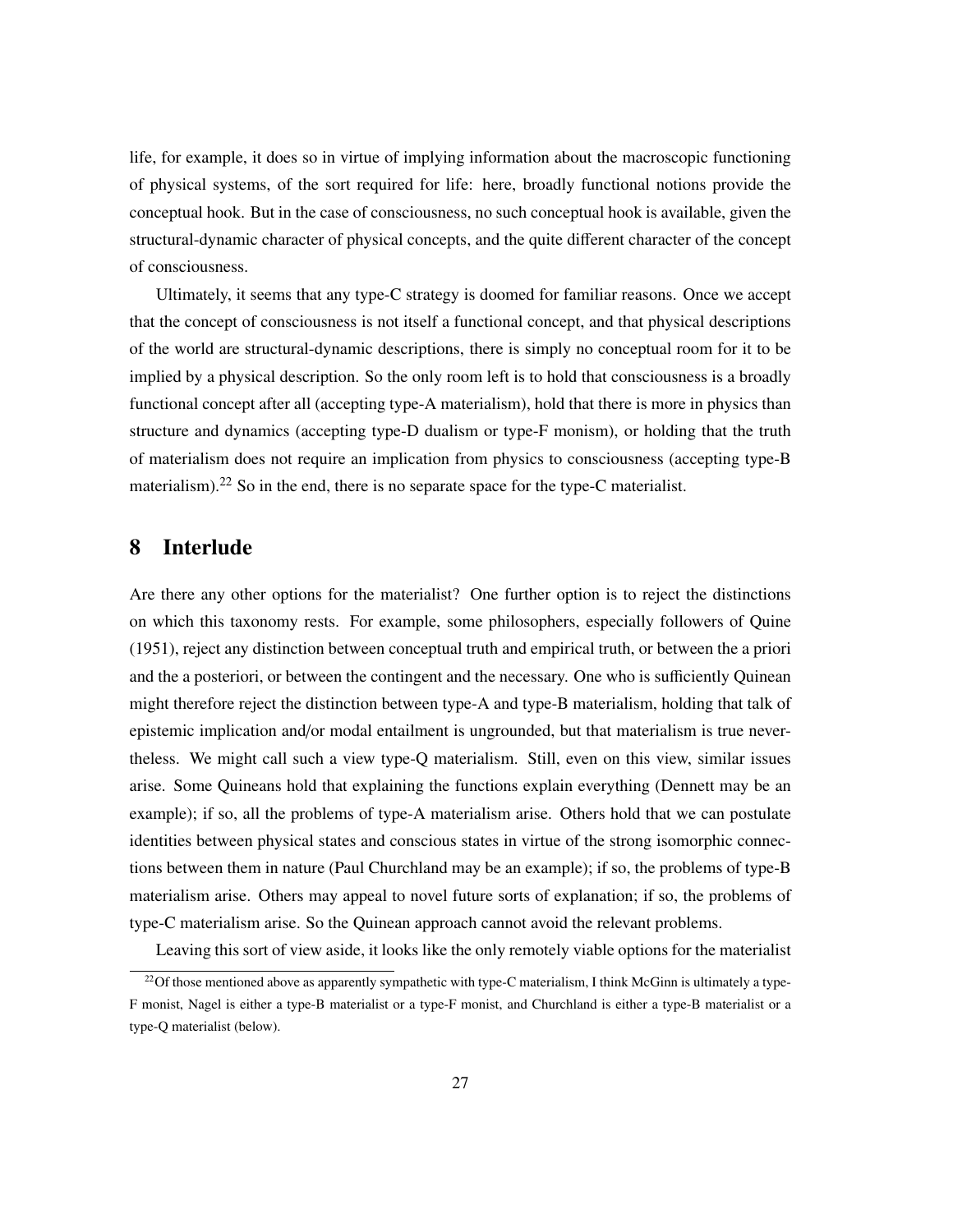life, for example, it does so in virtue of implying information about the macroscopic functioning of physical systems, of the sort required for life: here, broadly functional notions provide the conceptual hook. But in the case of consciousness, no such conceptual hook is available, given the structural-dynamic character of physical concepts, and the quite different character of the concept of consciousness.

Ultimately, it seems that any type-C strategy is doomed for familiar reasons. Once we accept that the concept of consciousness is not itself a functional concept, and that physical descriptions of the world are structural-dynamic descriptions, there is simply no conceptual room for it to be implied by a physical description. So the only room left is to hold that consciousness is a broadly functional concept after all (accepting type-A materialism), hold that there is more in physics than structure and dynamics (accepting type-D dualism or type-F monism), or holding that the truth of materialism does not require an implication from physics to consciousness (accepting type-B materialism).[22] So in the end, there is no separate space for the type-C materialist.

## 8 Interlude

Are there any other options for the materialist? One further option is to reject the distinctions on which this taxonomy rests. For example, some philosophers, especially followers of Quine (1951), reject any distinction between conceptual truth and empirical truth, or between the a priori and the a posteriori, or between the contingent and the necessary. One who is sufficiently Quinean might therefore reject the distinction between type-A and type-B materialism, holding that talk of epistemic implication and/or modal entailment is ungrounded, but that materialism is true nevertheless. We might call such a view type-Q materialism. Still, even on this view, similar issues arise. Some Quineans hold that explaining the functions explain everything (Dennett may be an example); if so, all the problems of type-A materialism arise. Others hold that we can postulate identities between physical states and conscious states in virtue of the strong isomorphic connections between them in nature (Paul Churchland may be an example); if so, the problems of type-B materialism arise. Others may appeal to novel future sorts of explanation; if so, the problems of type-C materialism arise. So the Quinean approach cannot avoid the relevant problems.

Leaving this sort of view aside, it looks like the only remotely viable options for the materialist

[22] Of those mentioned above as apparently sympathetic with type-C materialism, I think McGinn is ultimately a type-F monist, Nagel is either a type-B materialist or a type-F monist, and Churchland is either a type-B materialist or a type-Q materialist (below).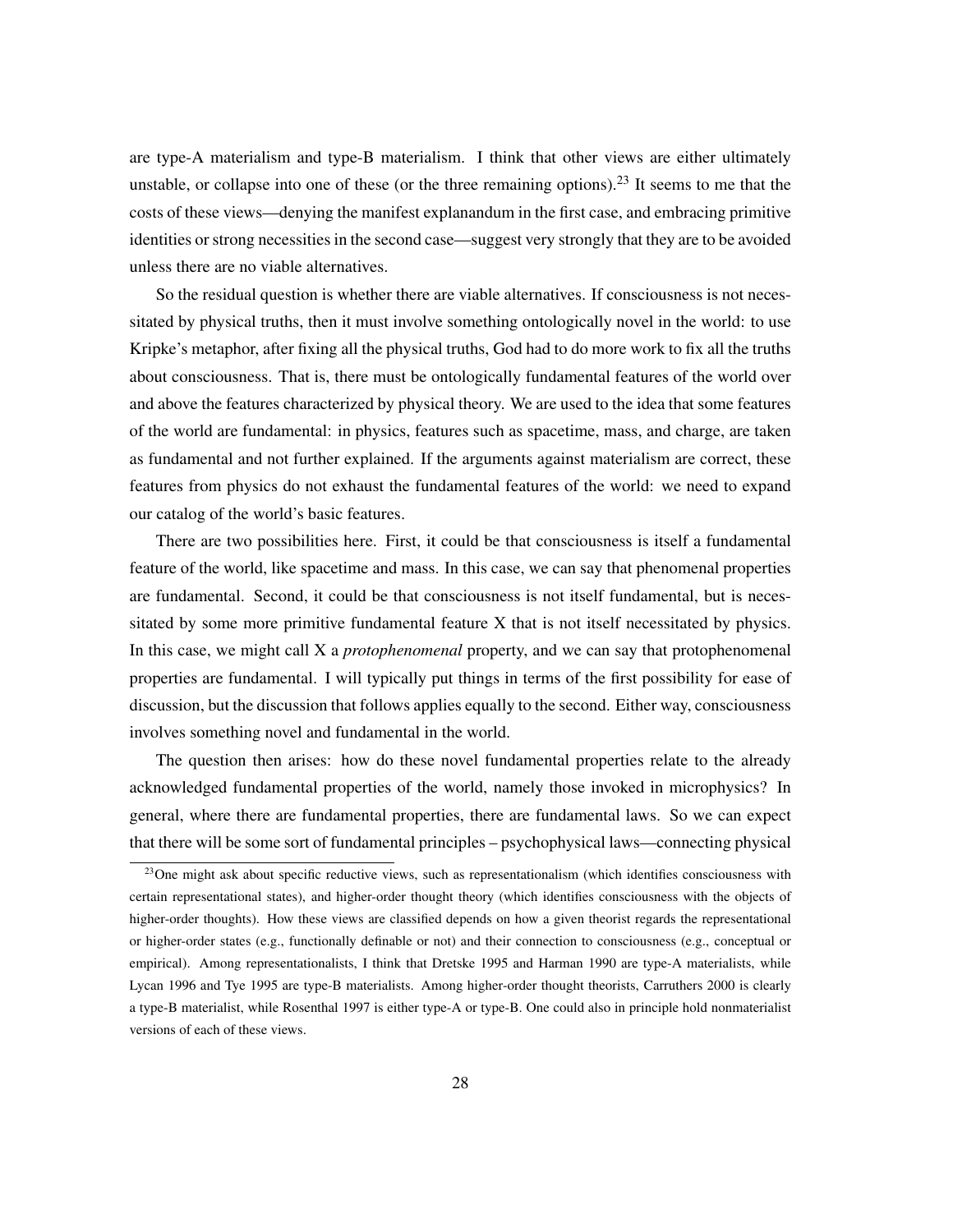are type-A materialism and type-B materialism. I think that other views are either ultimately unstable, or collapse into one of these (or the three remaining options).[23] It seems to me that the costs of these views—denying the manifest explanandum in the first case, and embracing primitive identities or strong necessities in the second case—suggest very strongly that they are to be avoided unless there are no viable alternatives.

So the residual question is whether there are viable alternatives. If consciousness is not necessitated by physical truths, then it must involve something ontologically novel in the world: to use Kripke's metaphor, after fixing all the physical truths, God had to do more work to fix all the truths about consciousness. That is, there must be ontologically fundamental features of the world over and above the features characterized by physical theory. We are used to the idea that some features of the world are fundamental: in physics, features such as spacetime, mass, and charge, are taken as fundamental and not further explained. If the arguments against materialism are correct, these features from physics do not exhaust the fundamental features of the world: we need to expand our catalog of the world's basic features.

There are two possibilities here. First, it could be that consciousness is itself a fundamental feature of the world, like spacetime and mass. In this case, we can say that phenomenal properties are fundamental. Second, it could be that consciousness is not itself fundamental, but is necessitated by some more primitive fundamental feature X that is not itself necessitated by physics. In this case, we might call X a *protophenomenal* property, and we can say that protophenomenal properties are fundamental. I will typically put things in terms of the first possibility for ease of discussion, but the discussion that follows applies equally to the second. Either way, consciousness involves something novel and fundamental in the world.

The question then arises: how do these novel fundamental properties relate to the already acknowledged fundamental properties of the world, namely those invoked in microphysics? In general, where there are fundamental properties, there are fundamental laws. So we can expect that there will be some sort of fundamental principles – psychophysical laws—connecting physical

[23] One might ask about specific reductive views, such as representationalism (which identifies consciousness with certain representational states), and higher-order thought theory (which identifies consciousness with the objects of higher-order thoughts). How these views are classified depends on how a given theorist regards the representational or higher-order states (e.g., functionally definable or not) and their connection to consciousness (e.g., conceptual or empirical). Among representationalists, I think that Dretske 1995 and Harman 1990 are type-A materialists, while Lycan 1996 and Tye 1995 are type-B materialists. Among higher-order thought theorists, Carruthers 2000 is clearly a type-B materialist, while Rosenthal 1997 is either type-A or type-B. One could also in principle hold nonmaterialist versions of each of these views.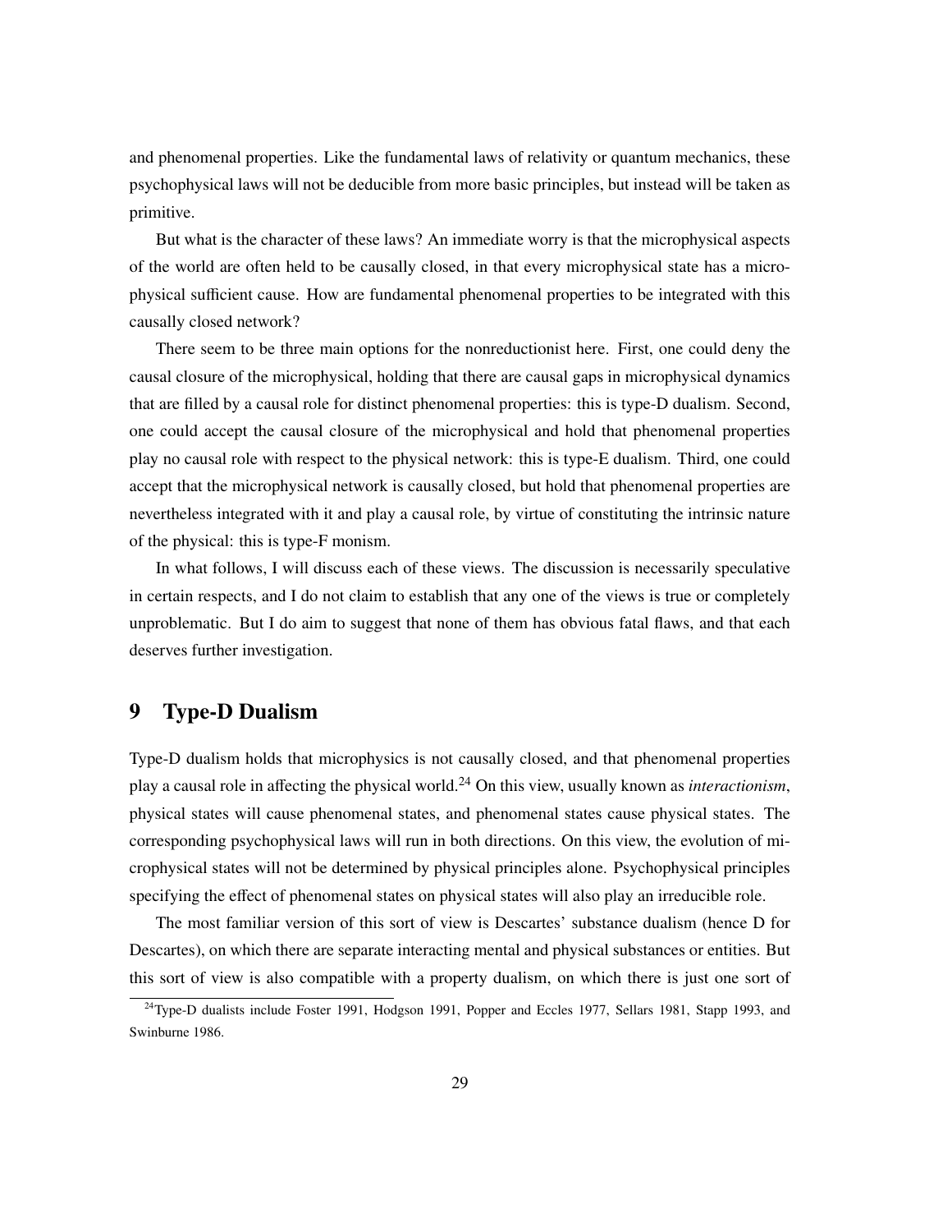and phenomenal properties. Like the fundamental laws of relativity or quantum mechanics, these psychophysical laws will not be deducible from more basic principles, but instead will be taken as primitive.

But what is the character of these laws? An immediate worry is that the microphysical aspects of the world are often held to be causally closed, in that every microphysical state has a microphysical sufficient cause. How are fundamental phenomenal properties to be integrated with this causally closed network?

There seem to be three main options for the nonreductionist here. First, one could deny the causal closure of the microphysical, holding that there are causal gaps in microphysical dynamics that are filled by a causal role for distinct phenomenal properties: this is type-D dualism. Second, one could accept the causal closure of the microphysical and hold that phenomenal properties play no causal role with respect to the physical network: this is type-E dualism. Third, one could accept that the microphysical network is causally closed, but hold that phenomenal properties are nevertheless integrated with it and play a causal role, by virtue of constituting the intrinsic nature of the physical: this is type-F monism.

In what follows, I will discuss each of these views. The discussion is necessarily speculative in certain respects, and I do not claim to establish that any one of the views is true or completely unproblematic. But I do aim to suggest that none of them has obvious fatal flaws, and that each deserves further investigation.

## 9 Type-D Dualism

Type-D dualism holds that microphysics is not causally closed, and that phenomenal properties play a causal role in affecting the physical world.[24] On this view, usually known as *interactionism*, physical states will cause phenomenal states, and phenomenal states cause physical states. The corresponding psychophysical laws will run in both directions. On this view, the evolution of microphysical states will not be determined by physical principles alone. Psychophysical principles specifying the effect of phenomenal states on physical states will also play an irreducible role.

The most familiar version of this sort of view is Descartes' substance dualism (hence D for Descartes), on which there are separate interacting mental and physical substances or entities. But this sort of view is also compatible with a property dualism, on which there is just one sort of

[24] Type-D dualists include Foster 1991, Hodgson 1991, Popper and Eccles 1977, Sellars 1981, Stapp 1993, and Swinburne 1986.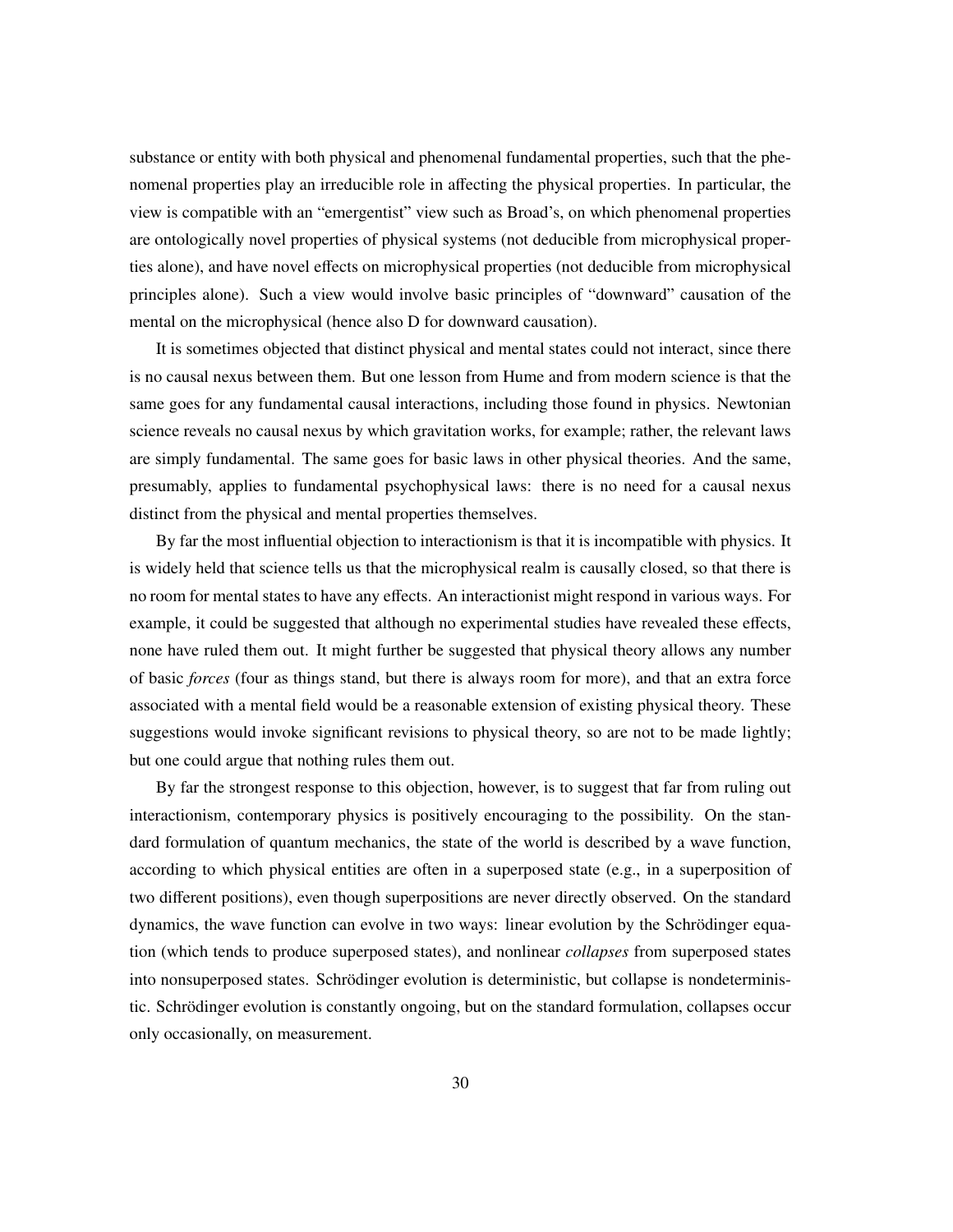substance or entity with both physical and phenomenal fundamental properties, such that the phenomenal properties play an irreducible role in affecting the physical properties. In particular, the view is compatible with an "emergentist" view such as Broad's, on which phenomenal properties are ontologically novel properties of physical systems (not deducible from microphysical properties alone), and have novel effects on microphysical properties (not deducible from microphysical principles alone). Such a view would involve basic principles of "downward" causation of the mental on the microphysical (hence also D for downward causation).

It is sometimes objected that distinct physical and mental states could not interact, since there is no causal nexus between them. But one lesson from Hume and from modern science is that the same goes for any fundamental causal interactions, including those found in physics. Newtonian science reveals no causal nexus by which gravitation works, for example; rather, the relevant laws are simply fundamental. The same goes for basic laws in other physical theories. And the same, presumably, applies to fundamental psychophysical laws: there is no need for a causal nexus distinct from the physical and mental properties themselves.

By far the most influential objection to interactionism is that it is incompatible with physics. It is widely held that science tells us that the microphysical realm is causally closed, so that there is no room for mental states to have any effects. An interactionist might respond in various ways. For example, it could be suggested that although no experimental studies have revealed these effects, none have ruled them out. It might further be suggested that physical theory allows any number of basic *forces* (four as things stand, but there is always room for more), and that an extra force associated with a mental field would be a reasonable extension of existing physical theory. These suggestions would invoke significant revisions to physical theory, so are not to be made lightly; but one could argue that nothing rules them out.

By far the strongest response to this objection, however, is to suggest that far from ruling out interactionism, contemporary physics is positively encouraging to the possibility. On the standard formulation of quantum mechanics, the state of the world is described by a wave function, according to which physical entities are often in a superposed state (e.g., in a superposition of two different positions), even though superpositions are never directly observed. On the standard dynamics, the wave function can evolve in two ways: linear evolution by the Schrödinger equation (which tends to produce superposed states), and nonlinear *collapses* from superposed states into nonsuperposed states. Schrödinger evolution is deterministic, but collapse is nondeterministic. Schrödinger evolution is constantly ongoing, but on the standard formulation, collapses occur only occasionally, on measurement.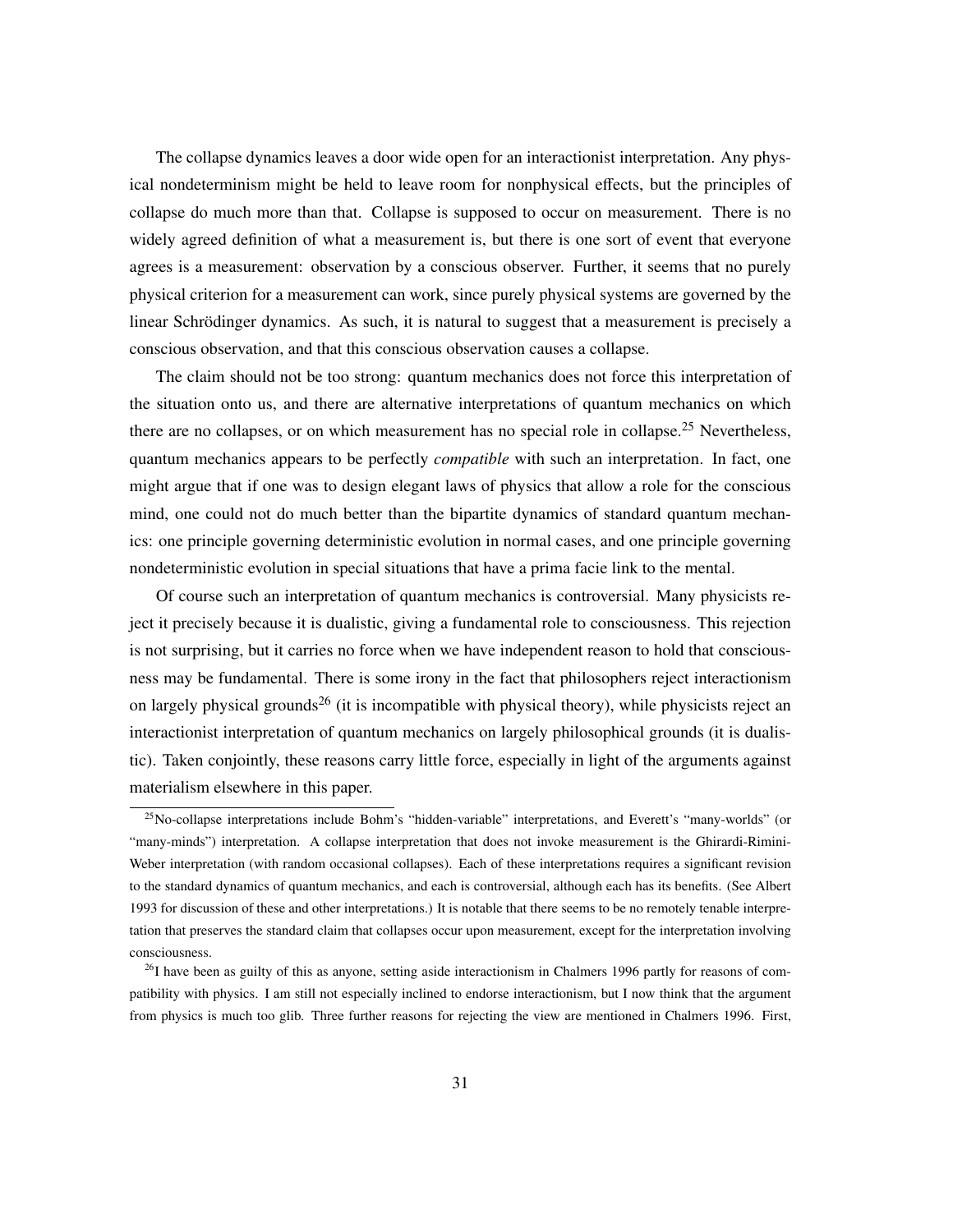The collapse dynamics leaves a door wide open for an interactionist interpretation. Any physical nondeterminism might be held to leave room for nonphysical effects, but the principles of collapse do much more than that. Collapse is supposed to occur on measurement. There is no widely agreed definition of what a measurement is, but there is one sort of event that everyone agrees is a measurement: observation by a conscious observer. Further, it seems that no purely physical criterion for a measurement can work, since purely physical systems are governed by the linear Schrödinger dynamics. As such, it is natural to suggest that a measurement is precisely a conscious observation, and that this conscious observation causes a collapse.

The claim should not be too strong: quantum mechanics does not force this interpretation of the situation onto us, and there are alternative interpretations of quantum mechanics on which there are no collapses, or on which measurement has no special role in collapse.[25] Nevertheless, quantum mechanics appears to be perfectly *compatible* with such an interpretation. In fact, one might argue that if one was to design elegant laws of physics that allow a role for the conscious mind, one could not do much better than the bipartite dynamics of standard quantum mechanics: one principle governing deterministic evolution in normal cases, and one principle governing nondeterministic evolution in special situations that have a prima facie link to the mental.

Of course such an interpretation of quantum mechanics is controversial. Many physicists reject it precisely because it is dualistic, giving a fundamental role to consciousness. This rejection is not surprising, but it carries no force when we have independent reason to hold that consciousness may be fundamental. There is some irony in the fact that philosophers reject interactionism on largely physical grounds[26] (it is incompatible with physical theory), while physicists reject an interactionist interpretation of quantum mechanics on largely philosophical grounds (it is dualistic). Taken conjointly, these reasons carry little force, especially in light of the arguments against materialism elsewhere in this paper.

---

[25] No-collapse interpretations include Bohm's "hidden-variable" interpretations, and Everett's "many-worlds" (or "many-minds") interpretation. A collapse interpretation that does not invoke measurement is the Ghirardi-Rimini-Weber interpretation (with random occasional collapses). Each of these interpretations requires a significant revision to the standard dynamics of quantum mechanics, and each is controversial, although each has its benefits. (See Albert 1993 for discussion of these and other interpretations.) It is notable that there seems to be no remotely tenable interpretation that preserves the standard claim that collapses occur upon measurement, except for the interpretation involving consciousness.

[26] I have been as guilty of this as anyone, setting aside interactionism in Chalmers 1996 partly for reasons of compatibility with physics. I am still not especially inclined to endorse interactionism, but I now think that the argument from physics is much too glib. Three further reasons for rejecting the view are mentioned in Chalmers 1996. First,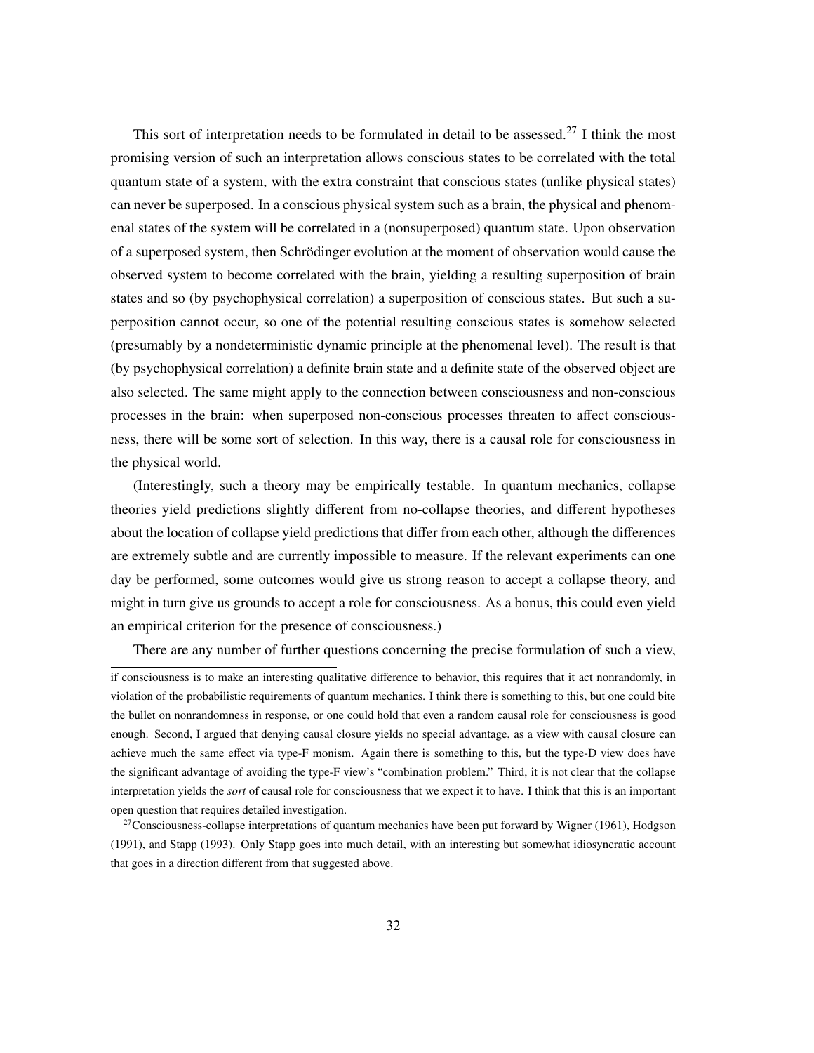This sort of interpretation needs to be formulated in detail to be assessed.[27] I think the most promising version of such an interpretation allows conscious states to be correlated with the total quantum state of a system, with the extra constraint that conscious states (unlike physical states) can never be superposed. In a conscious physical system such as a brain, the physical and phenomenal states of the system will be correlated in a (nonsuperposed) quantum state. Upon observation of a superposed system, then Schrödinger evolution at the moment of observation would cause the observed system to become correlated with the brain, yielding a resulting superposition of brain states and so (by psychophysical correlation) a superposition of conscious states. But such a superposition cannot occur, so one of the potential resulting conscious states is somehow selected (presumably by a nondeterministic dynamic principle at the phenomenal level). The result is that (by psychophysical correlation) a definite brain state and a definite state of the observed object are also selected. The same might apply to the connection between consciousness and non-conscious processes in the brain: when superposed non-conscious processes threaten to affect consciousness, there will be some sort of selection. In this way, there is a causal role for consciousness in the physical world.

(Interestingly, such a theory may be empirically testable. In quantum mechanics, collapse theories yield predictions slightly different from no-collapse theories, and different hypotheses about the location of collapse yield predictions that differ from each other, although the differences are extremely subtle and are currently impossible to measure. If the relevant experiments can one day be performed, some outcomes would give us strong reason to accept a collapse theory, and might in turn give us grounds to accept a role for consciousness. As a bonus, this could even yield an empirical criterion for the presence of consciousness.)

There are any number of further questions concerning the precise formulation of such a view,

---

if consciousness is to make an interesting qualitative difference to behavior, this requires that it act nonrandomly, in violation of the probabilistic requirements of quantum mechanics. I think there is something to this, but one could bite the bullet on nonrandomness in response, or one could hold that even a random causal role for consciousness is good enough. Second, I argued that denying causal closure yields no special advantage, as a view with causal closure can achieve much the same effect via type-F monism. Again there is something to this, but the type-D view does have the significant advantage of avoiding the type-F view's "combination problem." Third, it is not clear that the collapse interpretation yields the *sort* of causal role for consciousness that we expect it to have. I think that this is an important open question that requires detailed investigation.

[27] Consciousness-collapse interpretations of quantum mechanics have been put forward by Wigner (1961), Hodgson (1991), and Stapp (1993). Only Stapp goes into much detail, with an interesting but somewhat idiosyncratic account that goes in a direction different from that suggested above.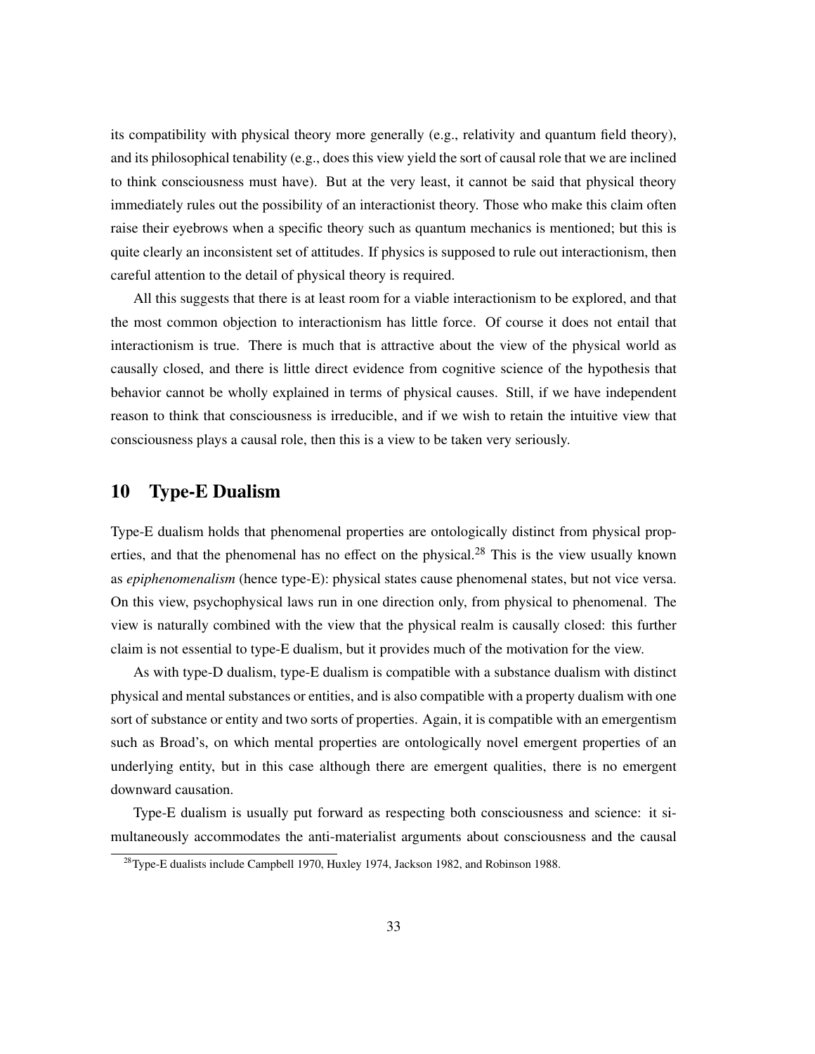its compatibility with physical theory more generally (e.g., relativity and quantum field theory), and its philosophical tenability (e.g., does this view yield the sort of causal role that we are inclined to think consciousness must have). But at the very least, it cannot be said that physical theory immediately rules out the possibility of an interactionist theory. Those who make this claim often raise their eyebrows when a specific theory such as quantum mechanics is mentioned; but this is quite clearly an inconsistent set of attitudes. If physics is supposed to rule out interactionism, then careful attention to the detail of physical theory is required.

All this suggests that there is at least room for a viable interactionism to be explored, and that the most common objection to interactionism has little force. Of course it does not entail that interactionism is true. There is much that is attractive about the view of the physical world as causally closed, and there is little direct evidence from cognitive science of the hypothesis that behavior cannot be wholly explained in terms of physical causes. Still, if we have independent reason to think that consciousness is irreducible, and if we wish to retain the intuitive view that consciousness plays a causal role, then this is a view to be taken very seriously.

## 10 Type-E Dualism

Type-E dualism holds that phenomenal properties are ontologically distinct from physical properties, and that the phenomenal has no effect on the physical.[28] This is the view usually known as *epiphenomenalism* (hence type-E): physical states cause phenomenal states, but not vice versa. On this view, psychophysical laws run in one direction only, from physical to phenomenal. The view is naturally combined with the view that the physical realm is causally closed: this further claim is not essential to type-E dualism, but it provides much of the motivation for the view.

As with type-D dualism, type-E dualism is compatible with a substance dualism with distinct physical and mental substances or entities, and is also compatible with a property dualism with one sort of substance or entity and two sorts of properties. Again, it is compatible with an emergentism such as Broad's, on which mental properties are ontologically novel emergent properties of an underlying entity, but in this case although there are emergent qualities, there is no emergent downward causation.

Type-E dualism is usually put forward as respecting both consciousness and science: it simultaneously accommodates the anti-materialist arguments about consciousness and the causal

[28] Type-E dualists include Campbell 1970, Huxley 1974, Jackson 1982, and Robinson 1988.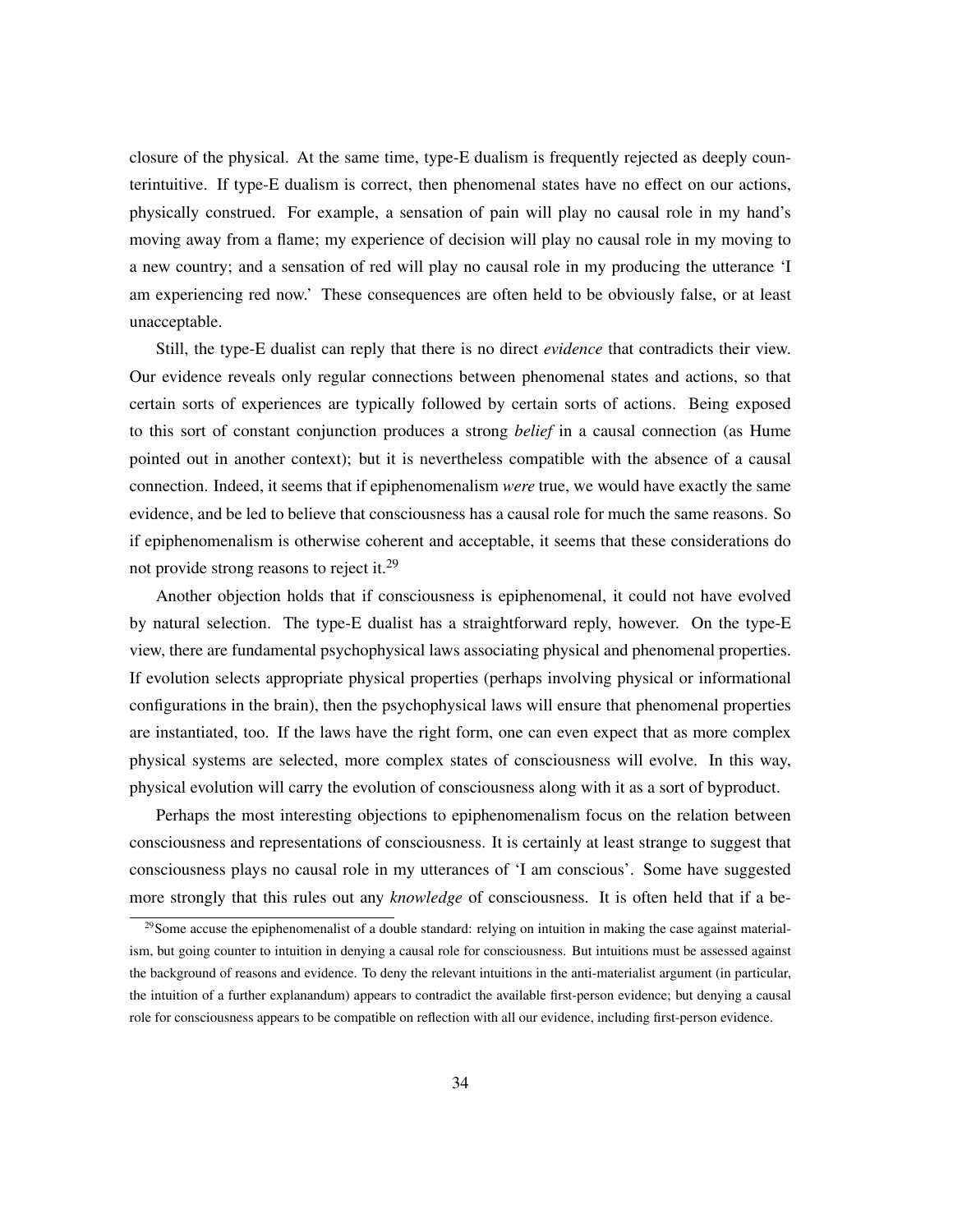closure of the physical. At the same time, type-E dualism is frequently rejected as deeply counterintuitive. If type-E dualism is correct, then phenomenal states have no effect on our actions, physically construed. For example, a sensation of pain will play no causal role in my hand's moving away from a flame; my experience of decision will play no causal role in my moving to a new country; and a sensation of red will play no causal role in my producing the utterance 'I am experiencing red now.' These consequences are often held to be obviously false, or at least unacceptable.

Still, the type-E dualist can reply that there is no direct *evidence* that contradicts their view. Our evidence reveals only regular connections between phenomenal states and actions, so that certain sorts of experiences are typically followed by certain sorts of actions. Being exposed to this sort of constant conjunction produces a strong *belief* in a causal connection (as Hume pointed out in another context); but it is nevertheless compatible with the absence of a causal connection. Indeed, it seems that if epiphenomenalism *were* true, we would have exactly the same evidence, and be led to believe that consciousness has a causal role for much the same reasons. So if epiphenomenalism is otherwise coherent and acceptable, it seems that these considerations do not provide strong reasons to reject it.[29]

Another objection holds that if consciousness is epiphenomenal, it could not have evolved by natural selection. The type-E dualist has a straightforward reply, however. On the type-E view, there are fundamental psychophysical laws associating physical and phenomenal properties. If evolution selects appropriate physical properties (perhaps involving physical or informational configurations in the brain), then the psychophysical laws will ensure that phenomenal properties are instantiated, too. If the laws have the right form, one can even expect that as more complex physical systems are selected, more complex states of consciousness will evolve. In this way, physical evolution will carry the evolution of consciousness along with it as a sort of byproduct.

Perhaps the most interesting objections to epiphenomenalism focus on the relation between consciousness and representations of consciousness. It is certainly at least strange to suggest that consciousness plays no causal role in my utterances of 'I am conscious'. Some have suggested more strongly that this rules out any *knowledge* of consciousness. It is often held that if a be-

[29]Some accuse the epiphenomenalist of a double standard: relying on intuition in making the case against materialism, but going counter to intuition in denying a causal role for consciousness. But intuitions must be assessed against the background of reasons and evidence. To deny the relevant intuitions in the anti-materialist argument (in particular, the intuition of a further explanandum) appears to contradict the available first-person evidence; but denying a causal role for consciousness appears to be compatible on reflection with all our evidence, including first-person evidence.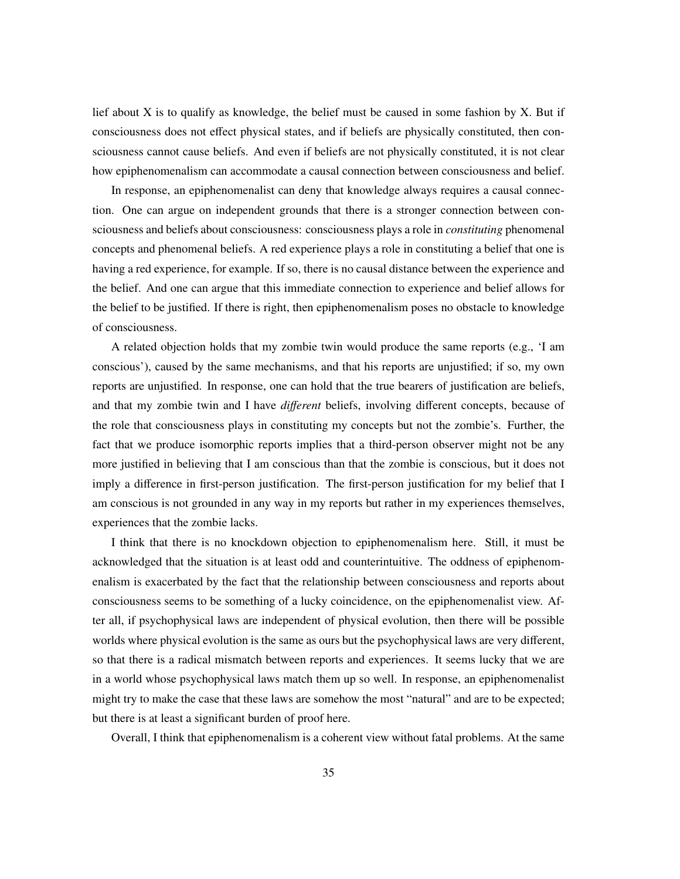lief about X is to qualify as knowledge, the belief must be caused in some fashion by X. But if consciousness does not effect physical states, and if beliefs are physically constituted, then consciousness cannot cause beliefs. And even if beliefs are not physically constituted, it is not clear how epiphenomenalism can accommodate a causal connection between consciousness and belief.

In response, an epiphenomenalist can deny that knowledge always requires a causal connection. One can argue on independent grounds that there is a stronger connection between consciousness and beliefs about consciousness: consciousness plays a role in *constituting* phenomenal concepts and phenomenal beliefs. A red experience plays a role in constituting a belief that one is having a red experience, for example. If so, there is no causal distance between the experience and the belief. And one can argue that this immediate connection to experience and belief allows for the belief to be justified. If there is right, then epiphenomenalism poses no obstacle to knowledge of consciousness.

A related objection holds that my zombie twin would produce the same reports (e.g., 'I am conscious'), caused by the same mechanisms, and that his reports are unjustified; if so, my own reports are unjustified. In response, one can hold that the true bearers of justification are beliefs, and that my zombie twin and I have *different* beliefs, involving different concepts, because of the role that consciousness plays in constituting my concepts but not the zombie's. Further, the fact that we produce isomorphic reports implies that a third-person observer might not be any more justified in believing that I am conscious than that the zombie is conscious, but it does not imply a difference in first-person justification. The first-person justification for my belief that I am conscious is not grounded in any way in my reports but rather in my experiences themselves, experiences that the zombie lacks.

I think that there is no knockdown objection to epiphenomenalism here. Still, it must be acknowledged that the situation is at least odd and counterintuitive. The oddness of epiphenomenalism is exacerbated by the fact that the relationship between consciousness and reports about consciousness seems to be something of a lucky coincidence, on the epiphenomenalist view. After all, if psychophysical laws are independent of physical evolution, then there will be possible worlds where physical evolution is the same as ours but the psychophysical laws are very different, so that there is a radical mismatch between reports and experiences. It seems lucky that we are in a world whose psychophysical laws match them up so well. In response, an epiphenomenalist might try to make the case that these laws are somehow the most "natural" and are to be expected; but there is at least a significant burden of proof here.

Overall, I think that epiphenomenalism is a coherent view without fatal problems. At the same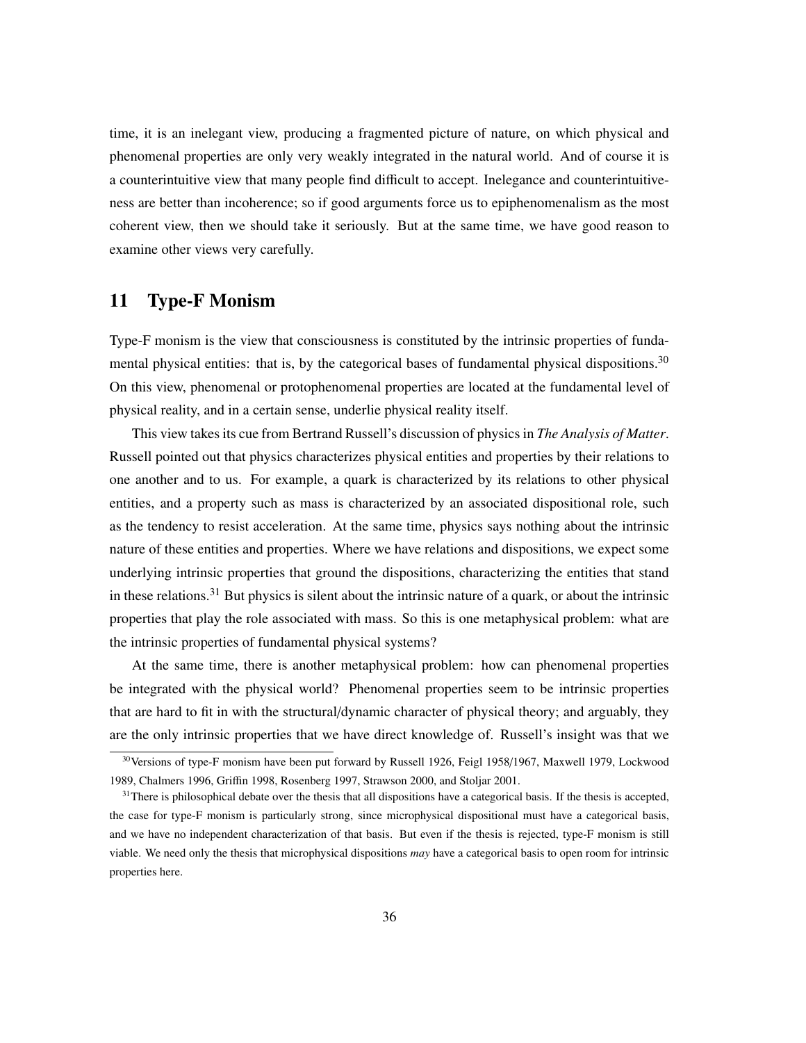time, it is an inelegant view, producing a fragmented picture of nature, on which physical and phenomenal properties are only very weakly integrated in the natural world. And of course it is a counterintuitive view that many people find difficult to accept. Inelegance and counterintuitiveness are better than incoherence; so if good arguments force us to epiphenomenalism as the most coherent view, then we should take it seriously. But at the same time, we have good reason to examine other views very carefully.

## 11 Type-F Monism

Type-F monism is the view that consciousness is constituted by the intrinsic properties of fundamental physical entities: that is, by the categorical bases of fundamental physical dispositions.[30] On this view, phenomenal or protophenomenal properties are located at the fundamental level of physical reality, and in a certain sense, underlie physical reality itself.

This view takes its cue from Bertrand Russell's discussion of physics in *The Analysis of Matter*. Russell pointed out that physics characterizes physical entities and properties by their relations to one another and to us. For example, a quark is characterized by its relations to other physical entities, and a property such as mass is characterized by an associated dispositional role, such as the tendency to resist acceleration. At the same time, physics says nothing about the intrinsic nature of these entities and properties. Where we have relations and dispositions, we expect some underlying intrinsic properties that ground the dispositions, characterizing the entities that stand in these relations.[31] But physics is silent about the intrinsic nature of a quark, or about the intrinsic properties that play the role associated with mass. So this is one metaphysical problem: what are the intrinsic properties of fundamental physical systems?

At the same time, there is another metaphysical problem: how can phenomenal properties be integrated with the physical world? Phenomenal properties seem to be intrinsic properties that are hard to fit in with the structural/dynamic character of physical theory; and arguably, they are the only intrinsic properties that we have direct knowledge of. Russell's insight was that we

---

[30] Versions of type-F monism have been put forward by Russell 1926, Feigl 1958/1967, Maxwell 1979, Lockwood 1989, Chalmers 1996, Griffin 1998, Rosenberg 1997, Strawson 2000, and Stoljar 2001.

[31] There is philosophical debate over the thesis that all dispositions have a categorical basis. If the thesis is accepted, the case for type-F monism is particularly strong, since microphysical dispositional must have a categorical basis, and we have no independent characterization of that basis. But even if the thesis is rejected, type-F monism is still viable. We need only the thesis that microphysical dispositions *may* have a categorical basis to open room for intrinsic properties here.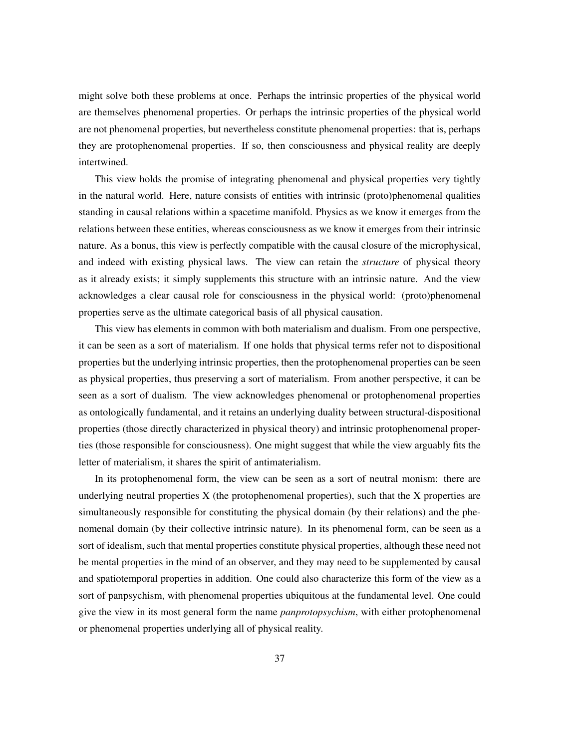might solve both these problems at once. Perhaps the intrinsic properties of the physical world are themselves phenomenal properties. Or perhaps the intrinsic properties of the physical world are not phenomenal properties, but nevertheless constitute phenomenal properties: that is, perhaps they are protophenomenal properties. If so, then consciousness and physical reality are deeply intertwined.

This view holds the promise of integrating phenomenal and physical properties very tightly in the natural world. Here, nature consists of entities with intrinsic (proto)phenomenal qualities standing in causal relations within a spacetime manifold. Physics as we know it emerges from the relations between these entities, whereas consciousness as we know it emerges from their intrinsic nature. As a bonus, this view is perfectly compatible with the causal closure of the microphysical, and indeed with existing physical laws. The view can retain the *structure* of physical theory as it already exists; it simply supplements this structure with an intrinsic nature. And the view acknowledges a clear causal role for consciousness in the physical world: (proto)phenomenal properties serve as the ultimate categorical basis of all physical causation.

This view has elements in common with both materialism and dualism. From one perspective, it can be seen as a sort of materialism. If one holds that physical terms refer not to dispositional properties but the underlying intrinsic properties, then the protophenomenal properties can be seen as physical properties, thus preserving a sort of materialism. From another perspective, it can be seen as a sort of dualism. The view acknowledges phenomenal or protophenomenal properties as ontologically fundamental, and it retains an underlying duality between structural-dispositional properties (those directly characterized in physical theory) and intrinsic protophenomenal properties (those responsible for consciousness). One might suggest that while the view arguably fits the letter of materialism, it shares the spirit of antimaterialism.

In its protophenomenal form, the view can be seen as a sort of neutral monism: there are underlying neutral properties X (the protophenomenal properties), such that the X properties are simultaneously responsible for constituting the physical domain (by their relations) and the phenomenal domain (by their collective intrinsic nature). In its phenomenal form, can be seen as a sort of idealism, such that mental properties constitute physical properties, although these need not be mental properties in the mind of an observer, and they may need to be supplemented by causal and spatiotemporal properties in addition. One could also characterize this form of the view as a sort of panpsychism, with phenomenal properties ubiquitous at the fundamental level. One could give the view in its most general form the name *panprotopsychism*, with either protophenomenal or phenomenal properties underlying all of physical reality.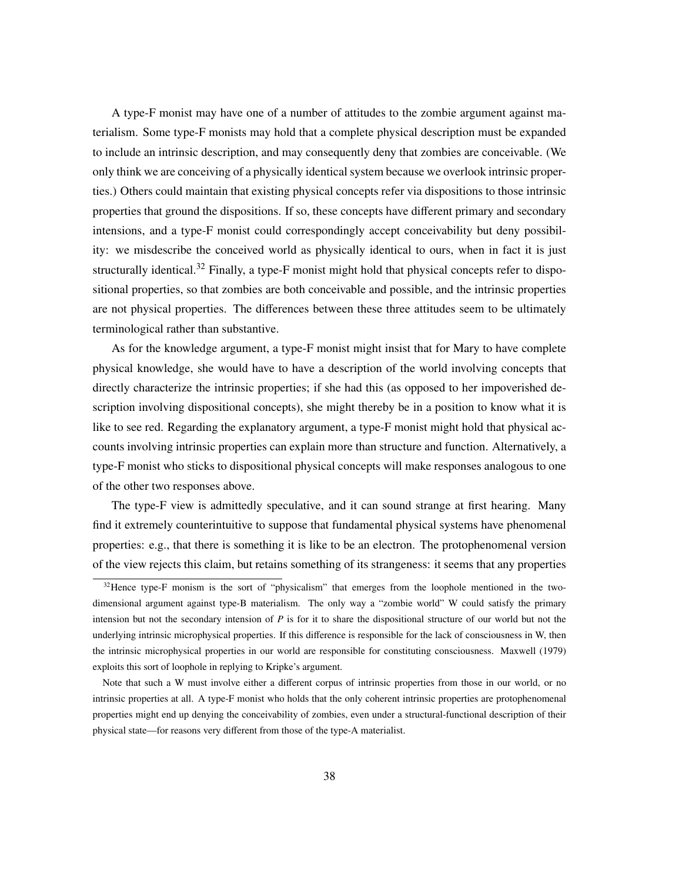A type-F monist may have one of a number of attitudes to the zombie argument against materialism. Some type-F monists may hold that a complete physical description must be expanded to include an intrinsic description, and may consequently deny that zombies are conceivable. (We only think we are conceiving of a physically identical system because we overlook intrinsic properties.) Others could maintain that existing physical concepts refer via dispositions to those intrinsic properties that ground the dispositions. If so, these concepts have different primary and secondary intensions, and a type-F monist could correspondingly accept conceivability but deny possibility: we misdescribe the conceived world as physically identical to ours, when in fact it is just structurally identical.[32] Finally, a type-F monist might hold that physical concepts refer to dispositional properties, so that zombies are both conceivable and possible, and the intrinsic properties are not physical properties. The differences between these three attitudes seem to be ultimately terminological rather than substantive.

As for the knowledge argument, a type-F monist might insist that for Mary to have complete physical knowledge, she would have to have a description of the world involving concepts that directly characterize the intrinsic properties; if she had this (as opposed to her impoverished description involving dispositional concepts), she might thereby be in a position to know what it is like to see red. Regarding the explanatory argument, a type-F monist might hold that physical accounts involving intrinsic properties can explain more than structure and function. Alternatively, a type-F monist who sticks to dispositional physical concepts will make responses analogous to one of the other two responses above.

The type-F view is admittedly speculative, and it can sound strange at first hearing. Many find it extremely counterintuitive to suppose that fundamental physical systems have phenomenal properties: e.g., that there is something it is like to be an electron. The protophenomenal version of the view rejects this claim, but retains something of its strangeness: it seems that any properties

---

[32] Hence type-F monism is the sort of "physicalism" that emerges from the loophole mentioned in the two-dimensional argument against type-B materialism. The only way a "zombie world" W could satisfy the primary intension but not the secondary intension of $P$ is for it to share the dispositional structure of our world but not the underlying intrinsic microphysical properties. If this difference is responsible for the lack of consciousness in W, then the intrinsic microphysical properties in our world are responsible for constituting consciousness. Maxwell (1979) exploits this sort of loophole in replying to Kripke's argument.

Note that such a W must involve either a different corpus of intrinsic properties from those in our world, or no intrinsic properties at all. A type-F monist who holds that the only coherent intrinsic properties are protophenomenal properties might end up denying the conceivability of zombies, even under a structural-functional description of their physical state—for reasons very different from those of the type-A materialist.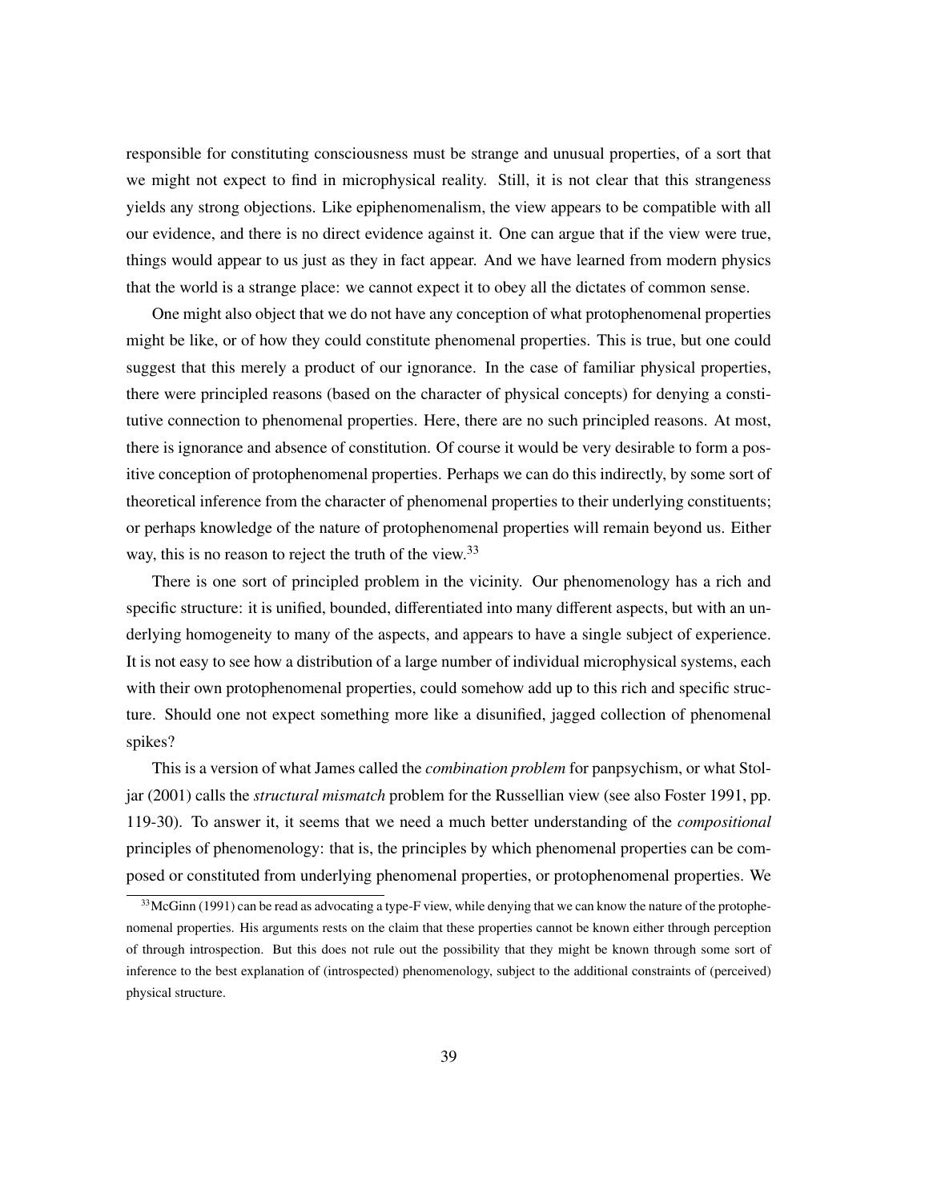responsible for constituting consciousness must be strange and unusual properties, of a sort that we might not expect to find in microphysical reality. Still, it is not clear that this strangeness yields any strong objections. Like epiphenomenalism, the view appears to be compatible with all our evidence, and there is no direct evidence against it. One can argue that if the view were true, things would appear to us just as they in fact appear. And we have learned from modern physics that the world is a strange place: we cannot expect it to obey all the dictates of common sense.

One might also object that we do not have any conception of what protophenomenal properties might be like, or of how they could constitute phenomenal properties. This is true, but one could suggest that this merely a product of our ignorance. In the case of familiar physical properties, there were principled reasons (based on the character of physical concepts) for denying a constitutive connection to phenomenal properties. Here, there are no such principled reasons. At most, there is ignorance and absence of constitution. Of course it would be very desirable to form a positive conception of protophenomenal properties. Perhaps we can do this indirectly, by some sort of theoretical inference from the character of phenomenal properties to their underlying constituents; or perhaps knowledge of the nature of protophenomenal properties will remain beyond us. Either way, this is no reason to reject the truth of the view.[33]

There is one sort of principled problem in the vicinity. Our phenomenology has a rich and specific structure: it is unified, bounded, differentiated into many different aspects, but with an underlying homogeneity to many of the aspects, and appears to have a single subject of experience. It is not easy to see how a distribution of a large number of individual microphysical systems, each with their own protophenomenal properties, could somehow add up to this rich and specific structure. Should one not expect something more like a disunified, jagged collection of phenomenal spikes?

This is a version of what James called the *combination problem* for panpsychism, or what Stoljar (2001) calls the *structural mismatch* problem for the Russellian view (see also Foster 1991, pp. 119-30). To answer it, it seems that we need a much better understanding of the *compositional* principles of phenomenology: that is, the principles by which phenomenal properties can be composed or constituted from underlying phenomenal properties, or protophenomenal properties. We

[33] McGinn (1991) can be read as advocating a type-F view, while denying that we can know the nature of the protophenomenal properties. His arguments rests on the claim that these properties cannot be known either through perception of through introspection. But this does not rule out the possibility that they might be known through some sort of inference to the best explanation of (introspected) phenomenology, subject to the additional constraints of (perceived) physical structure.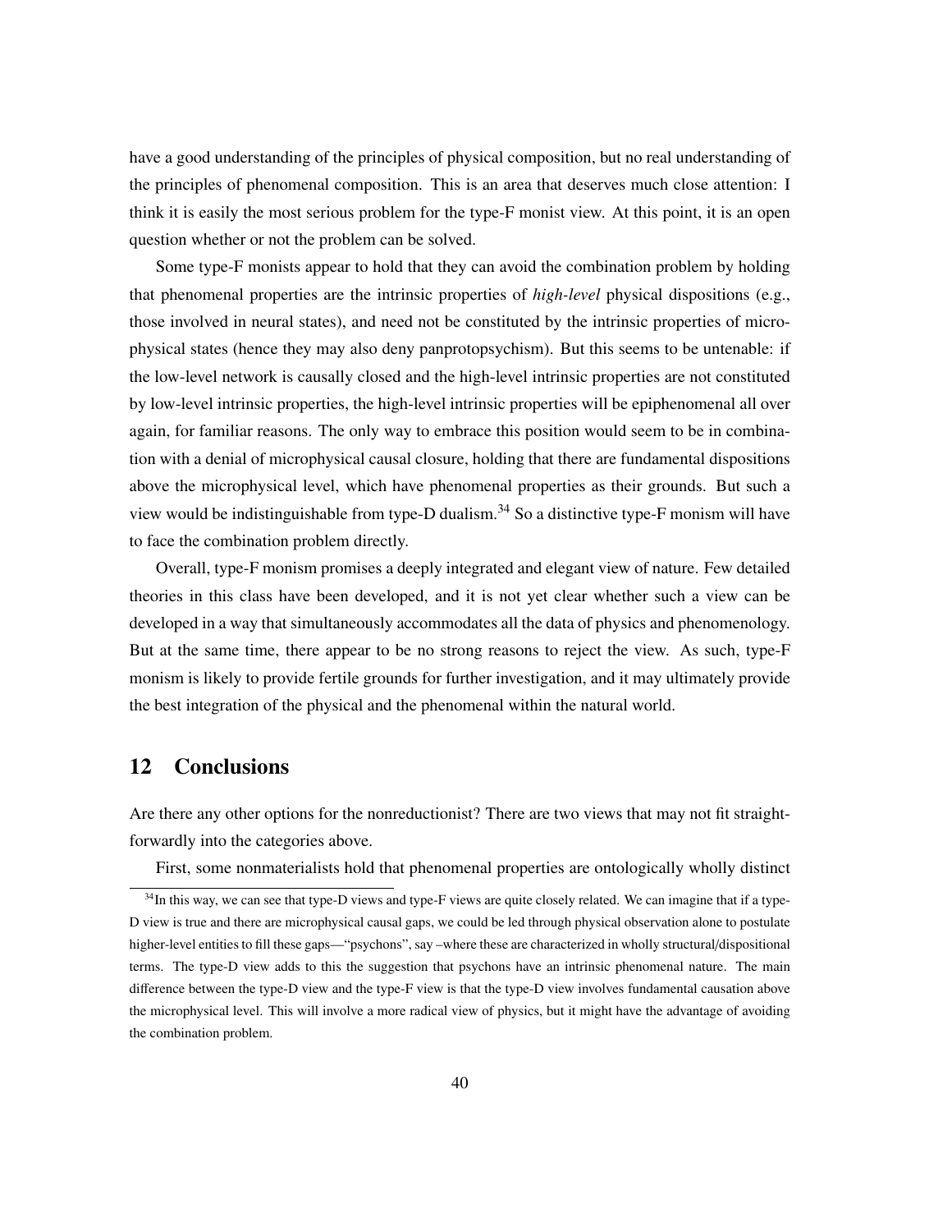have a good understanding of the principles of physical composition, but no real understanding of the principles of phenomenal composition. This is an area that deserves much close attention: I think it is easily the most serious problem for the type-F monist view. At this point, it is an open question whether or not the problem can be solved.

Some type-F monists appear to hold that they can avoid the combination problem by holding that phenomenal properties are the intrinsic properties of *high-level* physical dispositions (e.g., those involved in neural states), and need not be constituted by the intrinsic properties of microphysical states (hence they may also deny panprotopsychism). But this seems to be untenable: if the low-level network is causally closed and the high-level intrinsic properties are not constituted by low-level intrinsic properties, the high-level intrinsic properties will be epiphenomenal all over again, for familiar reasons. The only way to embrace this position would seem to be in combination with a denial of microphysical causal closure, holding that there are fundamental dispositions above the microphysical level, which have phenomenal properties as their grounds. But such a view would be indistinguishable from type-D dualism.[34] So a distinctive type-F monism will have to face the combination problem directly.

Overall, type-F monism promises a deeply integrated and elegant view of nature. Few detailed theories in this class have been developed, and it is not yet clear whether such a view can be developed in a way that simultaneously accommodates all the data of physics and phenomenology. But at the same time, there appear to be no strong reasons to reject the view. As such, type-F monism is likely to provide fertile grounds for further investigation, and it may ultimately provide the best integration of the physical and the phenomenal within the natural world.

## 12 Conclusions

Are there any other options for the nonreductionist? There are two views that may not fit straightforwardly into the categories above.

First, some nonmaterialists hold that phenomenal properties are ontologically wholly distinct

[34] In this way, we can see that type-D views and type-F views are quite closely related. We can imagine that if a type-D view is true and there are microphysical causal gaps, we could be led through physical observation alone to postulate higher-level entities to fill these gaps—"psychons", say –where these are characterized in wholly structural/dispositional terms. The type-D view adds to this the suggestion that psychons have an intrinsic phenomenal nature. The main difference between the type-D view and the type-F view is that the type-D view involves fundamental causation above the microphysical level. This will involve a more radical view of physics, but it might have the advantage of avoiding the combination problem.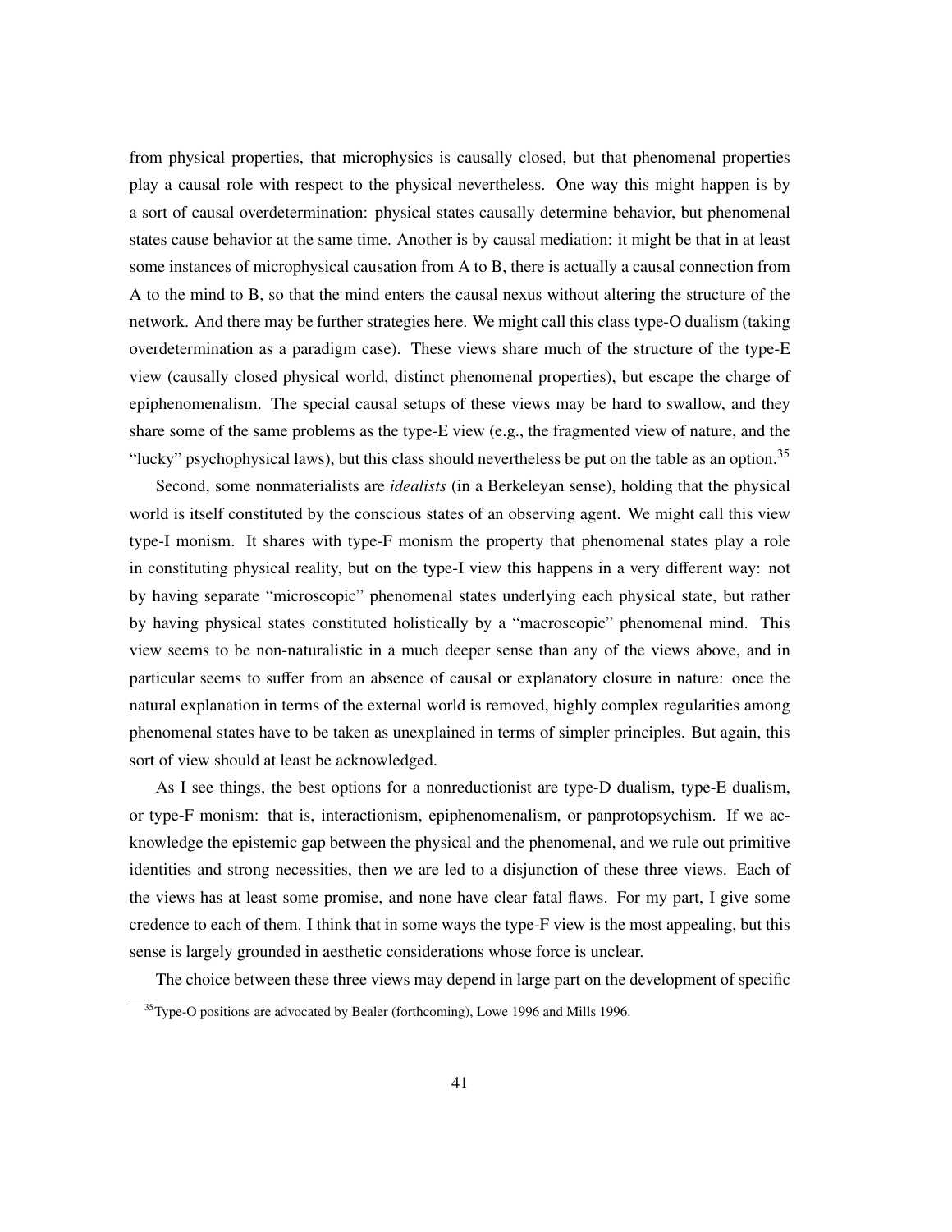from physical properties, that microphysics is causally closed, but that phenomenal properties play a causal role with respect to the physical nevertheless. One way this might happen is by a sort of causal overdetermination: physical states causally determine behavior, but phenomenal states cause behavior at the same time. Another is by causal mediation: it might be that in at least some instances of microphysical causation from A to B, there is actually a causal connection from A to the mind to B, so that the mind enters the causal nexus without altering the structure of the network. And there may be further strategies here. We might call this class type-O dualism (taking overdetermination as a paradigm case). These views share much of the structure of the type-E view (causally closed physical world, distinct phenomenal properties), but escape the charge of epiphenomenalism. The special causal setups of these views may be hard to swallow, and they share some of the same problems as the type-E view (e.g., the fragmented view of nature, and the "lucky" psychophysical laws), but this class should nevertheless be put on the table as an option.[35]

Second, some nonmaterialists are *idealists* (in a Berkeleyan sense), holding that the physical world is itself constituted by the conscious states of an observing agent. We might call this view type-I monism. It shares with type-F monism the property that phenomenal states play a role in constituting physical reality, but on the type-I view this happens in a very different way: not by having separate "microscopic" phenomenal states underlying each physical state, but rather by having physical states constituted holistically by a "macroscopic" phenomenal mind. This view seems to be non-naturalistic in a much deeper sense than any of the views above, and in particular seems to suffer from an absence of causal or explanatory closure in nature: once the natural explanation in terms of the external world is removed, highly complex regularities among phenomenal states have to be taken as unexplained in terms of simpler principles. But again, this sort of view should at least be acknowledged.

As I see things, the best options for a nonreductionist are type-D dualism, type-E dualism, or type-F monism: that is, interactionism, epiphenomenalism, or panprotopsychism. If we acknowledge the epistemic gap between the physical and the phenomenal, and we rule out primitive identities and strong necessities, then we are led to a disjunction of these three views. Each of the views has at least some promise, and none have clear fatal flaws. For my part, I give some credence to each of them. I think that in some ways the type-F view is the most appealing, but this sense is largely grounded in aesthetic considerations whose force is unclear.

The choice between these three views may depend in large part on the development of specific

[35] Type-O positions are advocated by Bealer (forthcoming), Lowe 1996 and Mills 1996.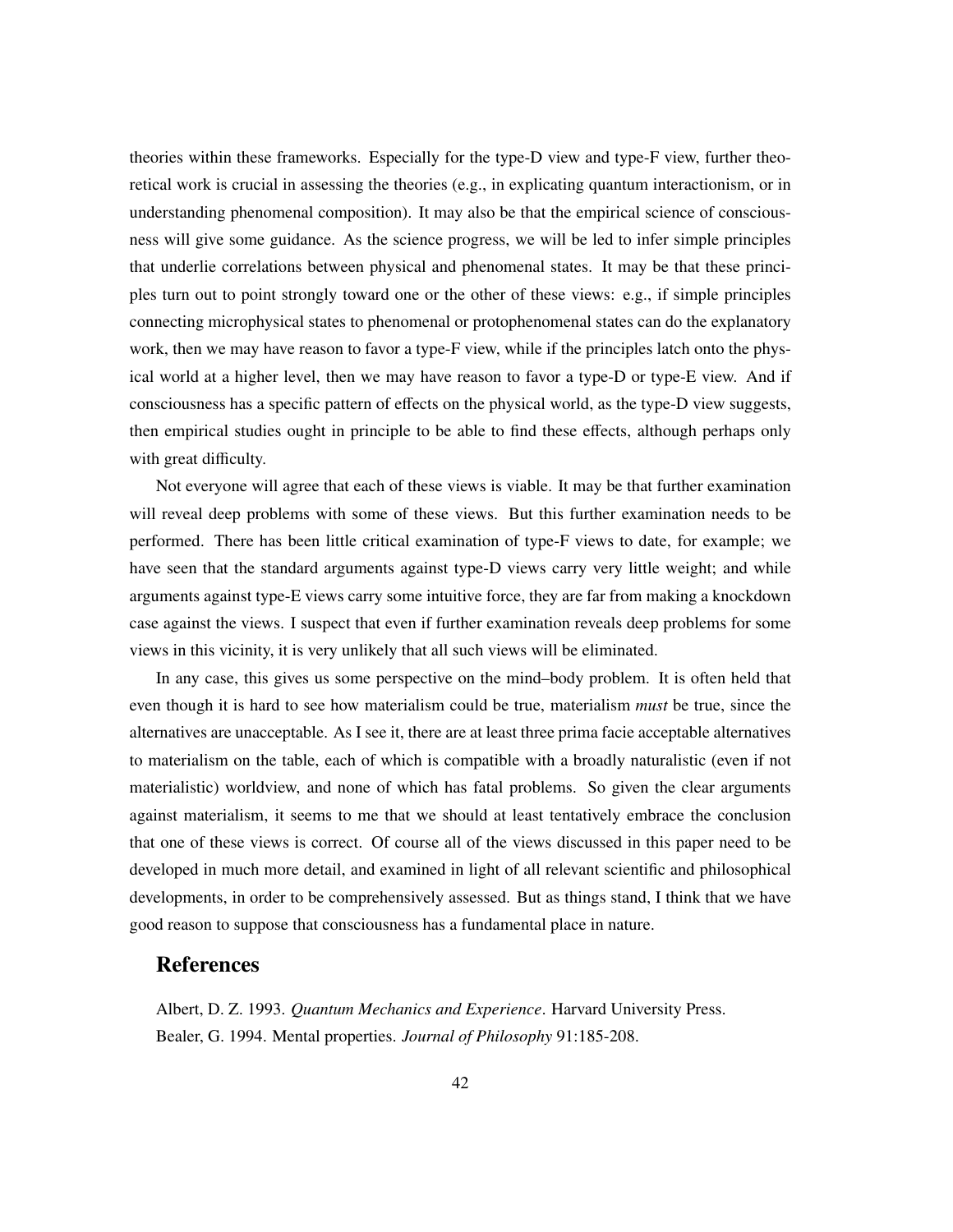theories within these frameworks. Especially for the type-D view and type-F view, further theoretical work is crucial in assessing the theories (e.g., in explicating quantum interactionism, or in understanding phenomenal composition). It may also be that the empirical science of consciousness will give some guidance. As the science progress, we will be led to infer simple principles that underlie correlations between physical and phenomenal states. It may be that these principles turn out to point strongly toward one or the other of these views: e.g., if simple principles connecting microphysical states to phenomenal or protophenomenal states can do the explanatory work, then we may have reason to favor a type-F view, while if the principles latch onto the physical world at a higher level, then we may have reason to favor a type-D or type-E view. And if consciousness has a specific pattern of effects on the physical world, as the type-D view suggests, then empirical studies ought in principle to be able to find these effects, although perhaps only with great difficulty.

Not everyone will agree that each of these views is viable. It may be that further examination will reveal deep problems with some of these views. But this further examination needs to be performed. There has been little critical examination of type-F views to date, for example; we have seen that the standard arguments against type-D views carry very little weight; and while arguments against type-E views carry some intuitive force, they are far from making a knockdown case against the views. I suspect that even if further examination reveals deep problems for some views in this vicinity, it is very unlikely that all such views will be eliminated.

In any case, this gives us some perspective on the mind–body problem. It is often held that even though it is hard to see how materialism could be true, materialism *must* be true, since the alternatives are unacceptable. As I see it, there are at least three prima facie acceptable alternatives to materialism on the table, each of which is compatible with a broadly naturalistic (even if not materialistic) worldview, and none of which has fatal problems. So given the clear arguments against materialism, it seems to me that we should at least tentatively embrace the conclusion that one of these views is correct. Of course all of the views discussed in this paper need to be developed in much more detail, and examined in light of all relevant scientific and philosophical developments, in order to be comprehensively assessed. But as things stand, I think that we have good reason to suppose that consciousness has a fundamental place in nature.

## References

Albert, D. Z. 1993. *Quantum Mechanics and Experience*. Harvard University Press.

Bealer, G. 1994. Mental properties. *Journal of Philosophy* 91:185-208.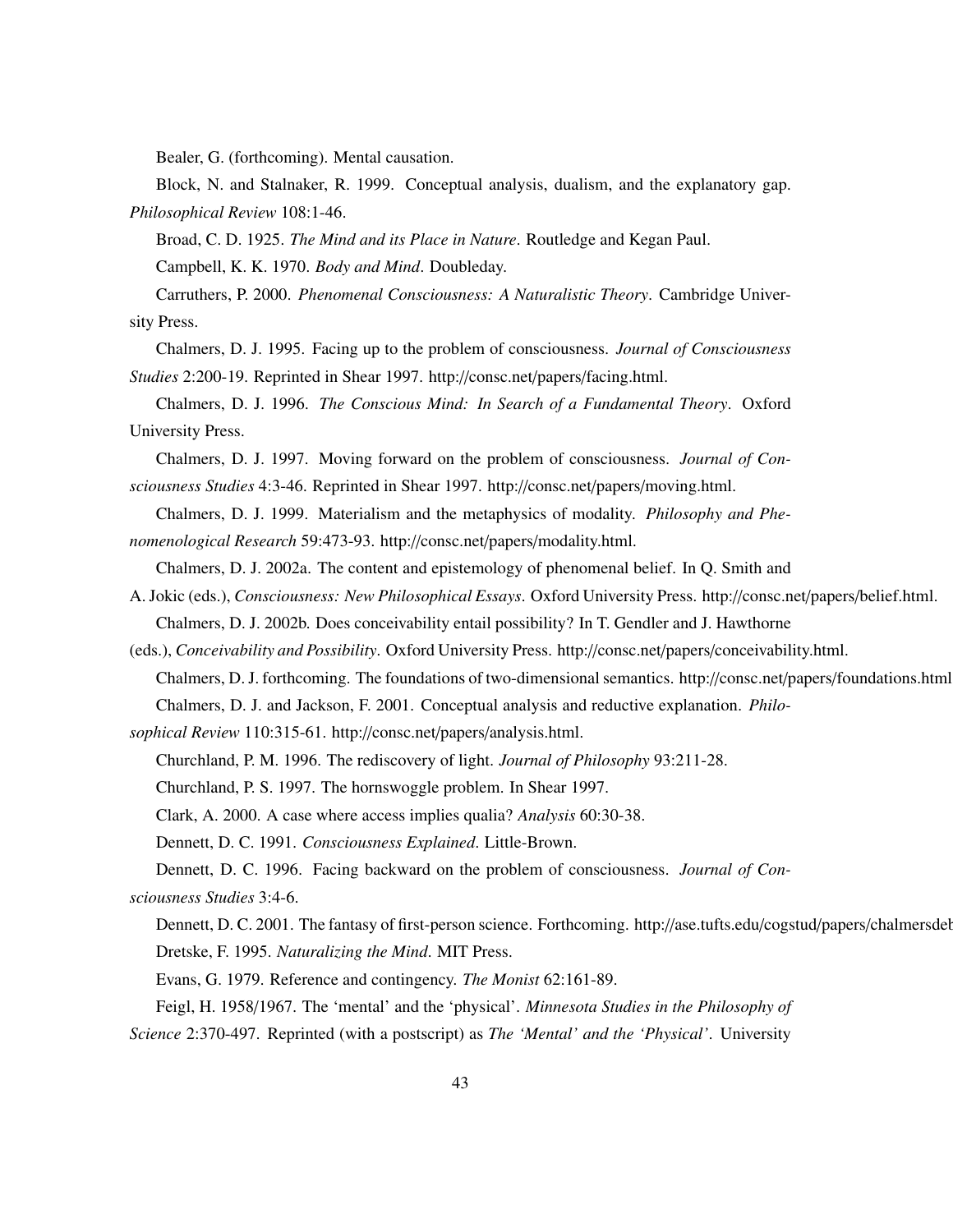Bealer, G. (forthcoming). Mental causation.

Block, N. and Stalnaker, R. 1999. Conceptual analysis, dualism, and the explanatory gap. *Philosophical Review* 108:1-46.

Broad, C. D. 1925. *The Mind and its Place in Nature*. Routledge and Kegan Paul.

Campbell, K. K. 1970. *Body and Mind*. Doubleday.

Carruthers, P. 2000. *Phenomenal Consciousness: A Naturalistic Theory*. Cambridge University Press.

Chalmers, D. J. 1995. Facing up to the problem of consciousness. *Journal of Consciousness Studies* 2:200-19. Reprinted in Shear 1997. http://consc.net/papers/facing.html.

Chalmers, D. J. 1996. *The Conscious Mind: In Search of a Fundamental Theory*. Oxford University Press.

Chalmers, D. J. 1997. Moving forward on the problem of consciousness. *Journal of Consciousness Studies* 4:3-46. Reprinted in Shear 1997. http://consc.net/papers/moving.html.

Chalmers, D. J. 1999. Materialism and the metaphysics of modality. *Philosophy and Phenomenological Research* 59:473-93. http://consc.net/papers/modality.html.

Chalmers, D. J. 2002a. The content and epistemology of phenomenal belief. In Q. Smith and A. Jokic (eds.), *Consciousness: New Philosophical Essays*. Oxford University Press. http://consc.net/papers/belief.html.

Chalmers, D. J. 2002b. Does conceivability entail possibility? In T. Gendler and J. Hawthorne (eds.), *Conceivability and Possibility*. Oxford University Press. http://consc.net/papers/conceivability.html.

Chalmers, D. J. forthcoming. The foundations of two-dimensional semantics. http://consc.net/papers/foundations.html

Chalmers, D. J. and Jackson, F. 2001. Conceptual analysis and reductive explanation. *Philosophical Review* 110:315-61. http://consc.net/papers/analysis.html.

Churchland, P. M. 1996. The rediscovery of light. *Journal of Philosophy* 93:211-28.

Churchland, P. S. 1997. The hornswoggle problem. In Shear 1997.

Clark, A. 2000. A case where access implies qualia? *Analysis* 60:30-38.

Dennett, D. C. 1991. *Consciousness Explained*. Little-Brown.

Dennett, D. C. 1996. Facing backward on the problem of consciousness. *Journal of Consciousness Studies* 3:4-6.

Dennett, D. C. 2001. The fantasy of first-person science. Forthcoming. http://ase.tufts.edu/cogstud/papers/chalmersdeb

Dretske, F. 1995. *Naturalizing the Mind*. MIT Press.

Evans, G. 1979. Reference and contingency. *The Monist* 62:161-89.

Feigl, H. 1958/1967. The 'mental' and the 'physical'. *Minnesota Studies in the Philosophy of Science* 2:370-497. Reprinted (with a postscript) as *The 'Mental' and the 'Physical'*. University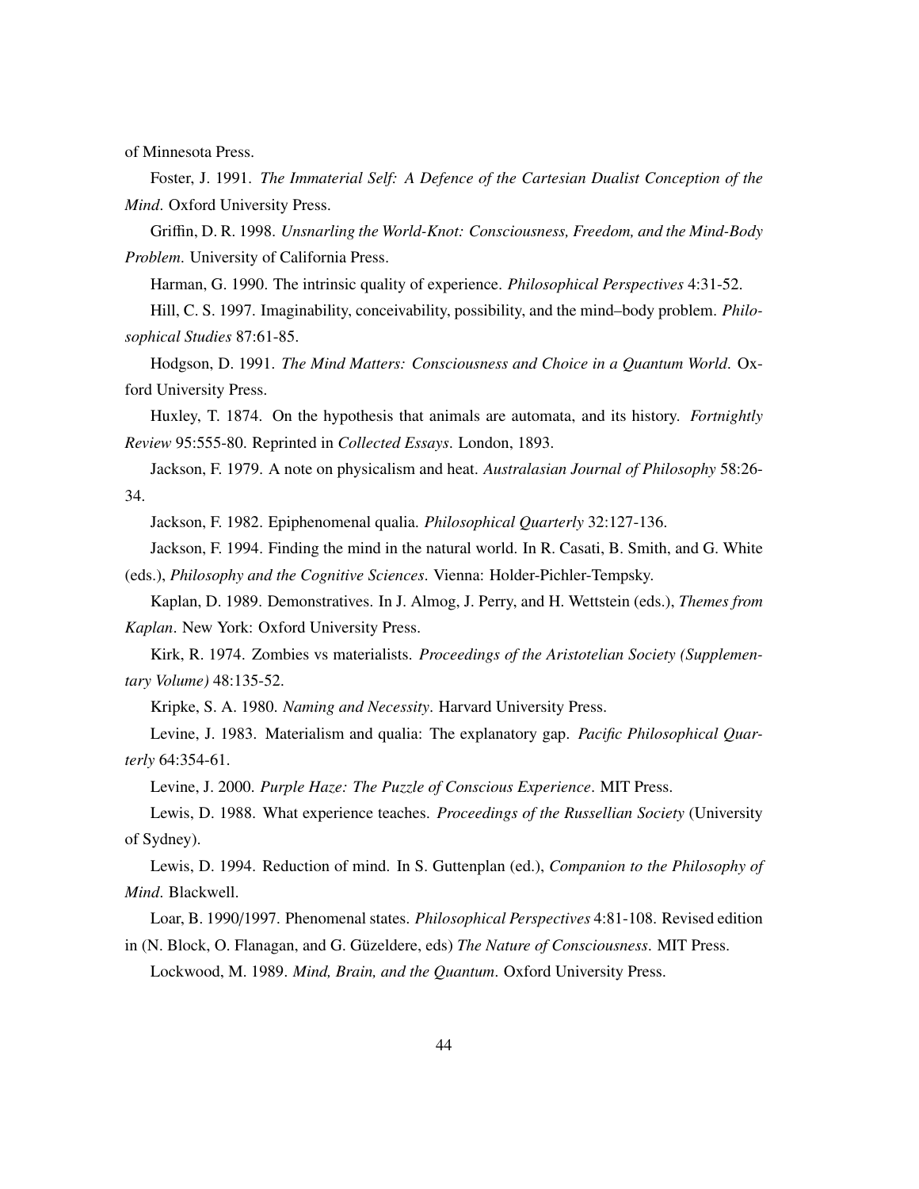of Minnesota Press.

Foster, J. 1991. *The Immaterial Self: A Defence of the Cartesian Dualist Conception of the Mind*. Oxford University Press.

Griffin, D. R. 1998. *Unsnarling the World-Knot: Consciousness, Freedom, and the Mind-Body Problem*. University of California Press.

Harman, G. 1990. The intrinsic quality of experience. *Philosophical Perspectives* 4:31-52.

Hill, C. S. 1997. Imaginability, conceivability, possibility, and the mind–body problem. *Philosophical Studies* 87:61-85.

Hodgson, D. 1991. *The Mind Matters: Consciousness and Choice in a Quantum World*. Oxford University Press.

Huxley, T. 1874. On the hypothesis that animals are automata, and its history. *Fortnightly Review* 95:555-80. Reprinted in *Collected Essays*. London, 1893.

Jackson, F. 1979. A note on physicalism and heat. *Australasian Journal of Philosophy* 58:26-34.

Jackson, F. 1982. Epiphenomenal qualia. *Philosophical Quarterly* 32:127-136.

Jackson, F. 1994. Finding the mind in the natural world. In R. Casati, B. Smith, and G. White (eds.), *Philosophy and the Cognitive Sciences*. Vienna: Holder-Pichler-Tempsky.

Kaplan, D. 1989. Demonstratives. In J. Almog, J. Perry, and H. Wettstein (eds.), *Themes from Kaplan*. New York: Oxford University Press.

Kirk, R. 1974. Zombies vs materialists. *Proceedings of the Aristotelian Society (Supplementary Volume)* 48:135-52.

Kripke, S. A. 1980. *Naming and Necessity*. Harvard University Press.

Levine, J. 1983. Materialism and qualia: The explanatory gap. *Pacific Philosophical Quarterly* 64:354-61.

Levine, J. 2000. *Purple Haze: The Puzzle of Conscious Experience*. MIT Press.

Lewis, D. 1988. What experience teaches. *Proceedings of the Russellian Society* (University of Sydney).

Lewis, D. 1994. Reduction of mind. In S. Guttenplan (ed.), *Companion to the Philosophy of Mind*. Blackwell.

Loar, B. 1990/1997. Phenomenal states. *Philosophical Perspectives* 4:81-108. Revised edition in (N. Block, O. Flanagan, and G. Güzeldere, eds) *The Nature of Consciousness*. MIT Press.

Lockwood, M. 1989. *Mind, Brain, and the Quantum*. Oxford University Press.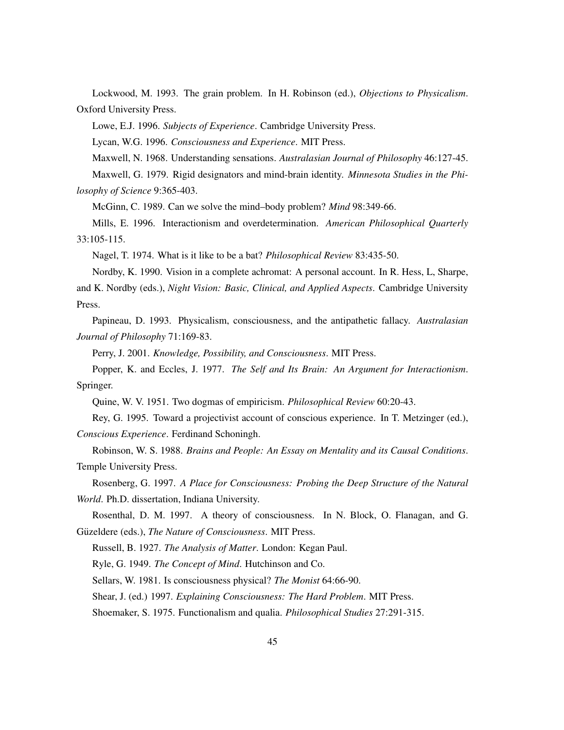Lockwood, M. 1993. The grain problem. In H. Robinson (ed.), *Objections to Physicalism*. Oxford University Press.

Lowe, E.J. 1996. *Subjects of Experience*. Cambridge University Press.

Lycan, W.G. 1996. *Consciousness and Experience*. MIT Press.

Maxwell, N. 1968. Understanding sensations. *Australasian Journal of Philosophy* 46:127-45.

Maxwell, G. 1979. Rigid designators and mind-brain identity. *Minnesota Studies in the Philosophy of Science* 9:365-403.

McGinn, C. 1989. Can we solve the mind–body problem? *Mind* 98:349-66.

Mills, E. 1996. Interactionism and overdetermination. *American Philosophical Quarterly* 33:105-115.

Nagel, T. 1974. What is it like to be a bat? *Philosophical Review* 83:435-50.

Nordby, K. 1990. Vision in a complete achromat: A personal account. In R. Hess, L, Sharpe, and K. Nordby (eds.), *Night Vision: Basic, Clinical, and Applied Aspects*. Cambridge University Press.

Papineau, D. 1993. Physicalism, consciousness, and the antipathetic fallacy. *Australasian Journal of Philosophy* 71:169-83.

Perry, J. 2001. *Knowledge, Possibility, and Consciousness*. MIT Press.

Popper, K. and Eccles, J. 1977. *The Self and Its Brain: An Argument for Interactionism*. Springer.

Quine, W. V. 1951. Two dogmas of empiricism. *Philosophical Review* 60:20-43.

Rey, G. 1995. Toward a projectivist account of conscious experience. In T. Metzinger (ed.), *Conscious Experience*. Ferdinand Schoningh.

Robinson, W. S. 1988. *Brains and People: An Essay on Mentality and its Causal Conditions*. Temple University Press.

Rosenberg, G. 1997. *A Place for Consciousness: Probing the Deep Structure of the Natural World*. Ph.D. dissertation, Indiana University.

Rosenthal, D. M. 1997. A theory of consciousness. In N. Block, O. Flanagan, and G. Güzeldere (eds.), *The Nature of Consciousness*. MIT Press.

Russell, B. 1927. *The Analysis of Matter*. London: Kegan Paul.

Ryle, G. 1949. *The Concept of Mind*. Hutchinson and Co.

Sellars, W. 1981. Is consciousness physical? *The Monist* 64:66-90.

Shear, J. (ed.) 1997. *Explaining Consciousness: The Hard Problem*. MIT Press.

Shoemaker, S. 1975. Functionalism and qualia. *Philosophical Studies* 27:291-315.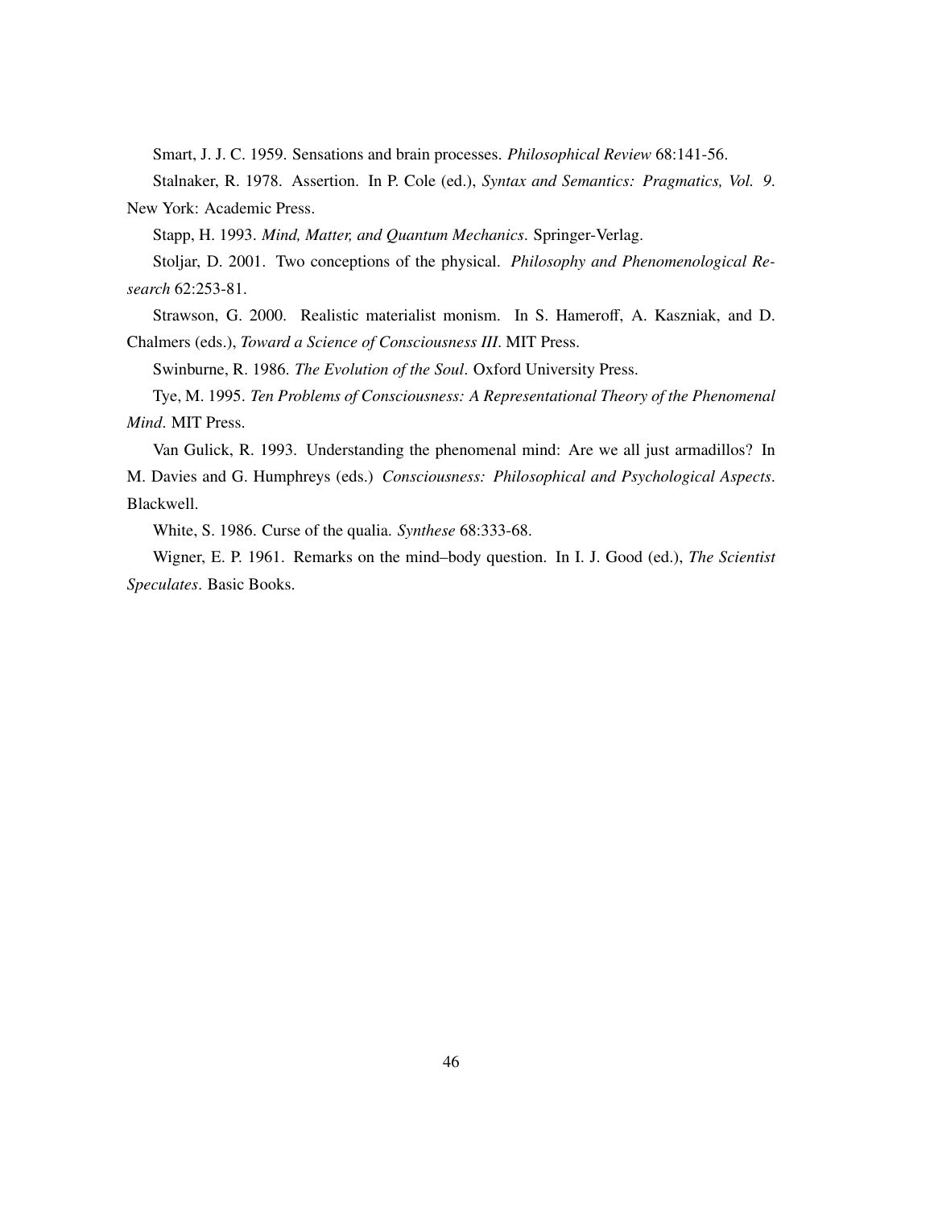Smart, J. J. C. 1959. Sensations and brain processes. *Philosophical Review* 68:141-56.

Stalnaker, R. 1978. Assertion. In P. Cole (ed.), *Syntax and Semantics: Pragmatics, Vol. 9*. New York: Academic Press.

Stapp, H. 1993. *Mind, Matter, and Quantum Mechanics*. Springer-Verlag.

Stoljar, D. 2001. Two conceptions of the physical. *Philosophy and Phenomenological Research* 62:253-81.

Strawson, G. 2000. Realistic materialist monism. In S. Hameroff, A. Kaszniak, and D. Chalmers (eds.), *Toward a Science of Consciousness III*. MIT Press.

Swinburne, R. 1986. *The Evolution of the Soul*. Oxford University Press.

Tye, M. 1995. *Ten Problems of Consciousness: A Representational Theory of the Phenomenal Mind*. MIT Press.

Van Gulick, R. 1993. Understanding the phenomenal mind: Are we all just armadillos? In M. Davies and G. Humphreys (eds.) *Consciousness: Philosophical and Psychological Aspects*. Blackwell.

White, S. 1986. Curse of the qualia. *Synthese* 68:333-68.

Wigner, E. P. 1961. Remarks on the mind–body question. In I. J. Good (ed.), *The Scientist Speculates*. Basic Books.